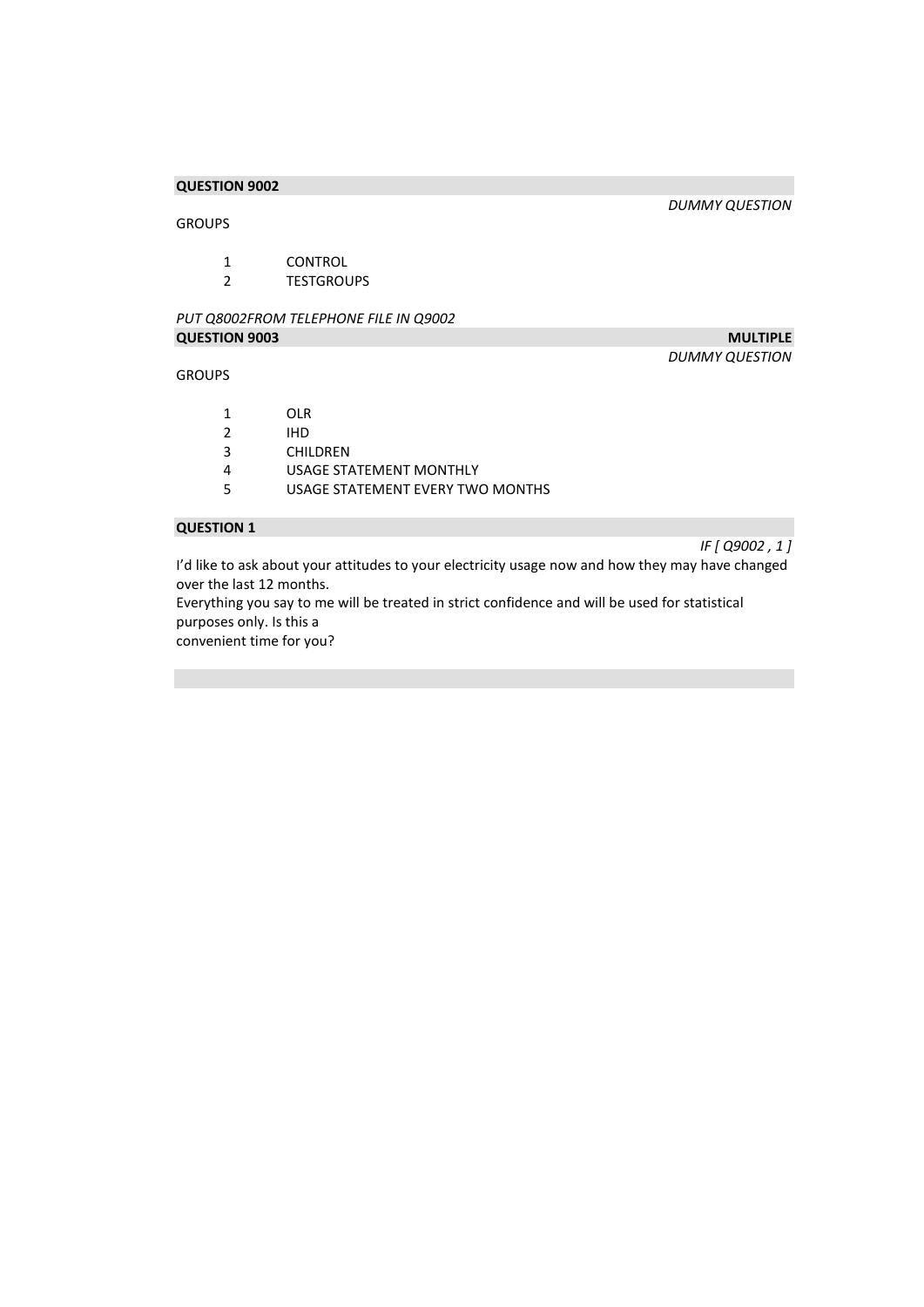**QUESTION 9002**

*DUMMY QUESTION*

GROUPS

1 CONTROL
2 TESTGROUPS

*PUT Q8002FROM TELEPHONE FILE IN Q9002*

**QUESTION 9003** **MULTIPLE**

*DUMMY QUESTION*

GROUPS

1 OLR
2 IHD
3 CHILDREN
4 USAGE STATEMENT MONTHLY
5 USAGE STATEMENT EVERY TWO MONTHS

**QUESTION 1**

*IF [ Q9002 , 1 ]*

I'd like to ask about your attitudes to your electricity usage now and how they may have changed over the last 12 months.
Everything you say to me will be treated in strict confidence and will be used for statistical purposes only. Is this a
convenient time for you?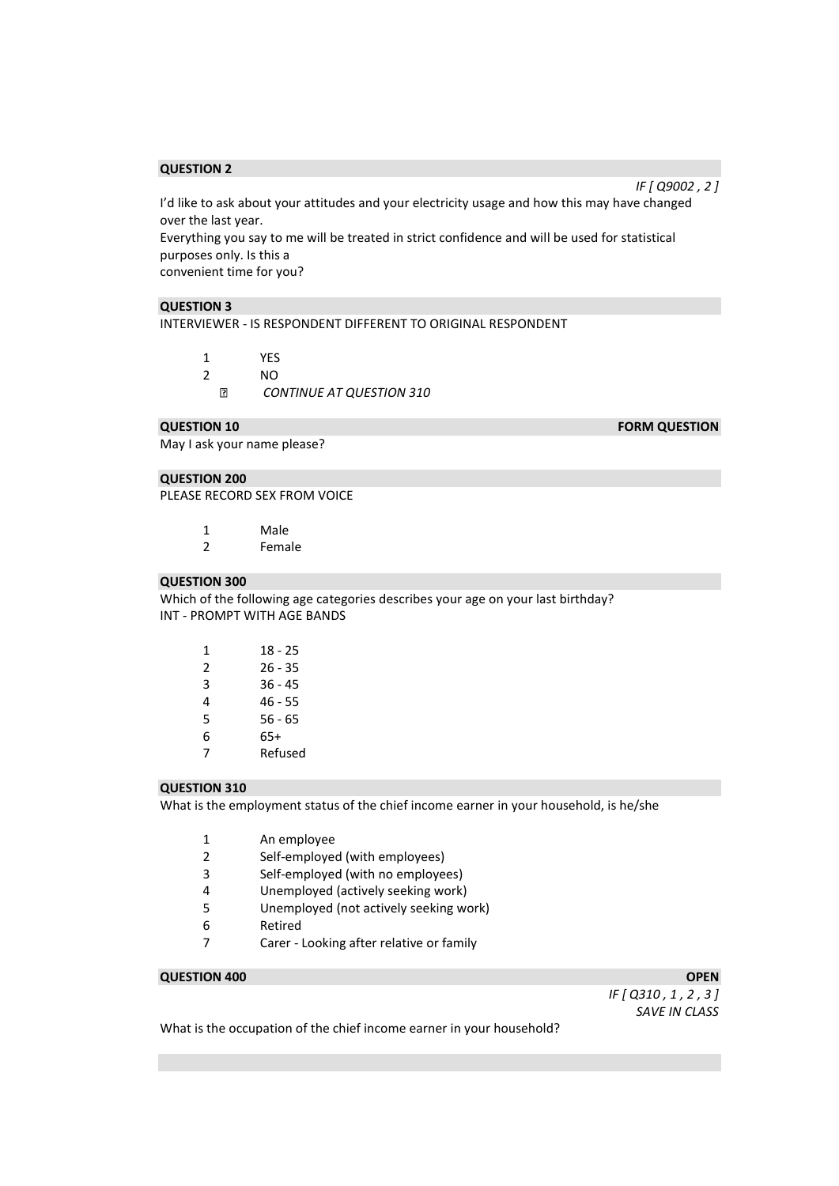**QUESTION 2**

*IF [ Q9002 , 2 ]*

I'd like to ask about your attitudes and your electricity usage and how this may have changed over the last year.
Everything you say to me will be treated in strict confidence and will be used for statistical purposes only. Is this a
convenient time for you?

**QUESTION 3**

INTERVIEWER - IS RESPONDENT DIFFERENT TO ORIGINAL RESPONDENT

1 YES
2 NO
*CONTINUE AT QUESTION 310*

**QUESTION 10** **FORM QUESTION**

May I ask your name please?

**QUESTION 200**

PLEASE RECORD SEX FROM VOICE

1 Male
2 Female

**QUESTION 300**

Which of the following age categories describes your age on your last birthday?
INT - PROMPT WITH AGE BANDS

1 18 - 25
2 26 - 35
3 36 - 45
4 46 - 55
5 56 - 65
6 65+
7 Refused

**QUESTION 310**

What is the employment status of the chief income earner in your household, is he/she

1 An employee
2 Self-employed (with employees)
3 Self-employed (with no employees)
4 Unemployed (actively seeking work)
5 Unemployed (not actively seeking work)
6 Retired
7 Carer - Looking after relative or family

**QUESTION 400** **OPEN**

*IF [ Q310 , 1 , 2 , 3 ]*
*SAVE IN CLASS*

What is the occupation of the chief income earner in your household?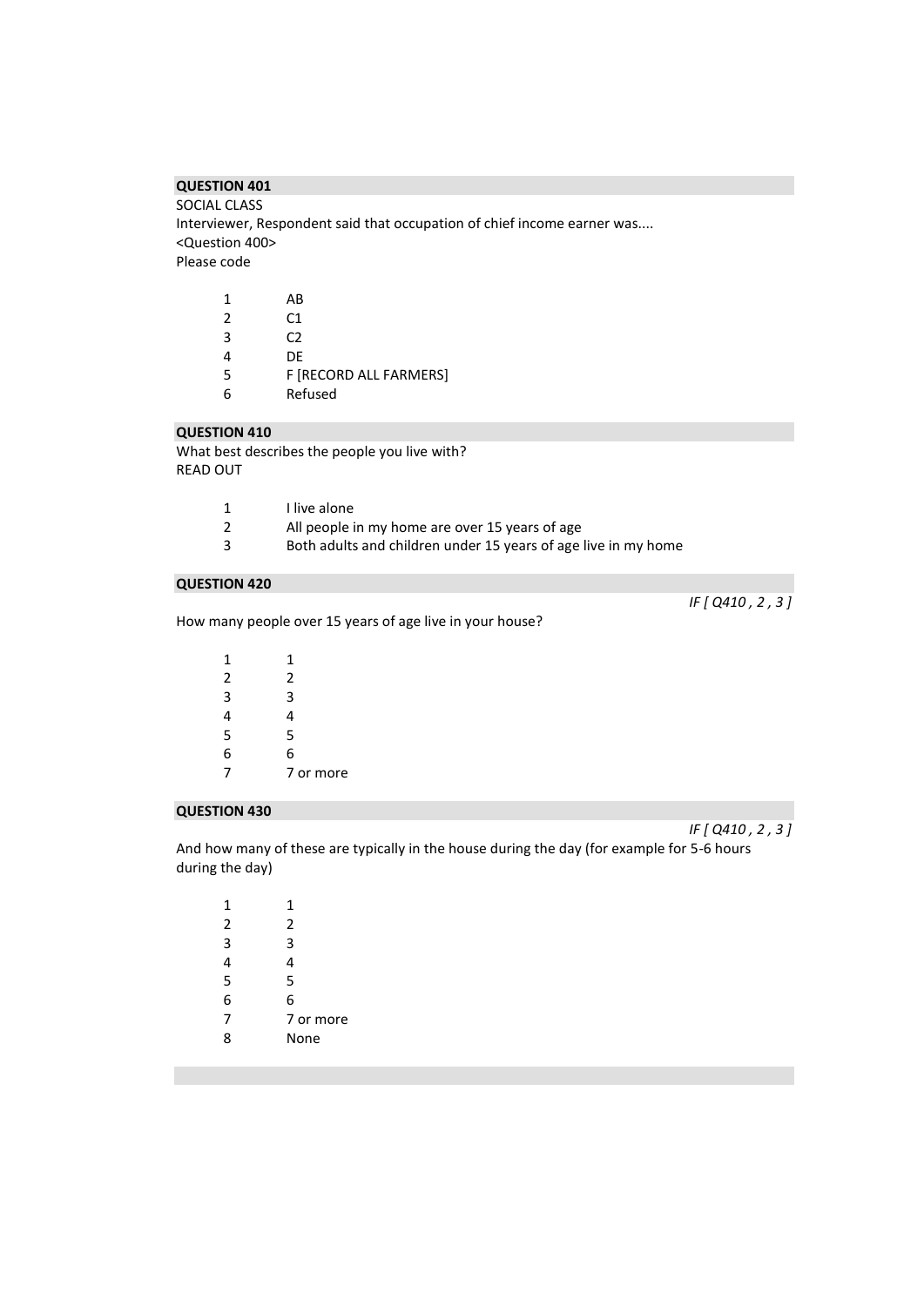### QUESTION 401

SOCIAL CLASS
Interviewer, Respondent said that occupation of chief income earner was....
<Question 400>
Please code

| | |
|---|---|
| 1 | AB |
| 2 | C1 |
| 3 | C2 |
| 4 | DE |
| 5 | F [RECORD ALL FARMERS] |
| 6 | Refused |

### QUESTION 410

What best describes the people you live with?
READ OUT

| | |
|---|---|
| 1 | I live alone |
| 2 | All people in my home are over 15 years of age |
| 3 | Both adults and children under 15 years of age live in my home |

### QUESTION 420

*IF [ Q410 , 2 , 3 ]*

How many people over 15 years of age live in your house?

| | |
|---|---|
| 1 | 1 |
| 2 | 2 |
| 3 | 3 |
| 4 | 4 |
| 5 | 5 |
| 6 | 6 |
| 7 | 7 or more |

### QUESTION 430

*IF [ Q410 , 2 , 3 ]*

And how many of these are typically in the house during the day (for example for 5-6 hours during the day)

| | |
|---|---|
| 1 | 1 |
| 2 | 2 |
| 3 | 3 |
| 4 | 4 |
| 5 | 5 |
| 6 | 6 |
| 7 | 7 or more |
| 8 | None |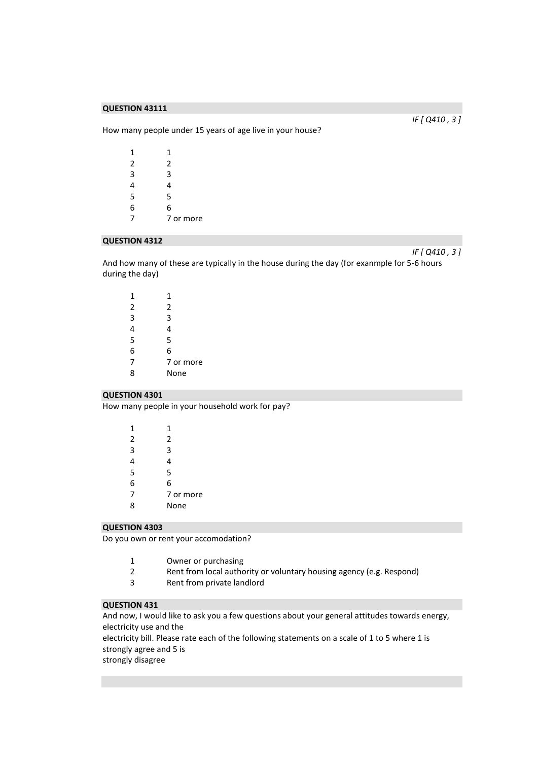**QUESTION 43111**

*IF [ Q410 , 3 ]*

How many people under 15 years of age live in your house?

| | |
|---|---|
| 1 | 1 |
| 2 | 2 |
| 3 | 3 |
| 4 | 4 |
| 5 | 5 |
| 6 | 6 |
| 7 | 7 or more |

**QUESTION 4312**

*IF [ Q410 , 3 ]*

And how many of these are typically in the house during the day (for exanmple for 5-6 hours during the day)

| | |
|---|---|
| 1 | 1 |
| 2 | 2 |
| 3 | 3 |
| 4 | 4 |
| 5 | 5 |
| 6 | 6 |
| 7 | 7 or more |
| 8 | None |

**QUESTION 4301**

How many people in your household work for pay?

| | |
|---|---|
| 1 | 1 |
| 2 | 2 |
| 3 | 3 |
| 4 | 4 |
| 5 | 5 |
| 6 | 6 |
| 7 | 7 or more |
| 8 | None |

**QUESTION 4303**

Do you own or rent your accomodation?

| | |
|---|---|
| 1 | Owner or purchasing |
| 2 | Rent from local authority or voluntary housing agency (e.g. Respond) |
| 3 | Rent from private landlord |

**QUESTION 431**

And now, I would like to ask you a few questions about your general attitudes towards energy, electricity use and the
electricity bill. Please rate each of the following statements on a scale of 1 to 5 where 1 is strongly agree and 5 is
strongly disagree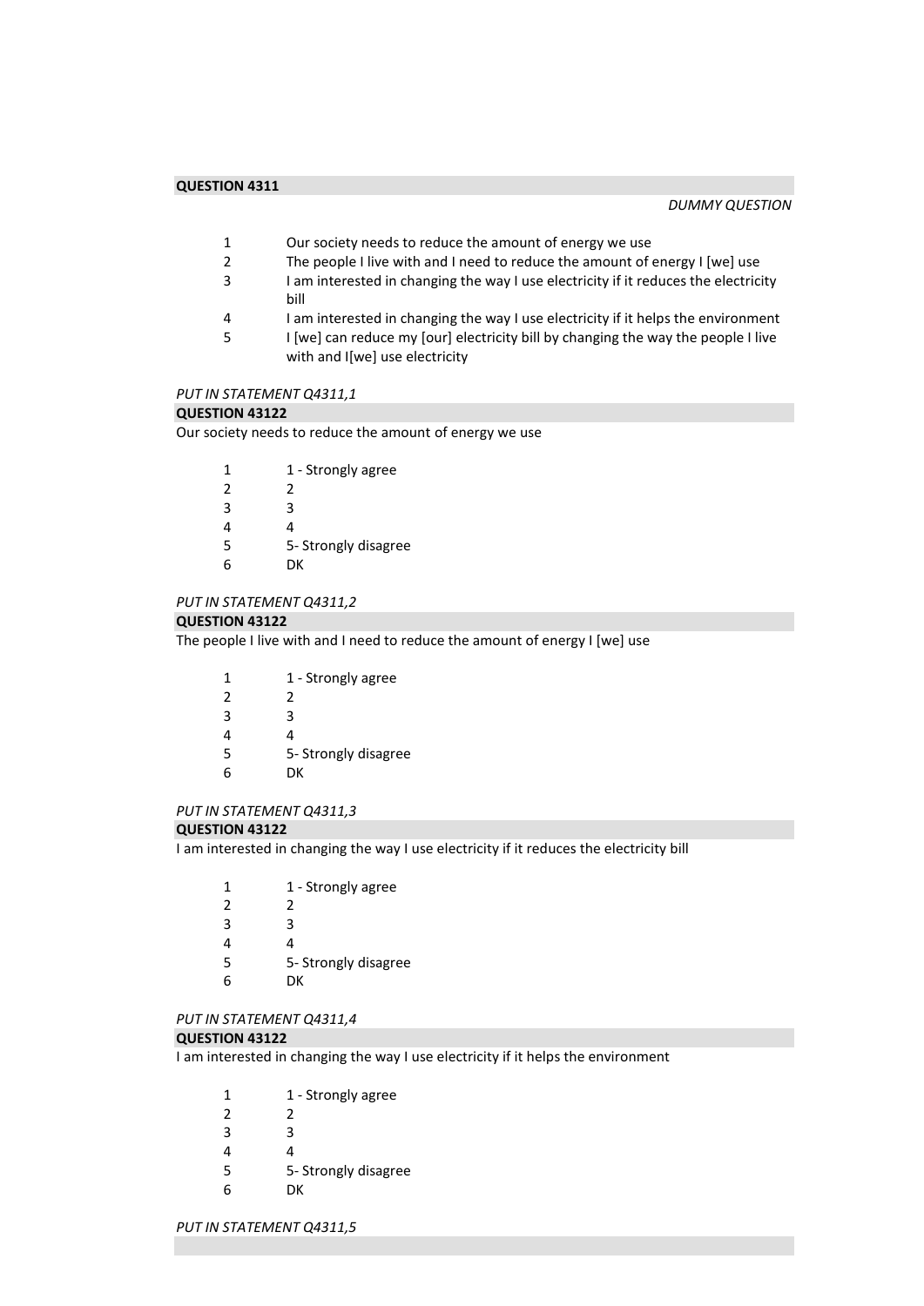**QUESTION 4311**

*DUMMY QUESTION*

1. Our society needs to reduce the amount of energy we use
2. The people I live with and I need to reduce the amount of energy I [we] use
3. I am interested in changing the way I use electricity if it reduces the electricity bill
4. I am interested in changing the way I use electricity if it helps the environment
5. I [we] can reduce my [our] electricity bill by changing the way the people I live with and I[we] use electricity

*PUT IN STATEMENT Q4311,1*

**QUESTION 43122**

Our society needs to reduce the amount of energy we use

| | |
|---|---|
| 1 | 1 - Strongly agree |
| 2 | 2 |
| 3 | 3 |
| 4 | 4 |
| 5 | 5- Strongly disagree |
| 6 | DK |

*PUT IN STATEMENT Q4311,2*

**QUESTION 43122**

The people I live with and I need to reduce the amount of energy I [we] use

| | |
|---|---|
| 1 | 1 - Strongly agree |
| 2 | 2 |
| 3 | 3 |
| 4 | 4 |
| 5 | 5- Strongly disagree |
| 6 | DK |

*PUT IN STATEMENT Q4311,3*

**QUESTION 43122**

I am interested in changing the way I use electricity if it reduces the electricity bill

| | |
|---|---|
| 1 | 1 - Strongly agree |
| 2 | 2 |
| 3 | 3 |
| 4 | 4 |
| 5 | 5- Strongly disagree |
| 6 | DK |

*PUT IN STATEMENT Q4311,4*

**QUESTION 43122**

I am interested in changing the way I use electricity if it helps the environment

| | |
|---|---|
| 1 | 1 - Strongly agree |
| 2 | 2 |
| 3 | 3 |
| 4 | 4 |
| 5 | 5- Strongly disagree |
| 6 | DK |

*PUT IN STATEMENT Q4311,5*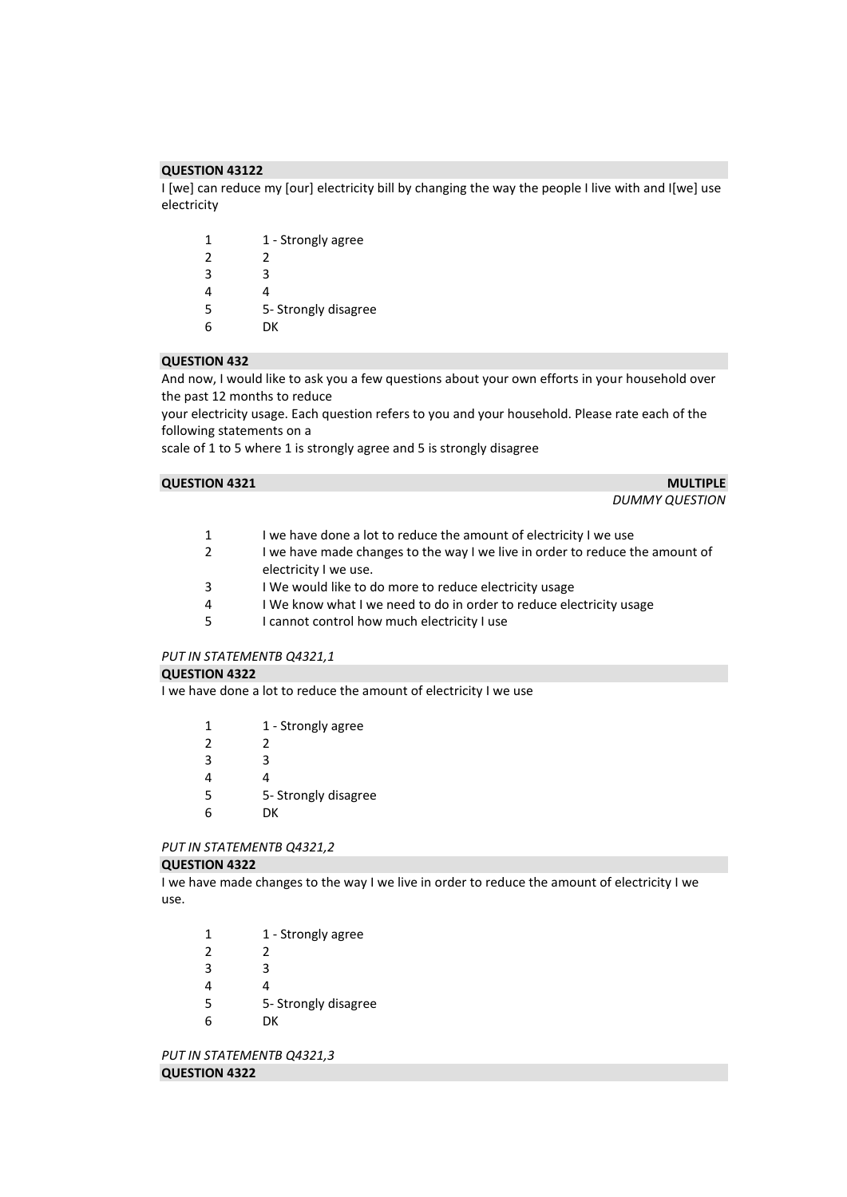**QUESTION 43122**

I [we] can reduce my [our] electricity bill by changing the way the people I live with and I[we] use electricity

| | |
|---|---|
| 1 | 1 - Strongly agree |
| 2 | 2 |
| 3 | 3 |
| 4 | 4 |
| 5 | 5- Strongly disagree |
| 6 | DK |

**QUESTION 432**

And now, I would like to ask you a few questions about your own efforts in your household over the past 12 months to reduce
your electricity usage. Each question refers to you and your household. Please rate each of the following statements on a
scale of 1 to 5 where 1 is strongly agree and 5 is strongly disagree

**QUESTION 4321** **MULTIPLE**
*DUMMY QUESTION*

| | |
|---|---|
| 1 | I we have done a lot to reduce the amount of electricity I we use |
| 2 | I we have made changes to the way I we live in order to reduce the amount of electricity I we use. |
| 3 | I We would like to do more to reduce electricity usage |
| 4 | I We know what I we need to do in order to reduce electricity usage |
| 5 | I cannot control how much electricity I use |

*PUT IN STATEMENTB Q4321,1*

**QUESTION 4322**

I we have done a lot to reduce the amount of electricity I we use

| | |
|---|---|
| 1 | 1 - Strongly agree |
| 2 | 2 |
| 3 | 3 |
| 4 | 4 |
| 5 | 5- Strongly disagree |
| 6 | DK |

*PUT IN STATEMENTB Q4321,2*

**QUESTION 4322**

I we have made changes to the way I we live in order to reduce the amount of electricity I we use.

| | |
|---|---|
| 1 | 1 - Strongly agree |
| 2 | 2 |
| 3 | 3 |
| 4 | 4 |
| 5 | 5- Strongly disagree |
| 6 | DK |

*PUT IN STATEMENTB Q4321,3*

**QUESTION 4322**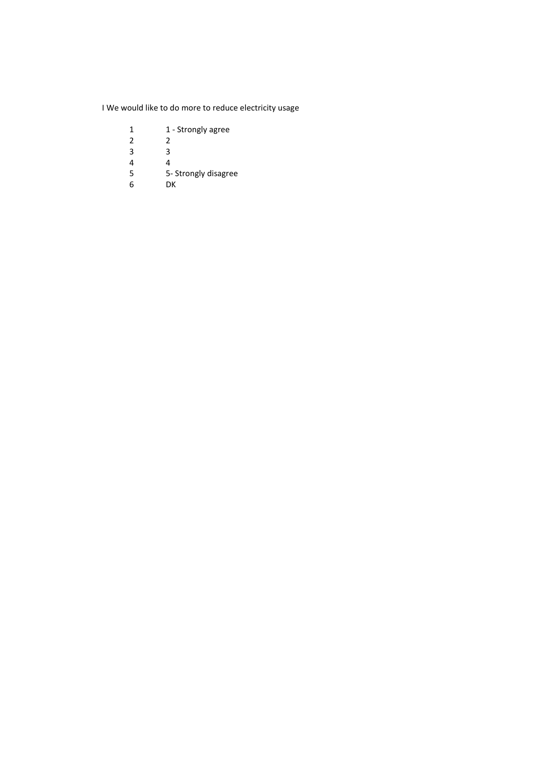I We would like to do more to reduce electricity usage

| | |
|---|---|
| 1 | 1 - Strongly agree |
| 2 | 2 |
| 3 | 3 |
| 4 | 4 |
| 5 | 5- Strongly disagree |
| 6 | DK |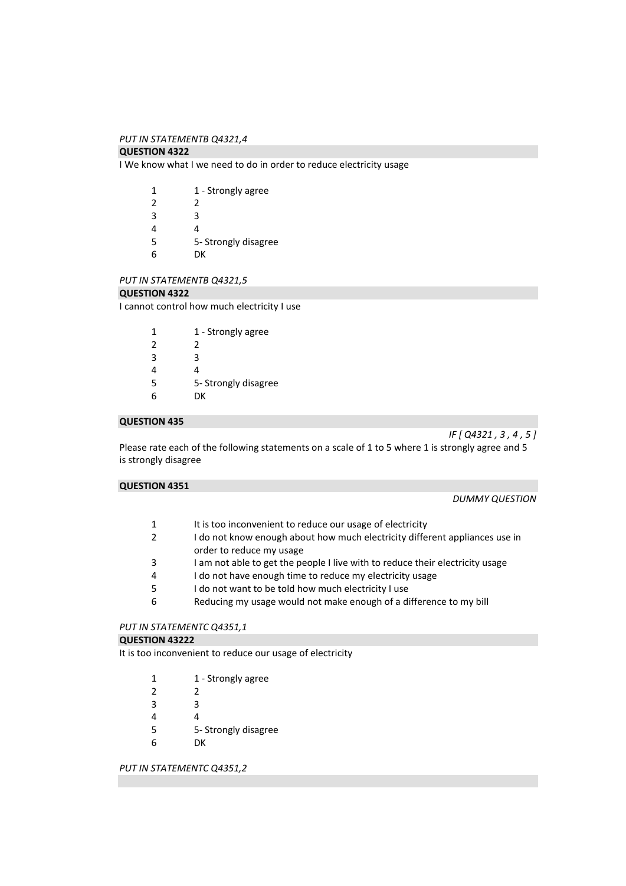*PUT IN STATEMENTB Q4321,4*

**QUESTION 4322**

I We know what I we need to do in order to reduce electricity usage

| | |
|---|---|
| 1 | 1 - Strongly agree |
| 2 | 2 |
| 3 | 3 |
| 4 | 4 |
| 5 | 5- Strongly disagree |
| 6 | DK |

*PUT IN STATEMENTB Q4321,5*

**QUESTION 4322**

I cannot control how much electricity I use

| | |
|---|---|
| 1 | 1 - Strongly agree |
| 2 | 2 |
| 3 | 3 |
| 4 | 4 |
| 5 | 5- Strongly disagree |
| 6 | DK |

**QUESTION 435**

*IF [ Q4321 , 3 , 4 , 5 ]*

Please rate each of the following statements on a scale of 1 to 5 where 1 is strongly agree and 5 is strongly disagree

**QUESTION 4351**

*DUMMY QUESTION*

| | |
|---|---|
| 1 | It is too inconvenient to reduce our usage of electricity |
| 2 | I do not know enough about how much electricity different appliances use in order to reduce my usage |
| 3 | I am not able to get the people I live with to reduce their electricity usage |
| 4 | I do not have enough time to reduce my electricity usage |
| 5 | I do not want to be told how much electricity I use |
| 6 | Reducing my usage would not make enough of a difference to my bill |

*PUT IN STATEMENTC Q4351,1*

**QUESTION 43222**

It is too inconvenient to reduce our usage of electricity

| | |
|---|---|
| 1 | 1 - Strongly agree |
| 2 | 2 |
| 3 | 3 |
| 4 | 4 |
| 5 | 5- Strongly disagree |
| 6 | DK |

*PUT IN STATEMENTC Q4351,2*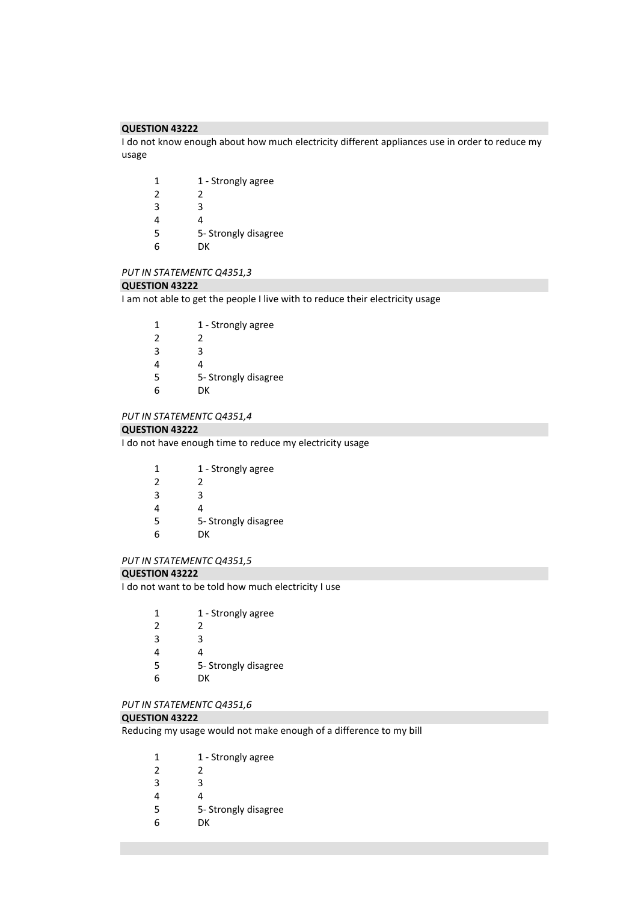**QUESTION 43222**

I do not know enough about how much electricity different appliances use in order to reduce my usage

| | |
|---|---|
| 1 | 1 - Strongly agree |
| 2 | 2 |
| 3 | 3 |
| 4 | 4 |
| 5 | 5- Strongly disagree |
| 6 | DK |

*PUT IN STATEMENTC Q4351,3*

**QUESTION 43222**

I am not able to get the people I live with to reduce their electricity usage

| | |
|---|---|
| 1 | 1 - Strongly agree |
| 2 | 2 |
| 3 | 3 |
| 4 | 4 |
| 5 | 5- Strongly disagree |
| 6 | DK |

*PUT IN STATEMENTC Q4351,4*

**QUESTION 43222**

I do not have enough time to reduce my electricity usage

| | |
|---|---|
| 1 | 1 - Strongly agree |
| 2 | 2 |
| 3 | 3 |
| 4 | 4 |
| 5 | 5- Strongly disagree |
| 6 | DK |

*PUT IN STATEMENTC Q4351,5*

**QUESTION 43222**

I do not want to be told how much electricity I use

| | |
|---|---|
| 1 | 1 - Strongly agree |
| 2 | 2 |
| 3 | 3 |
| 4 | 4 |
| 5 | 5- Strongly disagree |
| 6 | DK |

*PUT IN STATEMENTC Q4351,6*

**QUESTION 43222**

Reducing my usage would not make enough of a difference to my bill

| | |
|---|---|
| 1 | 1 - Strongly agree |
| 2 | 2 |
| 3 | 3 |
| 4 | 4 |
| 5 | 5- Strongly disagree |
| 6 | DK |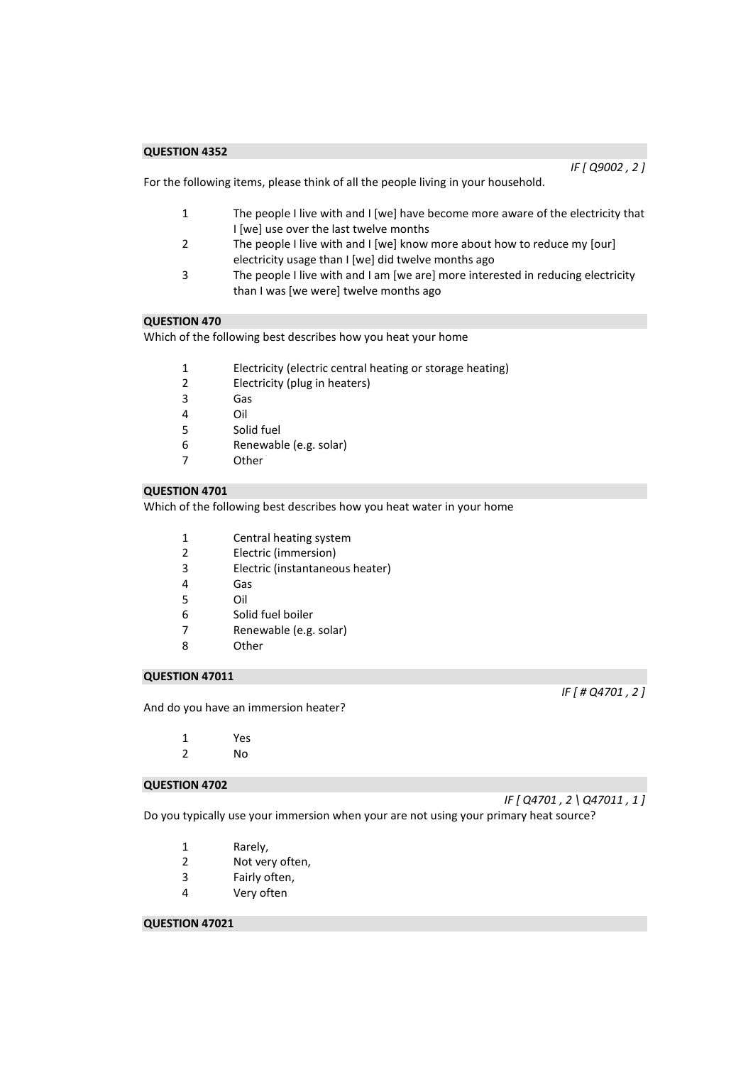**QUESTION 4352**

*IF [ Q9002 , 2 ]*

For the following items, please think of all the people living in your household.

1 The people I live with and I [we] have become more aware of the electricity that I [we] use over the last twelve months
2 The people I live with and I [we] know more about how to reduce my [our] electricity usage than I [we] did twelve months ago
3 The people I live with and I am [we are] more interested in reducing electricity than I was [we were] twelve months ago

**QUESTION 470**

Which of the following best describes how you heat your home

1 Electricity (electric central heating or storage heating)
2 Electricity (plug in heaters)
3 Gas
4 Oil
5 Solid fuel
6 Renewable (e.g. solar)
7 Other

**QUESTION 4701**

Which of the following best describes how you heat water in your home

1 Central heating system
2 Electric (immersion)
3 Electric (instantaneous heater)
4 Gas
5 Oil
6 Solid fuel boiler
7 Renewable (e.g. solar)
8 Other

**QUESTION 47011**

*IF [ # Q4701 , 2 ]*

And do you have an immersion heater?

1 Yes
2 No

**QUESTION 4702**

*IF [ Q4701 , 2 \ Q47011 , 1 ]*

Do you typically use your immersion when your are not using your primary heat source?

1 Rarely,
2 Not very often,
3 Fairly often,
4 Very often

**QUESTION 47021**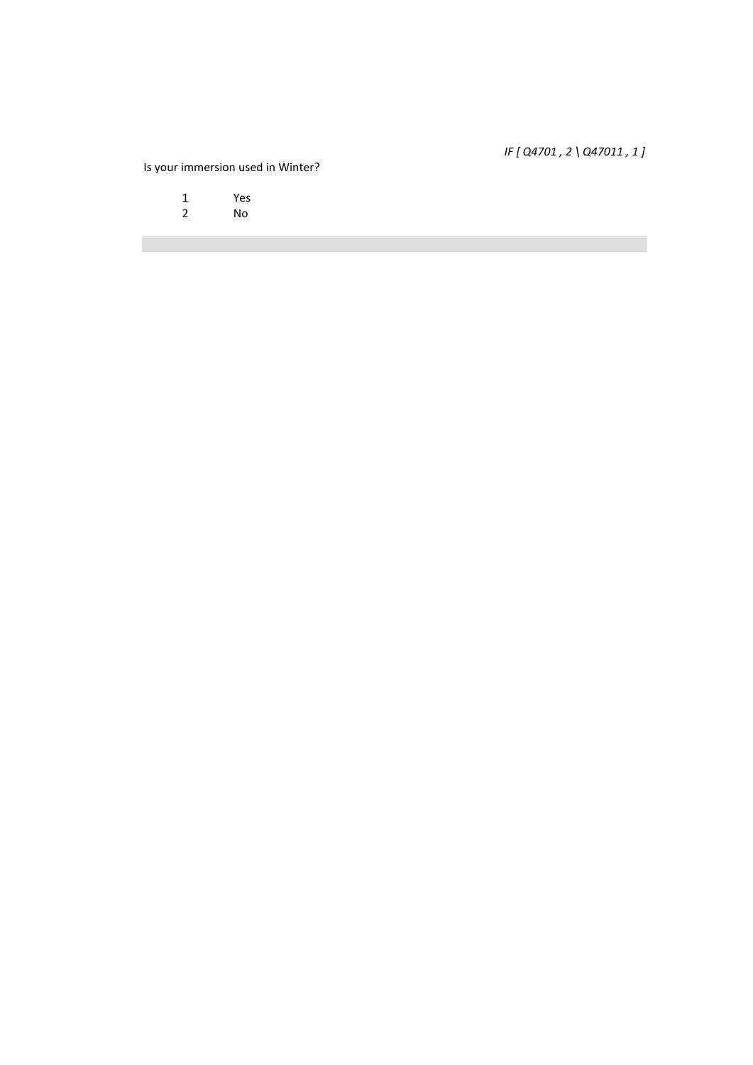*IF [ Q4701 , 2 \ Q47011 , 1 ]*

Is your immersion used in Winter?

1 Yes
2 No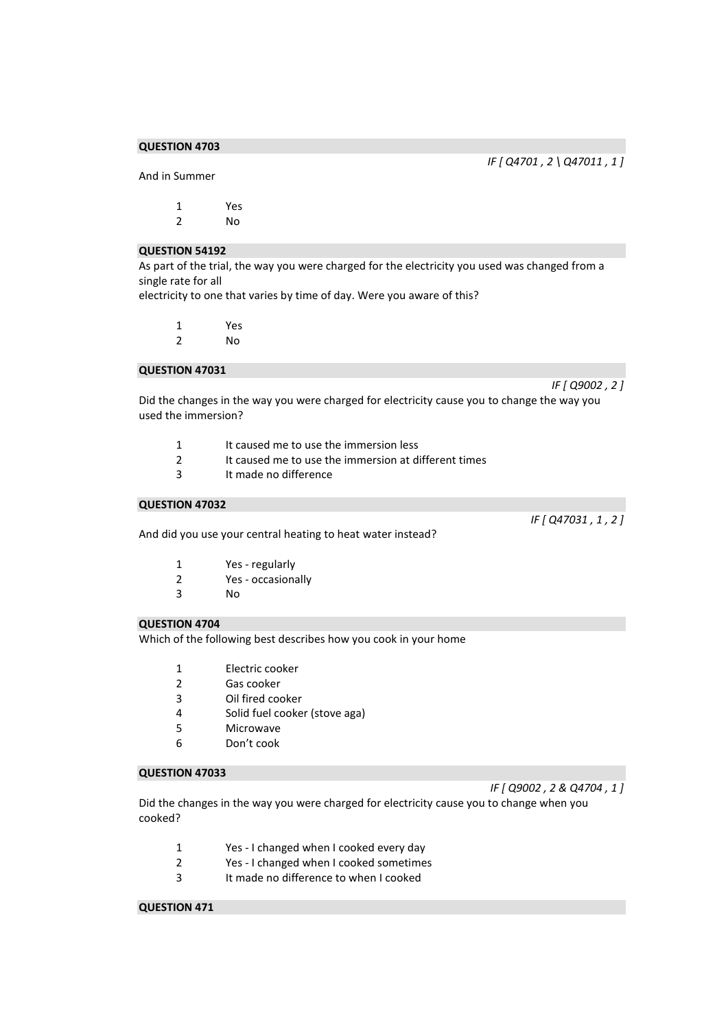**QUESTION 4703**

*IF [ Q4701 , 2 \ Q47011 , 1 ]*

And in Summer

1 Yes
2 No

**QUESTION 54192**

As part of the trial, the way you were charged for the electricity you used was changed from a single rate for all
electricity to one that varies by time of day. Were you aware of this?

1 Yes
2 No

**QUESTION 47031**

*IF [ Q9002 , 2 ]*

Did the changes in the way you were charged for electricity cause you to change the way you used the immersion?

1 It caused me to use the immersion less
2 It caused me to use the immersion at different times
3 It made no difference

**QUESTION 47032**

*IF [ Q47031 , 1 , 2 ]*

And did you use your central heating to heat water instead?

1 Yes - regularly
2 Yes - occasionally
3 No

**QUESTION 4704**

Which of the following best describes how you cook in your home

1 Electric cooker
2 Gas cooker
3 Oil fired cooker
4 Solid fuel cooker (stove aga)
5 Microwave
6 Don't cook

**QUESTION 47033**

*IF [ Q9002 , 2 & Q4704 , 1 ]*

Did the changes in the way you were charged for electricity cause you to change when you cooked?

1 Yes - I changed when I cooked every day
2 Yes - I changed when I cooked sometimes
3 It made no difference to when I cooked

**QUESTION 471**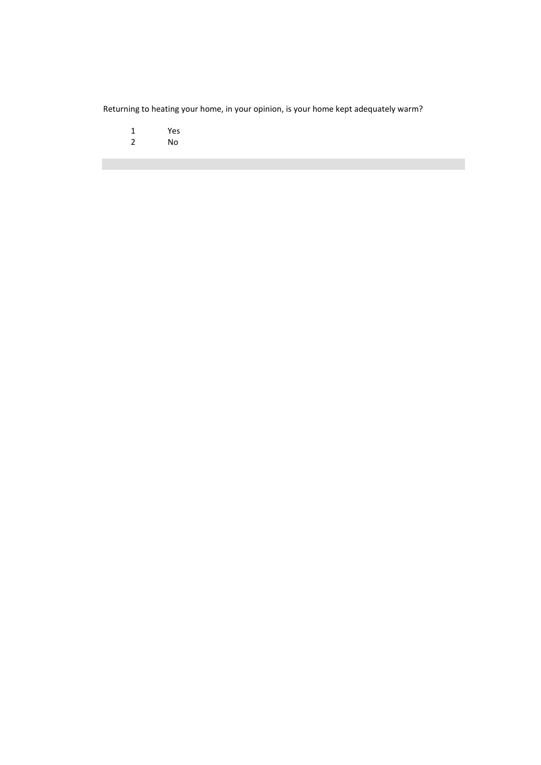Returning to heating your home, in your opinion, is your home kept adequately warm?

1 Yes
2 No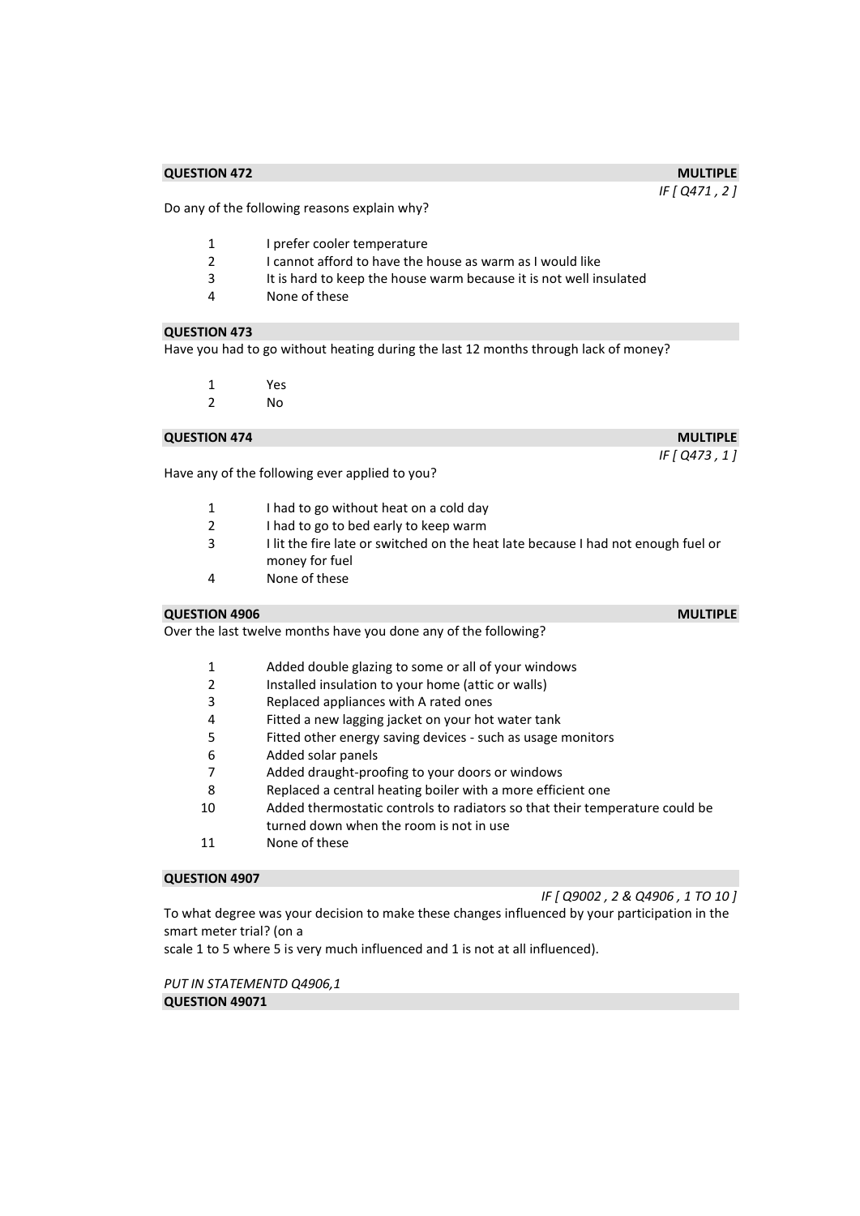**QUESTION 472** **MULTIPLE**

*IF [ Q471 , 2 ]*

Do any of the following reasons explain why?

1 I prefer cooler temperature
2 I cannot afford to have the house as warm as I would like
3 It is hard to keep the house warm because it is not well insulated
4 None of these

**QUESTION 473**

Have you had to go without heating during the last 12 months through lack of money?

1 Yes
2 No

**QUESTION 474** **MULTIPLE**

*IF [ Q473 , 1 ]*

Have any of the following ever applied to you?

1 I had to go without heat on a cold day
2 I had to go to bed early to keep warm
3 I lit the fire late or switched on the heat late because I had not enough fuel or money for fuel
4 None of these

**QUESTION 4906** **MULTIPLE**

Over the last twelve months have you done any of the following?

1 Added double glazing to some or all of your windows
2 Installed insulation to your home (attic or walls)
3 Replaced appliances with A rated ones
4 Fitted a new lagging jacket on your hot water tank
5 Fitted other energy saving devices - such as usage monitors
6 Added solar panels
7 Added draught-proofing to your doors or windows
8 Replaced a central heating boiler with a more efficient one
10 Added thermostatic controls to radiators so that their temperature could be turned down when the room is not in use
11 None of these

**QUESTION 4907**

*IF [ Q9002 , 2 & Q4906 , 1 TO 10 ]*

To what degree was your decision to make these changes influenced by your participation in the smart meter trial? (on a
scale 1 to 5 where 5 is very much influenced and 1 is not at all influenced).

*PUT IN STATEMENTD Q4906,1*

**QUESTION 49071**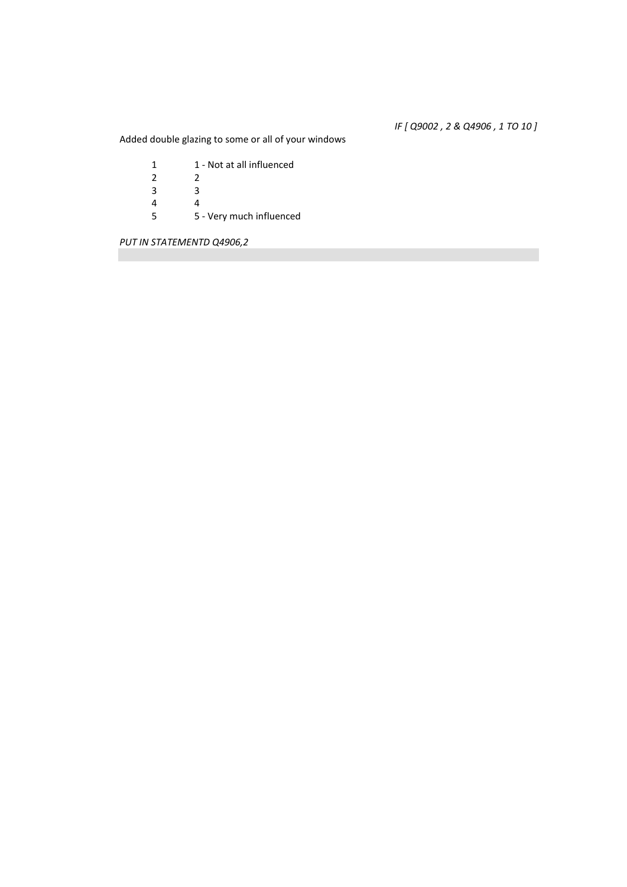*IF [ Q9002 , 2 & Q4906 , 1 TO 10 ]*

Added double glazing to some or all of your windows

| | |
|---|---|
| 1 | 1 - Not at all influenced |
| 2 | 2 |
| 3 | 3 |
| 4 | 4 |
| 5 | 5 - Very much influenced |

*PUT IN STATEMENTD Q4906,2*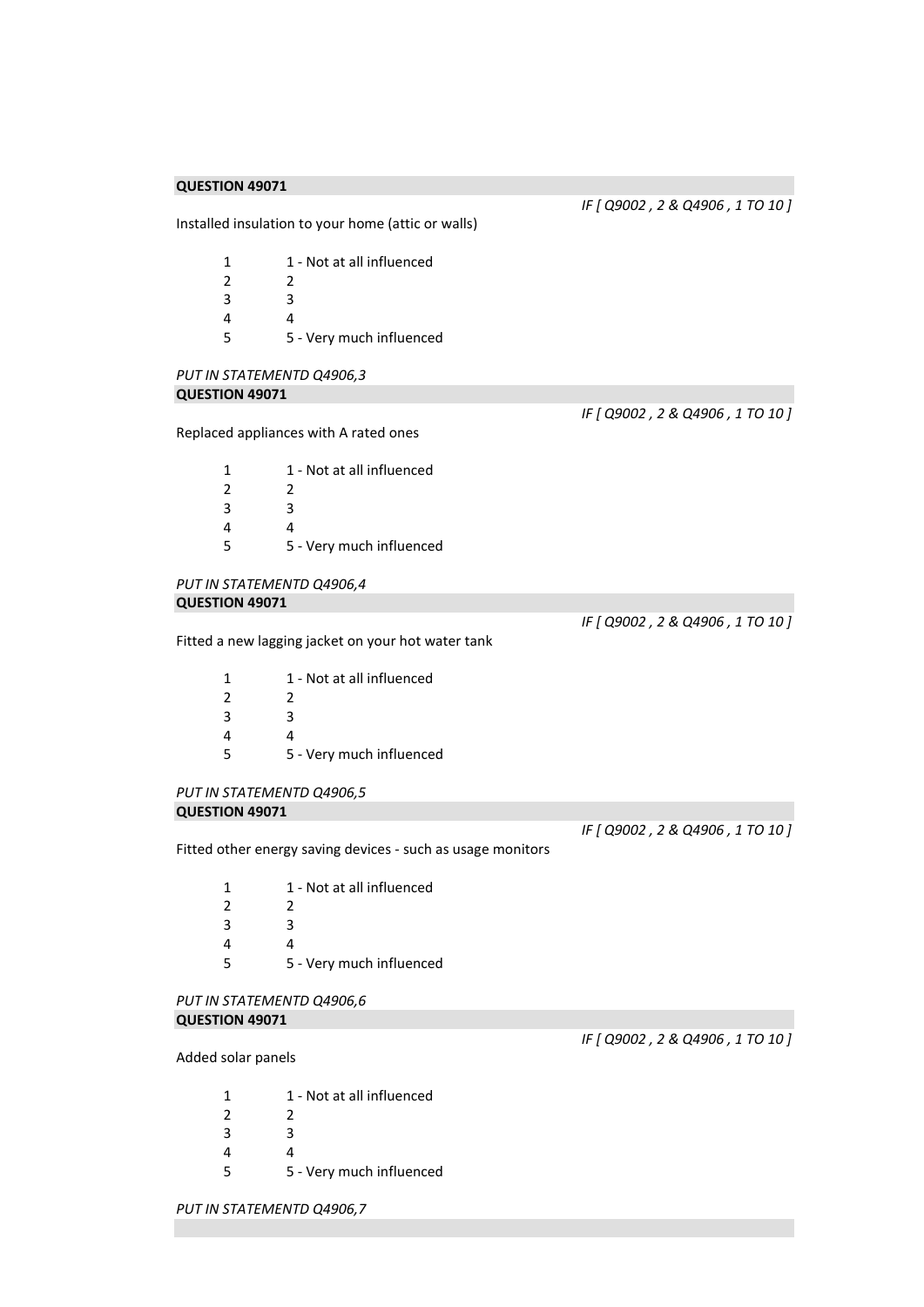**QUESTION 49071**

*IF [ Q9002 , 2 & Q4906 , 1 TO 10 ]*

Installed insulation to your home (attic or walls)

| | |
|---|---|
| 1 | 1 - Not at all influenced |
| 2 | 2 |
| 3 | 3 |
| 4 | 4 |
| 5 | 5 - Very much influenced |

*PUT IN STATEMENTD Q4906,3*

**QUESTION 49071**

*IF [ Q9002 , 2 & Q4906 , 1 TO 10 ]*

Replaced appliances with A rated ones

| | |
|---|---|
| 1 | 1 - Not at all influenced |
| 2 | 2 |
| 3 | 3 |
| 4 | 4 |
| 5 | 5 - Very much influenced |

*PUT IN STATEMENTD Q4906,4*

**QUESTION 49071**

*IF [ Q9002 , 2 & Q4906 , 1 TO 10 ]*

Fitted a new lagging jacket on your hot water tank

| | |
|---|---|
| 1 | 1 - Not at all influenced |
| 2 | 2 |
| 3 | 3 |
| 4 | 4 |
| 5 | 5 - Very much influenced |

*PUT IN STATEMENTD Q4906,5*

**QUESTION 49071**

*IF [ Q9002 , 2 & Q4906 , 1 TO 10 ]*

Fitted other energy saving devices - such as usage monitors

| | |
|---|---|
| 1 | 1 - Not at all influenced |
| 2 | 2 |
| 3 | 3 |
| 4 | 4 |
| 5 | 5 - Very much influenced |

*PUT IN STATEMENTD Q4906,6*

**QUESTION 49071**

*IF [ Q9002 , 2 & Q4906 , 1 TO 10 ]*

Added solar panels

| | |
|---|---|
| 1 | 1 - Not at all influenced |
| 2 | 2 |
| 3 | 3 |
| 4 | 4 |
| 5 | 5 - Very much influenced |

*PUT IN STATEMENTD Q4906,7*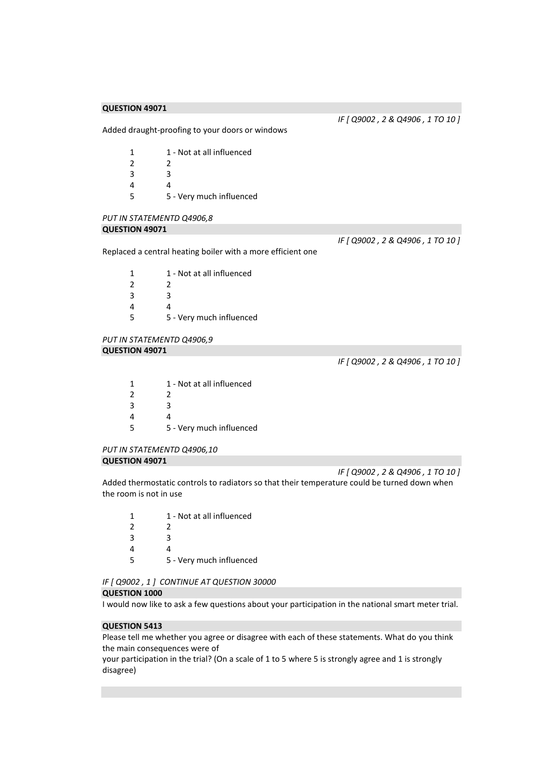**QUESTION 49071**

*IF [ Q9002 , 2 & Q4906 , 1 TO 10 ]*

Added draught-proofing to your doors or windows

| | |
|---|---|
| 1 | 1 - Not at all influenced |
| 2 | 2 |
| 3 | 3 |
| 4 | 4 |
| 5 | 5 - Very much influenced |

*PUT IN STATEMENTD Q4906,8*

**QUESTION 49071**

*IF [ Q9002 , 2 & Q4906 , 1 TO 10 ]*

Replaced a central heating boiler with a more efficient one

| | |
|---|---|
| 1 | 1 - Not at all influenced |
| 2 | 2 |
| 3 | 3 |
| 4 | 4 |
| 5 | 5 - Very much influenced |

*PUT IN STATEMENTD Q4906,9*

**QUESTION 49071**

*IF [ Q9002 , 2 & Q4906 , 1 TO 10 ]*

| | |
|---|---|
| 1 | 1 - Not at all influenced |
| 2 | 2 |
| 3 | 3 |
| 4 | 4 |
| 5 | 5 - Very much influenced |

*PUT IN STATEMENTD Q4906,10*

**QUESTION 49071**

*IF [ Q9002 , 2 & Q4906 , 1 TO 10 ]*

Added thermostatic controls to radiators so that their temperature could be turned down when the room is not in use

| | |
|---|---|
| 1 | 1 - Not at all influenced |
| 2 | 2 |
| 3 | 3 |
| 4 | 4 |
| 5 | 5 - Very much influenced |

*IF [ Q9002 , 1 ] CONTINUE AT QUESTION 30000*

**QUESTION 1000**

I would now like to ask a few questions about your participation in the national smart meter trial.

**QUESTION 5413**

Please tell me whether you agree or disagree with each of these statements. What do you think the main consequences were of
your participation in the trial? (On a scale of 1 to 5 where 5 is strongly agree and 1 is strongly disagree)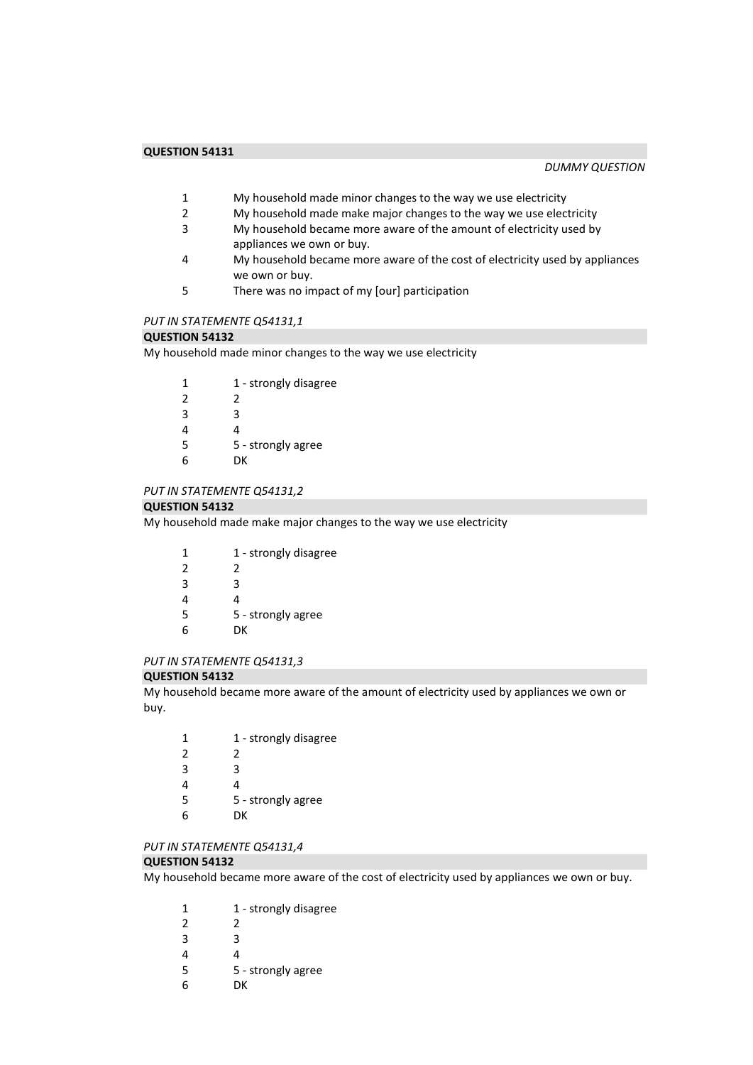**QUESTION 54131**

*DUMMY QUESTION*

1 My household made minor changes to the way we use electricity
2 My household made make major changes to the way we use electricity
3 My household became more aware of the amount of electricity used by appliances we own or buy.
4 My household became more aware of the cost of electricity used by appliances we own or buy.
5 There was no impact of my [our] participation

*PUT IN STATEMENTE Q54131,1*

**QUESTION 54132**

My household made minor changes to the way we use electricity

1 1 - strongly disagree
2 2
3 3
4 4
5 5 - strongly agree
6 DK

*PUT IN STATEMENTE Q54131,2*

**QUESTION 54132**

My household made make major changes to the way we use electricity

1 1 - strongly disagree
2 2
3 3
4 4
5 5 - strongly agree
6 DK

*PUT IN STATEMENTE Q54131,3*

**QUESTION 54132**

My household became more aware of the amount of electricity used by appliances we own or buy.

1 1 - strongly disagree
2 2
3 3
4 4
5 5 - strongly agree
6 DK

*PUT IN STATEMENTE Q54131,4*

**QUESTION 54132**

My household became more aware of the cost of electricity used by appliances we own or buy.

1 1 - strongly disagree
2 2
3 3
4 4
5 5 - strongly agree
6 DK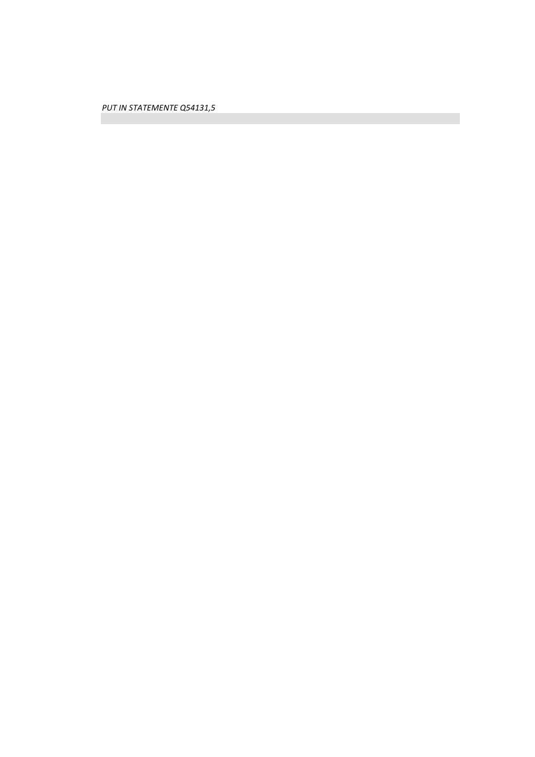*PUT IN STATEMENTE Q54131,5*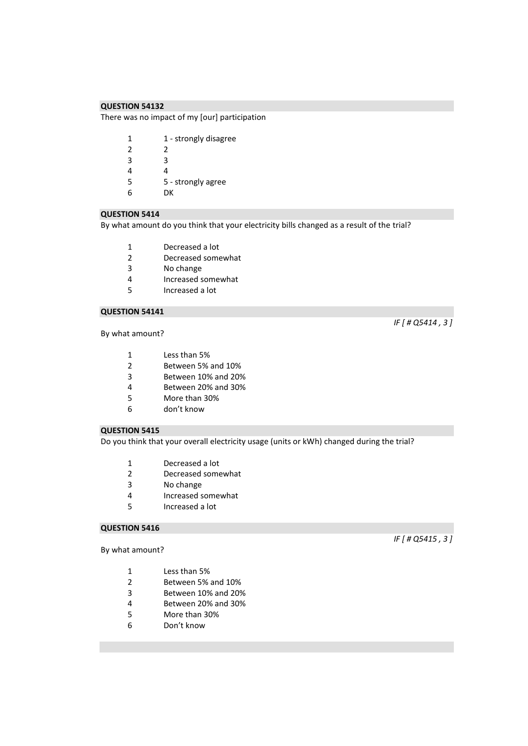**QUESTION 54132**

There was no impact of my [our] participation

| | |
|---|---|
| 1 | 1 - strongly disagree |
| 2 | 2 |
| 3 | 3 |
| 4 | 4 |
| 5 | 5 - strongly agree |
| 6 | DK |

**QUESTION 5414**

By what amount do you think that your electricity bills changed as a result of the trial?

| | |
|---|---|
| 1 | Decreased a lot |
| 2 | Decreased somewhat |
| 3 | No change |
| 4 | Increased somewhat |
| 5 | Increased a lot |

**QUESTION 54141**

*IF [ # Q5414 , 3 ]*

By what amount?

| | |
|---|---|
| 1 | Less than 5% |
| 2 | Between 5% and 10% |
| 3 | Between 10% and 20% |
| 4 | Between 20% and 30% |
| 5 | More than 30% |
| 6 | don't know |

**QUESTION 5415**

Do you think that your overall electricity usage (units or kWh) changed during the trial?

| | |
|---|---|
| 1 | Decreased a lot |
| 2 | Decreased somewhat |
| 3 | No change |
| 4 | Increased somewhat |
| 5 | Increased a lot |

**QUESTION 5416**

*IF [ # Q5415 , 3 ]*

By what amount?

| | |
|---|---|
| 1 | Less than 5% |
| 2 | Between 5% and 10% |
| 3 | Between 10% and 20% |
| 4 | Between 20% and 30% |
| 5 | More than 30% |
| 6 | Don't know |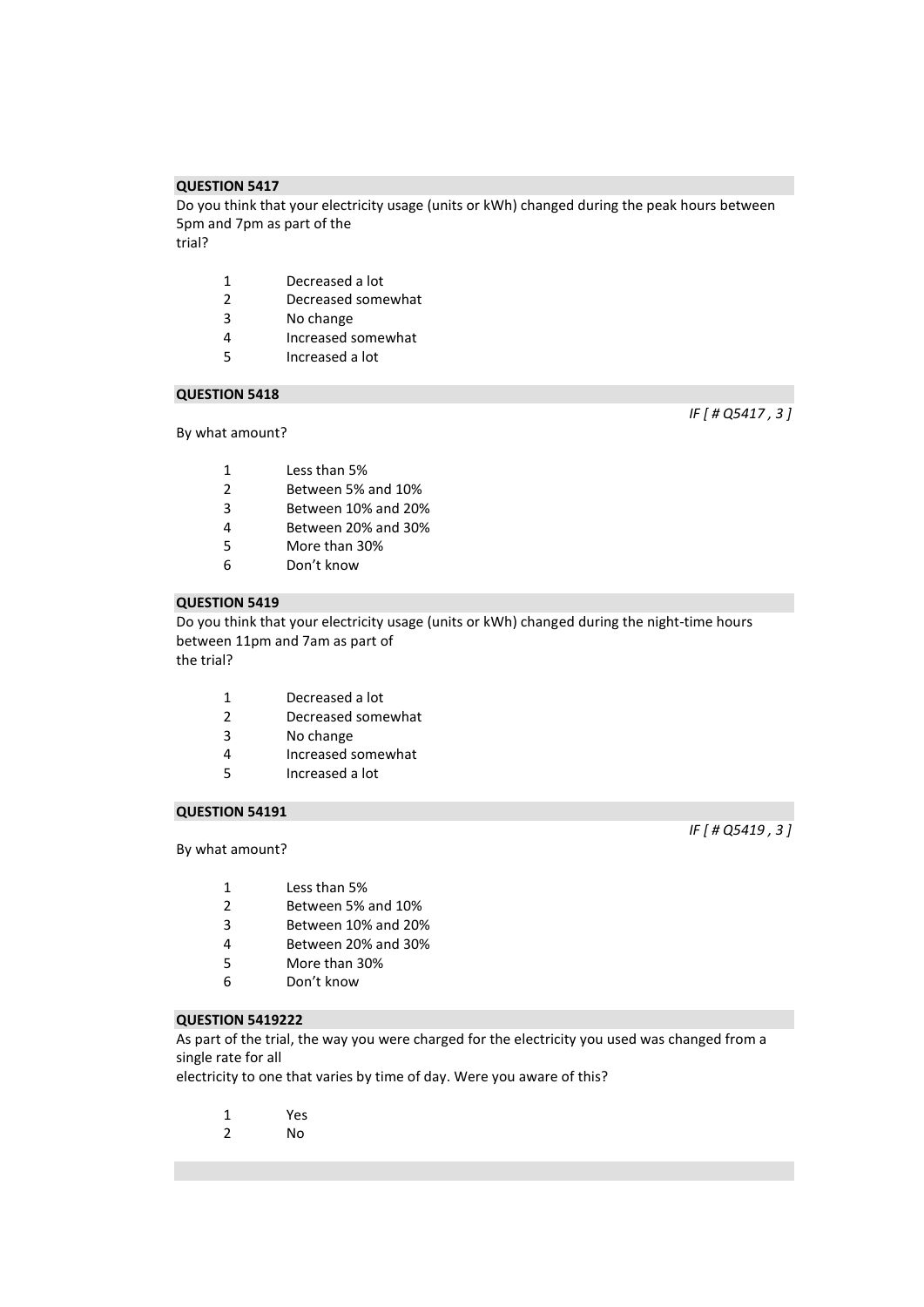**QUESTION 5417**

Do you think that your electricity usage (units or kWh) changed during the peak hours between 5pm and 7pm as part of the trial?

1 Decreased a lot
2 Decreased somewhat
3 No change
4 Increased somewhat
5 Increased a lot

**QUESTION 5418**

*IF [ # Q5417 , 3 ]*

By what amount?

1 Less than 5%
2 Between 5% and 10%
3 Between 10% and 20%
4 Between 20% and 30%
5 More than 30%
6 Don't know

**QUESTION 5419**

Do you think that your electricity usage (units or kWh) changed during the night-time hours between 11pm and 7am as part of the trial?

1 Decreased a lot
2 Decreased somewhat
3 No change
4 Increased somewhat
5 Increased a lot

**QUESTION 54191**

*IF [ # Q5419 , 3 ]*

By what amount?

1 Less than 5%
2 Between 5% and 10%
3 Between 10% and 20%
4 Between 20% and 30%
5 More than 30%
6 Don't know

**QUESTION 5419222**

As part of the trial, the way you were charged for the electricity you used was changed from a single rate for all electricity to one that varies by time of day. Were you aware of this?

1 Yes
2 No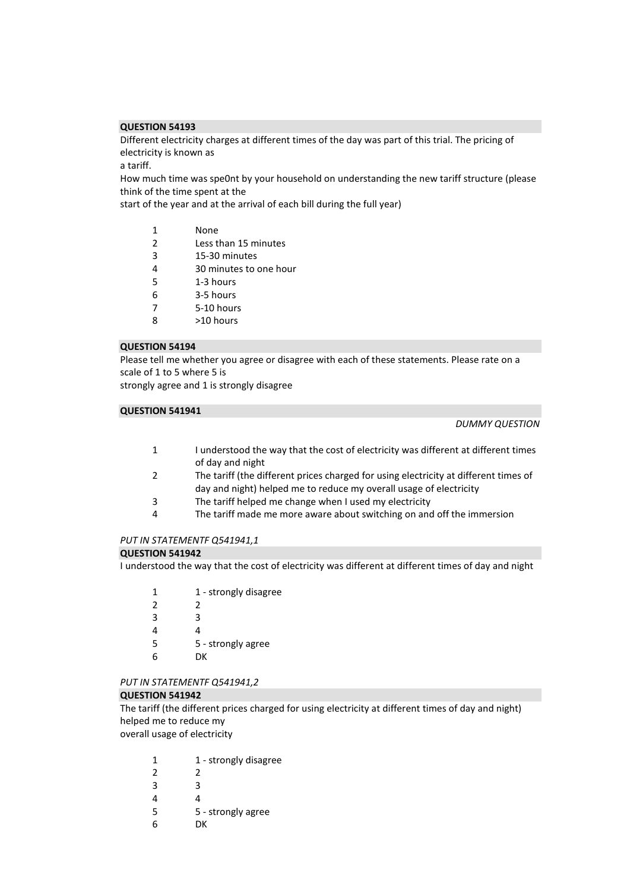**QUESTION 54193**

Different electricity charges at different times of the day was part of this trial. The pricing of electricity is known as
a tariff.
How much time was spe0nt by your household on understanding the new tariff structure (please think of the time spent at the
start of the year and at the arrival of each bill during the full year)

| | |
|---|---|
| 1 | None |
| 2 | Less than 15 minutes |
| 3 | 15-30 minutes |
| 4 | 30 minutes to one hour |
| 5 | 1-3 hours |
| 6 | 3-5 hours |
| 7 | 5-10 hours |
| 8 | >10 hours |

**QUESTION 54194**

Please tell me whether you agree or disagree with each of these statements. Please rate on a scale of 1 to 5 where 5 is
strongly agree and 1 is strongly disagree

**QUESTION 541941**

*DUMMY QUESTION*

| | |
|---|---|
| 1 | I understood the way that the cost of electricity was different at different times of day and night |
| 2 | The tariff (the different prices charged for using electricity at different times of day and night) helped me to reduce my overall usage of electricity |
| 3 | The tariff helped me change when I used my electricity |
| 4 | The tariff made me more aware about switching on and off the immersion |

*PUT IN STATEMENTF Q541941,1*

**QUESTION 541942**

I understood the way that the cost of electricity was different at different times of day and night

| | |
|---|---|
| 1 | 1 - strongly disagree |
| 2 | 2 |
| 3 | 3 |
| 4 | 4 |
| 5 | 5 - strongly agree |
| 6 | DK |

*PUT IN STATEMENTF Q541941,2*

**QUESTION 541942**

The tariff (the different prices charged for using electricity at different times of day and night) helped me to reduce my
overall usage of electricity

| | |
|---|---|
| 1 | 1 - strongly disagree |
| 2 | 2 |
| 3 | 3 |
| 4 | 4 |
| 5 | 5 - strongly agree |
| 6 | DK |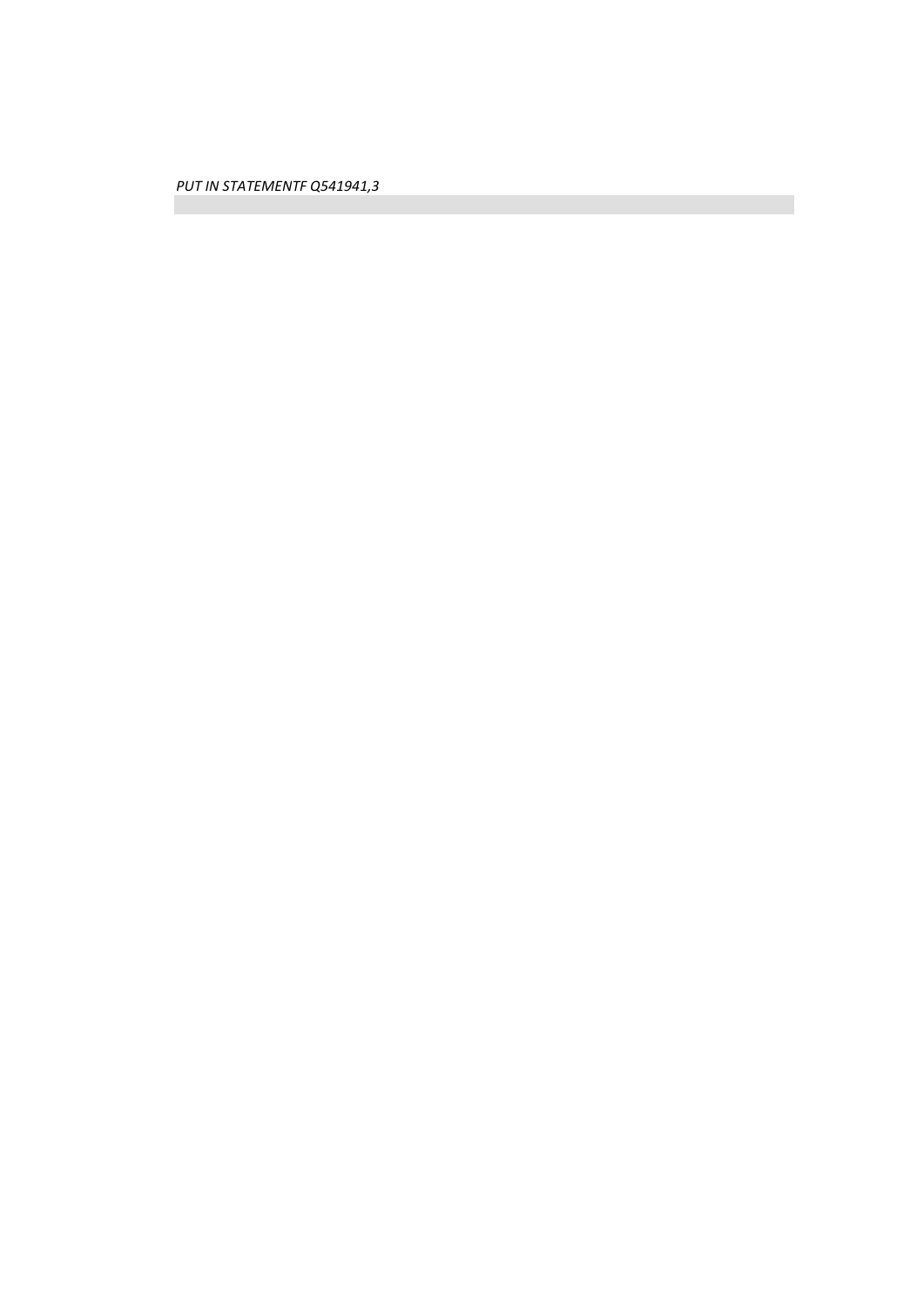*PUT IN STATEMENTF Q541941,3*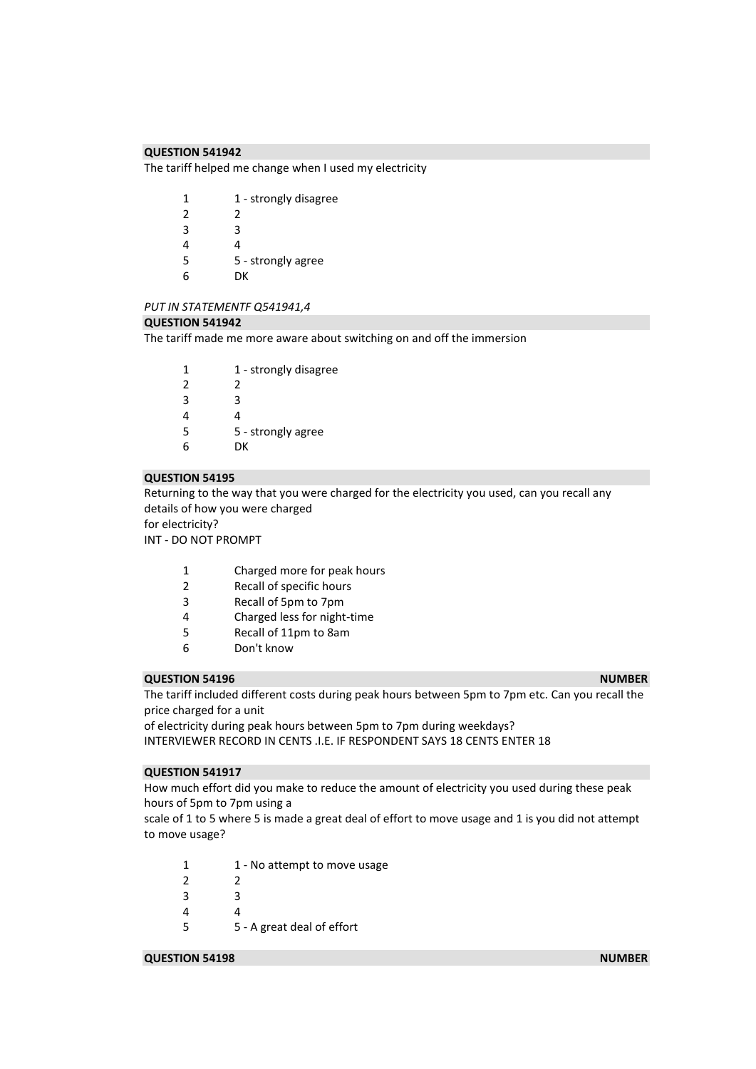**QUESTION 541942**

The tariff helped me change when I used my electricity

| | |
|---|---|
| 1 | 1 - strongly disagree |
| 2 | 2 |
| 3 | 3 |
| 4 | 4 |
| 5 | 5 - strongly agree |
| 6 | DK |

*PUT IN STATEMENTF Q541941,4*

**QUESTION 541942**

The tariff made me more aware about switching on and off the immersion

| | |
|---|---|
| 1 | 1 - strongly disagree |
| 2 | 2 |
| 3 | 3 |
| 4 | 4 |
| 5 | 5 - strongly agree |
| 6 | DK |

**QUESTION 54195**

Returning to the way that you were charged for the electricity you used, can you recall any details of how you were charged
for electricity?
INT - DO NOT PROMPT

| | |
|---|---|
| 1 | Charged more for peak hours |
| 2 | Recall of specific hours |
| 3 | Recall of 5pm to 7pm |
| 4 | Charged less for night-time |
| 5 | Recall of 11pm to 8am |
| 6 | Don't know |

**QUESTION 54196** **NUMBER**

The tariff included different costs during peak hours between 5pm to 7pm etc. Can you recall the price charged for a unit
of electricity during peak hours between 5pm to 7pm during weekdays?
INTERVIEWER RECORD IN CENTS .I.E. IF RESPONDENT SAYS 18 CENTS ENTER 18

**QUESTION 541917**

How much effort did you make to reduce the amount of electricity you used during these peak hours of 5pm to 7pm using a
scale of 1 to 5 where 5 is made a great deal of effort to move usage and 1 is you did not attempt to move usage?

| | |
|---|---|
| 1 | 1 - No attempt to move usage |
| 2 | 2 |
| 3 | 3 |
| 4 | 4 |
| 5 | 5 - A great deal of effort |

**QUESTION 54198** **NUMBER**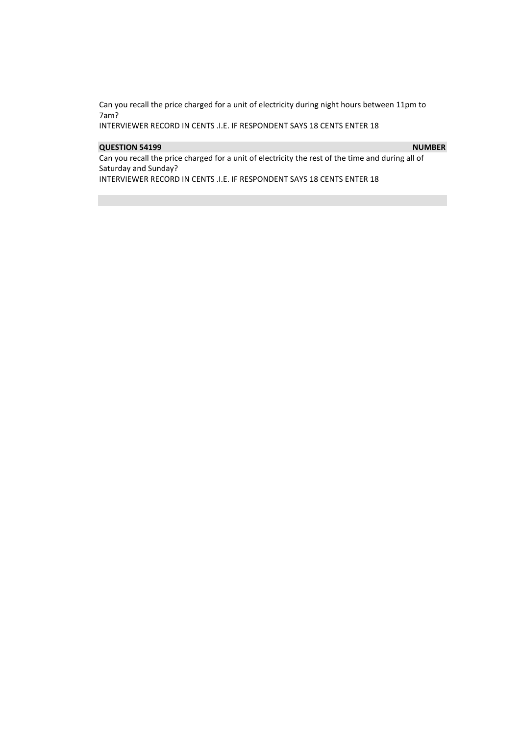Can you recall the price charged for a unit of electricity during night hours between 11pm to 7am?
INTERVIEWER RECORD IN CENTS .I.E. IF RESPONDENT SAYS 18 CENTS ENTER 18

**QUESTION 54199** **NUMBER**

Can you recall the price charged for a unit of electricity the rest of the time and during all of Saturday and Sunday?
INTERVIEWER RECORD IN CENTS .I.E. IF RESPONDENT SAYS 18 CENTS ENTER 18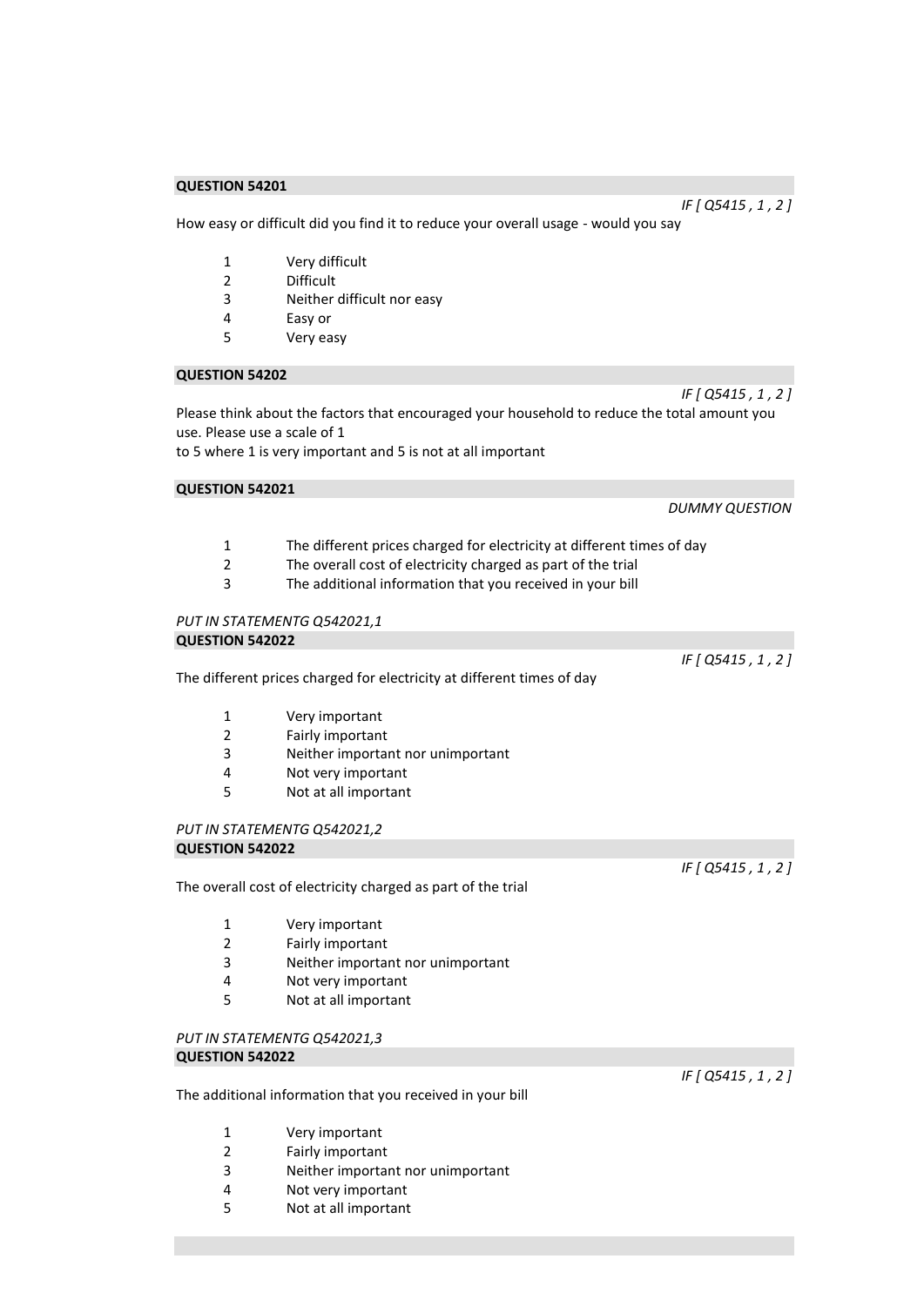**QUESTION 54201**

*IF [ Q5415 , 1 , 2 ]*

How easy or difficult did you find it to reduce your overall usage - would you say

1 Very difficult
2 Difficult
3 Neither difficult nor easy
4 Easy or
5 Very easy

**QUESTION 54202**

*IF [ Q5415 , 1 , 2 ]*

Please think about the factors that encouraged your household to reduce the total amount you use. Please use a scale of 1
to 5 where 1 is very important and 5 is not at all important

**QUESTION 542021**

*DUMMY QUESTION*

1 The different prices charged for electricity at different times of day
2 The overall cost of electricity charged as part of the trial
3 The additional information that you received in your bill

*PUT IN STATEMENTG Q542021,1*

**QUESTION 542022**

*IF [ Q5415 , 1 , 2 ]*

The different prices charged for electricity at different times of day

1 Very important
2 Fairly important
3 Neither important nor unimportant
4 Not very important
5 Not at all important

*PUT IN STATEMENTG Q542021,2*

**QUESTION 542022**

*IF [ Q5415 , 1 , 2 ]*

The overall cost of electricity charged as part of the trial

1 Very important
2 Fairly important
3 Neither important nor unimportant
4 Not very important
5 Not at all important

*PUT IN STATEMENTG Q542021,3*

**QUESTION 542022**

*IF [ Q5415 , 1 , 2 ]*

The additional information that you received in your bill

1 Very important
2 Fairly important
3 Neither important nor unimportant
4 Not very important
5 Not at all important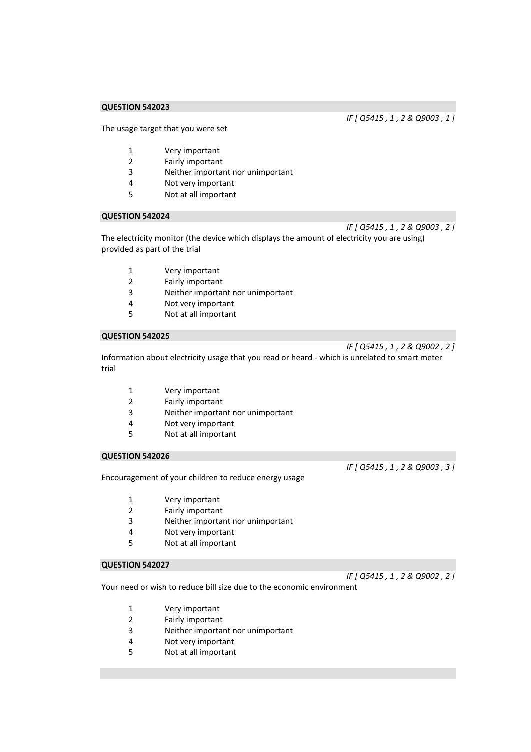**QUESTION 542023**

*IF [ Q5415 , 1 , 2 & Q9003 , 1 ]*

The usage target that you were set

1 Very important
2 Fairly important
3 Neither important nor unimportant
4 Not very important
5 Not at all important

**QUESTION 542024**

*IF [ Q5415 , 1 , 2 & Q9003 , 2 ]*

The electricity monitor (the device which displays the amount of electricity you are using) provided as part of the trial

1 Very important
2 Fairly important
3 Neither important nor unimportant
4 Not very important
5 Not at all important

**QUESTION 542025**

*IF [ Q5415 , 1 , 2 & Q9002 , 2 ]*

Information about electricity usage that you read or heard - which is unrelated to smart meter trial

1 Very important
2 Fairly important
3 Neither important nor unimportant
4 Not very important
5 Not at all important

**QUESTION 542026**

*IF [ Q5415 , 1 , 2 & Q9003 , 3 ]*

Encouragement of your children to reduce energy usage

1 Very important
2 Fairly important
3 Neither important nor unimportant
4 Not very important
5 Not at all important

**QUESTION 542027**

*IF [ Q5415 , 1 , 2 & Q9002 , 2 ]*

Your need or wish to reduce bill size due to the economic environment

1 Very important
2 Fairly important
3 Neither important nor unimportant
4 Not very important
5 Not at all important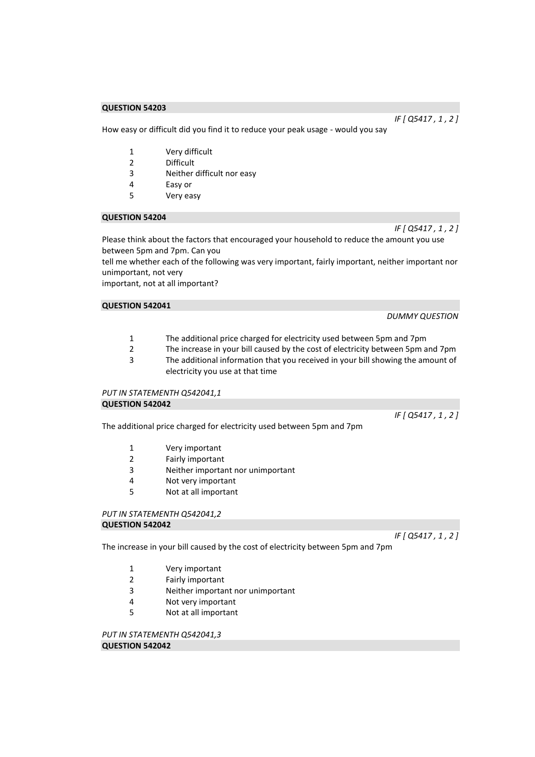**QUESTION 54203**

*IF [ Q5417 , 1 , 2 ]*

How easy or difficult did you find it to reduce your peak usage - would you say

1 Very difficult
2 Difficult
3 Neither difficult nor easy
4 Easy or
5 Very easy

**QUESTION 54204**

*IF [ Q5417 , 1 , 2 ]*

Please think about the factors that encouraged your household to reduce the amount you use between 5pm and 7pm. Can you
tell me whether each of the following was very important, fairly important, neither important nor unimportant, not very
important, not at all important?

**QUESTION 542041**

*DUMMY QUESTION*

1 The additional price charged for electricity used between 5pm and 7pm
2 The increase in your bill caused by the cost of electricity between 5pm and 7pm
3 The additional information that you received in your bill showing the amount of electricity you use at that time

*PUT IN STATEMENTH Q542041,1*

**QUESTION 542042**

*IF [ Q5417 , 1 , 2 ]*

The additional price charged for electricity used between 5pm and 7pm

1 Very important
2 Fairly important
3 Neither important nor unimportant
4 Not very important
5 Not at all important

*PUT IN STATEMENTH Q542041,2*

**QUESTION 542042**

*IF [ Q5417 , 1 , 2 ]*

The increase in your bill caused by the cost of electricity between 5pm and 7pm

1 Very important
2 Fairly important
3 Neither important nor unimportant
4 Not very important
5 Not at all important

*PUT IN STATEMENTH Q542041,3*

**QUESTION 542042**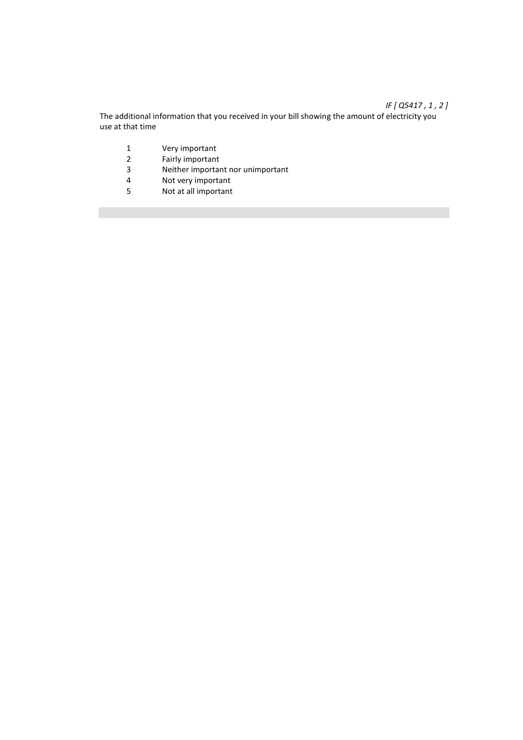*IF [ Q5417 , 1 , 2 ]*

The additional information that you received in your bill showing the amount of electricity you use at that time

1 Very important
2 Fairly important
3 Neither important nor unimportant
4 Not very important
5 Not at all important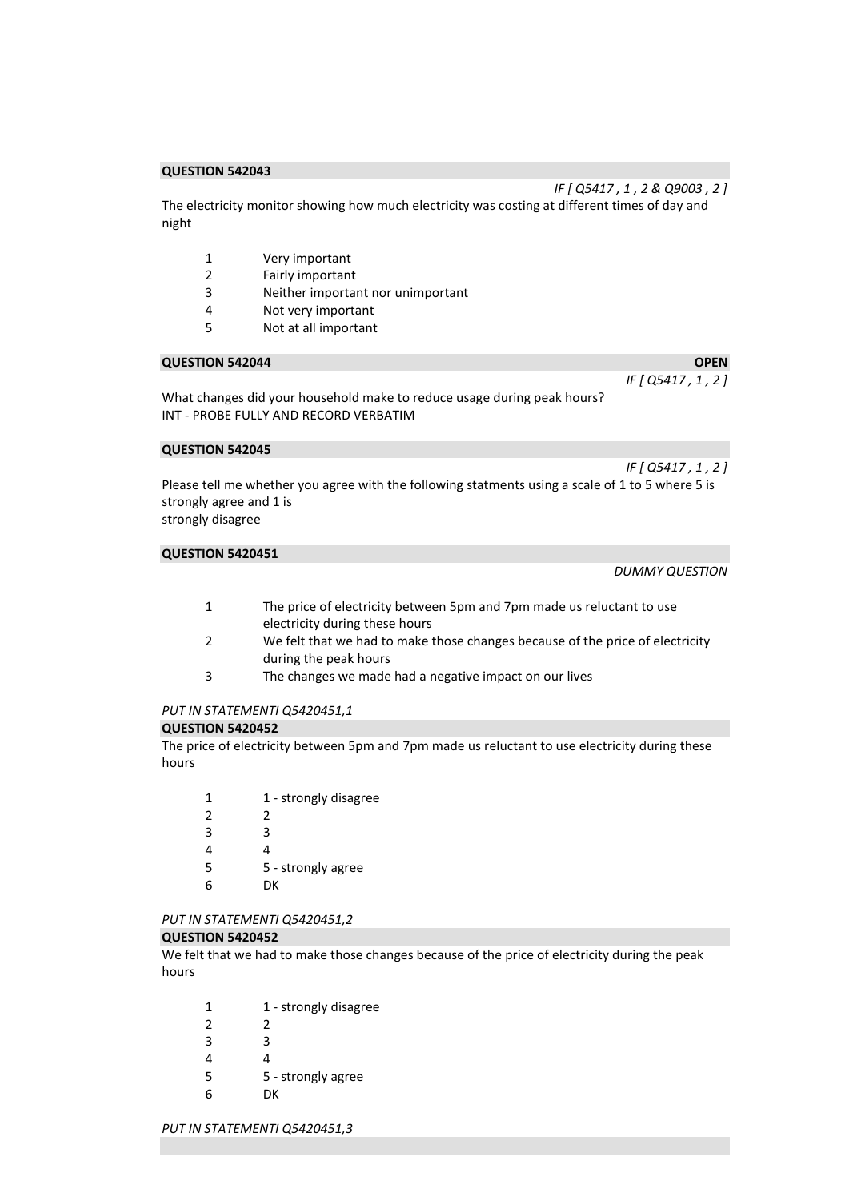**QUESTION 542043**

*IF [ Q5417 , 1 , 2 & Q9003 , 2 ]*

The electricity monitor showing how much electricity was costing at different times of day and night

| | |
|---|---|
| 1 | Very important |
| 2 | Fairly important |
| 3 | Neither important nor unimportant |
| 4 | Not very important |
| 5 | Not at all important |

**QUESTION 542044** **OPEN**

*IF [ Q5417 , 1 , 2 ]*

What changes did your household make to reduce usage during peak hours?
INT - PROBE FULLY AND RECORD VERBATIM

**QUESTION 542045**

*IF [ Q5417 , 1 , 2 ]*

Please tell me whether you agree with the following statments using a scale of 1 to 5 where 5 is strongly agree and 1 is
strongly disagree

**QUESTION 5420451**

*DUMMY QUESTION*

| | |
|---|---|
| 1 | The price of electricity between 5pm and 7pm made us reluctant to use electricity during these hours |
| 2 | We felt that we had to make those changes because of the price of electricity during the peak hours |
| 3 | The changes we made had a negative impact on our lives |

*PUT IN STATEMENTI Q5420451,1*

**QUESTION 5420452**

The price of electricity between 5pm and 7pm made us reluctant to use electricity during these hours

| | |
|---|---|
| 1 | 1 - strongly disagree |
| 2 | 2 |
| 3 | 3 |
| 4 | 4 |
| 5 | 5 - strongly agree |
| 6 | DK |

*PUT IN STATEMENTI Q5420451,2*

**QUESTION 5420452**

We felt that we had to make those changes because of the price of electricity during the peak hours

| | |
|---|---|
| 1 | 1 - strongly disagree |
| 2 | 2 |
| 3 | 3 |
| 4 | 4 |
| 5 | 5 - strongly agree |
| 6 | DK |

*PUT IN STATEMENTI Q5420451,3*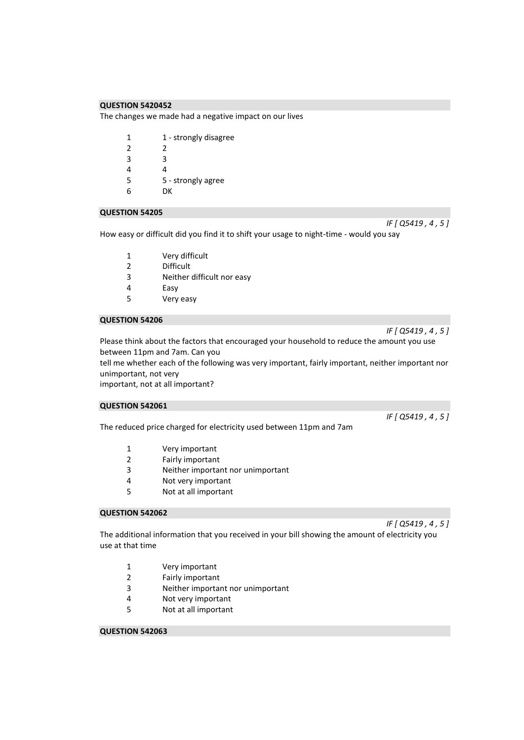**QUESTION 5420452**

The changes we made had a negative impact on our lives

| | |
|---|---|
| 1 | 1 - strongly disagree |
| 2 | 2 |
| 3 | 3 |
| 4 | 4 |
| 5 | 5 - strongly agree |
| 6 | DK |

**QUESTION 54205**

*IF [ Q5419 , 4 , 5 ]*

How easy or difficult did you find it to shift your usage to night-time - would you say

| | |
|---|---|
| 1 | Very difficult |
| 2 | Difficult |
| 3 | Neither difficult nor easy |
| 4 | Easy |
| 5 | Very easy |

**QUESTION 54206**

*IF [ Q5419 , 4 , 5 ]*

Please think about the factors that encouraged your household to reduce the amount you use between 11pm and 7am. Can you
tell me whether each of the following was very important, fairly important, neither important nor unimportant, not very
important, not at all important?

**QUESTION 542061**

*IF [ Q5419 , 4 , 5 ]*

The reduced price charged for electricity used between 11pm and 7am

| | |
|---|---|
| 1 | Very important |
| 2 | Fairly important |
| 3 | Neither important nor unimportant |
| 4 | Not very important |
| 5 | Not at all important |

**QUESTION 542062**

*IF [ Q5419 , 4 , 5 ]*

The additional information that you received in your bill showing the amount of electricity you use at that time

| | |
|---|---|
| 1 | Very important |
| 2 | Fairly important |
| 3 | Neither important nor unimportant |
| 4 | Not very important |
| 5 | Not at all important |

**QUESTION 542063**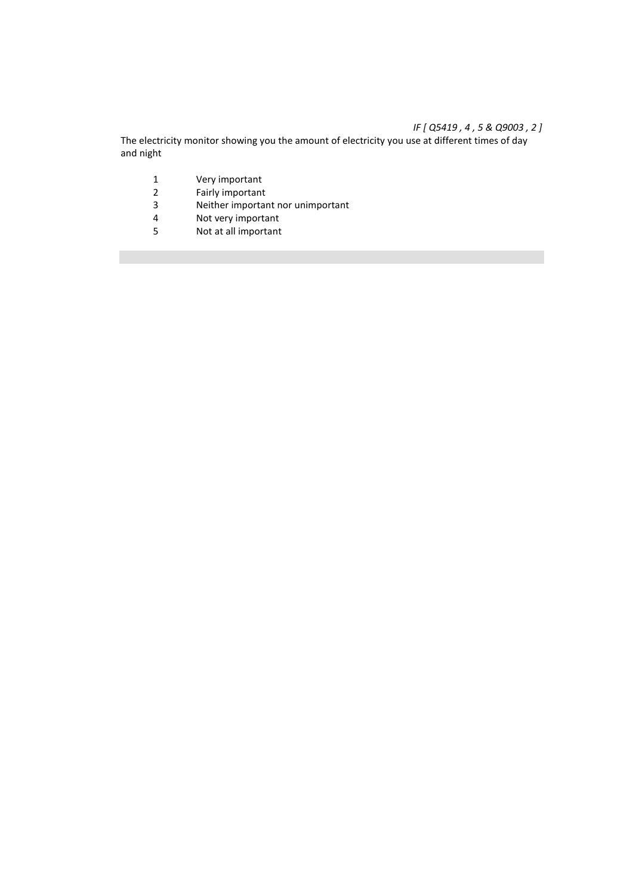*IF [ Q5419 , 4 , 5 & Q9003 , 2 ]*

The electricity monitor showing you the amount of electricity you use at different times of day and night

| | |
|---|---|
| 1 | Very important |
| 2 | Fairly important |
| 3 | Neither important nor unimportant |
| 4 | Not very important |
| 5 | Not at all important |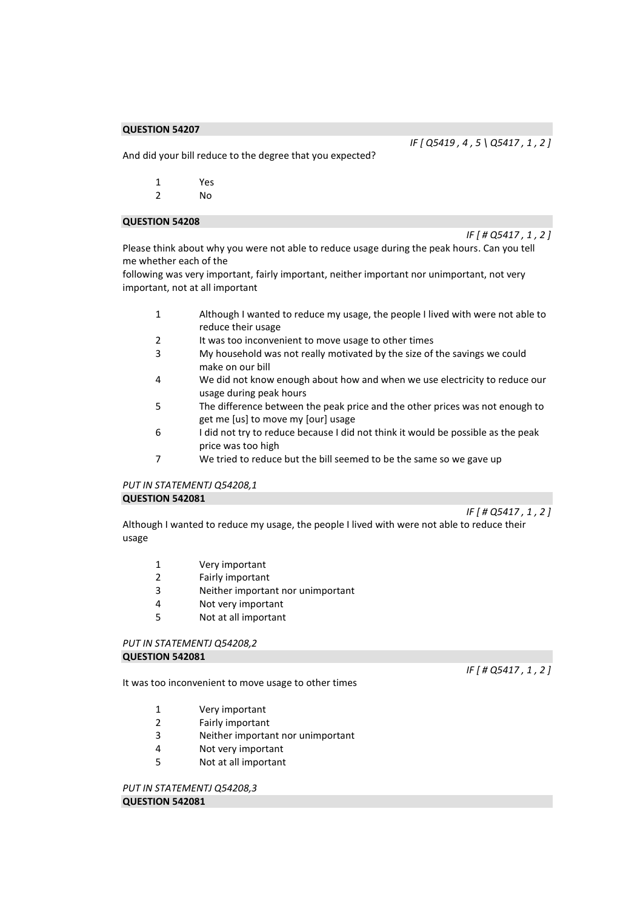**QUESTION 54207**

*IF [ Q5419 , 4 , 5 \ Q5417 , 1 , 2 ]*

And did your bill reduce to the degree that you expected?

1 Yes
2 No

**QUESTION 54208**

*IF [ # Q5417 , 1 , 2 ]*

Please think about why you were not able to reduce usage during the peak hours. Can you tell me whether each of the
following was very important, fairly important, neither important nor unimportant, not very important, not at all important

1 Although I wanted to reduce my usage, the people I lived with were not able to reduce their usage
2 It was too inconvenient to move usage to other times
3 My household was not really motivated by the size of the savings we could make on our bill
4 We did not know enough about how and when we use electricity to reduce our usage during peak hours
5 The difference between the peak price and the other prices was not enough to get me [us] to move my [our] usage
6 I did not try to reduce because I did not think it would be possible as the peak price was too high
7 We tried to reduce but the bill seemed to be the same so we gave up

*PUT IN STATEMENTJ Q54208,1*

**QUESTION 542081**

*IF [ # Q5417 , 1 , 2 ]*

Although I wanted to reduce my usage, the people I lived with were not able to reduce their usage

1 Very important
2 Fairly important
3 Neither important nor unimportant
4 Not very important
5 Not at all important

*PUT IN STATEMENTJ Q54208,2*

**QUESTION 542081**

*IF [ # Q5417 , 1 , 2 ]*

It was too inconvenient to move usage to other times

1 Very important
2 Fairly important
3 Neither important nor unimportant
4 Not very important
5 Not at all important

*PUT IN STATEMENTJ Q54208,3*

**QUESTION 542081**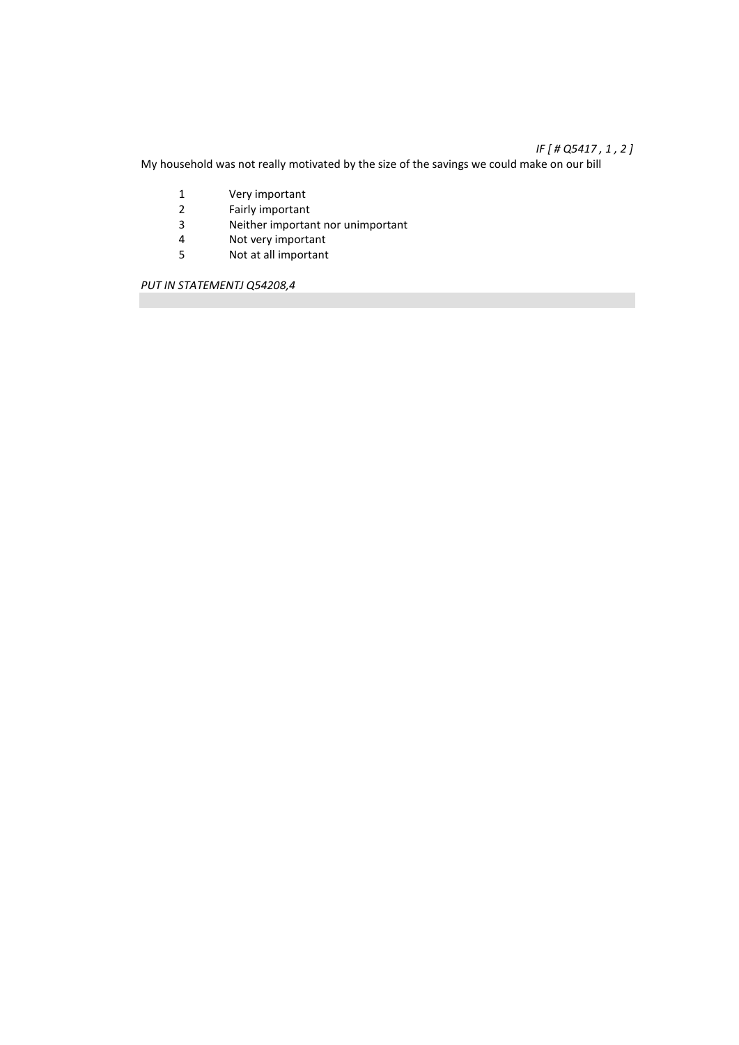*IF [ # Q5417 , 1 , 2 ]*

My household was not really motivated by the size of the savings we could make on our bill

1 Very important
2 Fairly important
3 Neither important nor unimportant
4 Not very important
5 Not at all important

*PUT IN STATEMENTJ Q54208,4*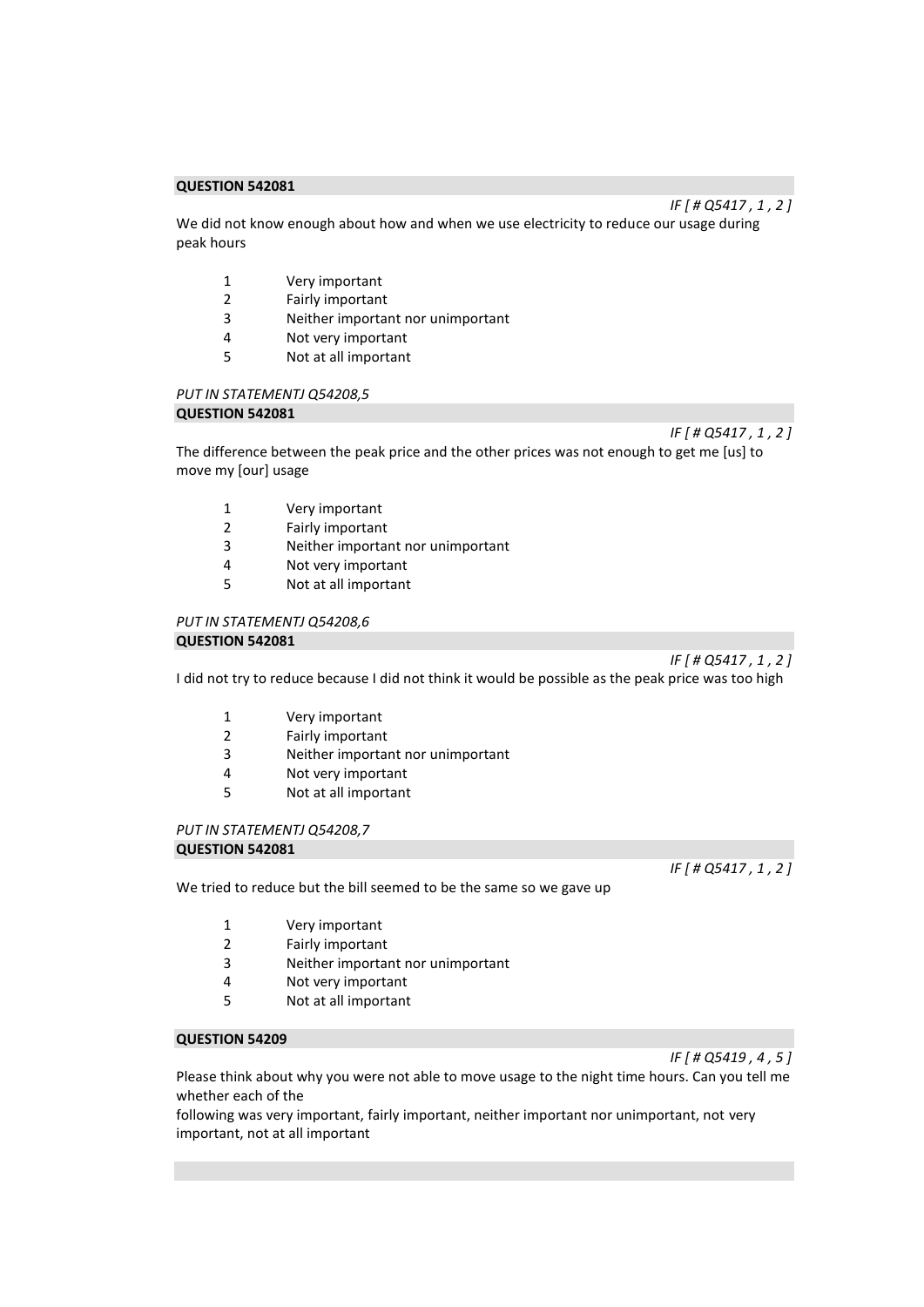**QUESTION 542081**

*IF [ # Q5417 , 1 , 2 ]*

We did not know enough about how and when we use electricity to reduce our usage during peak hours

1 Very important
2 Fairly important
3 Neither important nor unimportant
4 Not very important
5 Not at all important

*PUT IN STATEMENTJ Q54208,5*

**QUESTION 542081**

*IF [ # Q5417 , 1 , 2 ]*

The difference between the peak price and the other prices was not enough to get me [us] to move my [our] usage

1 Very important
2 Fairly important
3 Neither important nor unimportant
4 Not very important
5 Not at all important

*PUT IN STATEMENTJ Q54208,6*

**QUESTION 542081**

*IF [ # Q5417 , 1 , 2 ]*

I did not try to reduce because I did not think it would be possible as the peak price was too high

1 Very important
2 Fairly important
3 Neither important nor unimportant
4 Not very important
5 Not at all important

*PUT IN STATEMENTJ Q54208,7*

**QUESTION 542081**

*IF [ # Q5417 , 1 , 2 ]*

We tried to reduce but the bill seemed to be the same so we gave up

1 Very important
2 Fairly important
3 Neither important nor unimportant
4 Not very important
5 Not at all important

**QUESTION 54209**

*IF [ # Q5419 , 4 , 5 ]*

Please think about why you were not able to move usage to the night time hours. Can you tell me whether each of the
following was very important, fairly important, neither important nor unimportant, not very important, not at all important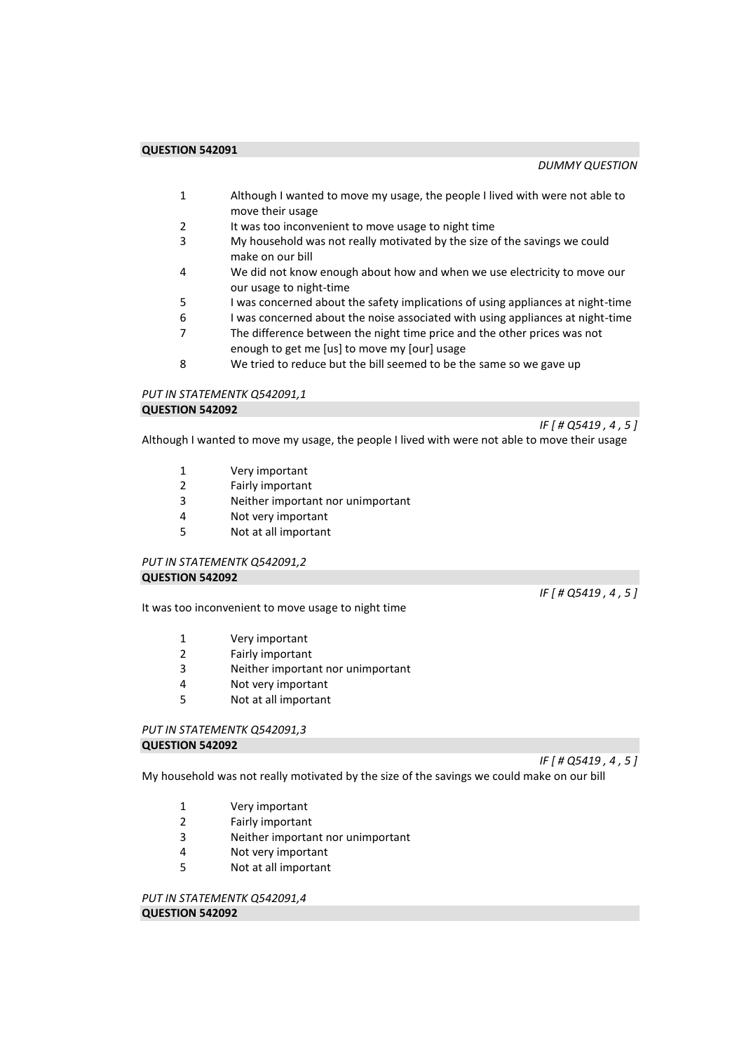**QUESTION 542091**

*DUMMY QUESTION*

1 Although I wanted to move my usage, the people I lived with were not able to move their usage
2 It was too inconvenient to move usage to night time
3 My household was not really motivated by the size of the savings we could make on our bill
4 We did not know enough about how and when we use electricity to move our our usage to night-time
5 I was concerned about the safety implications of using appliances at night-time
6 I was concerned about the noise associated with using appliances at night-time
7 The difference between the night time price and the other prices was not enough to get me [us] to move my [our] usage
8 We tried to reduce but the bill seemed to be the same so we gave up

*PUT IN STATEMENTK Q542091,1*

**QUESTION 542092**

*IF [ # Q5419 , 4 , 5 ]*

Although I wanted to move my usage, the people I lived with were not able to move their usage

1 Very important
2 Fairly important
3 Neither important nor unimportant
4 Not very important
5 Not at all important

*PUT IN STATEMENTK Q542091,2*

**QUESTION 542092**

*IF [ # Q5419 , 4 , 5 ]*

It was too inconvenient to move usage to night time

1 Very important
2 Fairly important
3 Neither important nor unimportant
4 Not very important
5 Not at all important

*PUT IN STATEMENTK Q542091,3*

**QUESTION 542092**

*IF [ # Q5419 , 4 , 5 ]*

My household was not really motivated by the size of the savings we could make on our bill

1 Very important
2 Fairly important
3 Neither important nor unimportant
4 Not very important
5 Not at all important

*PUT IN STATEMENTK Q542091,4*

**QUESTION 542092**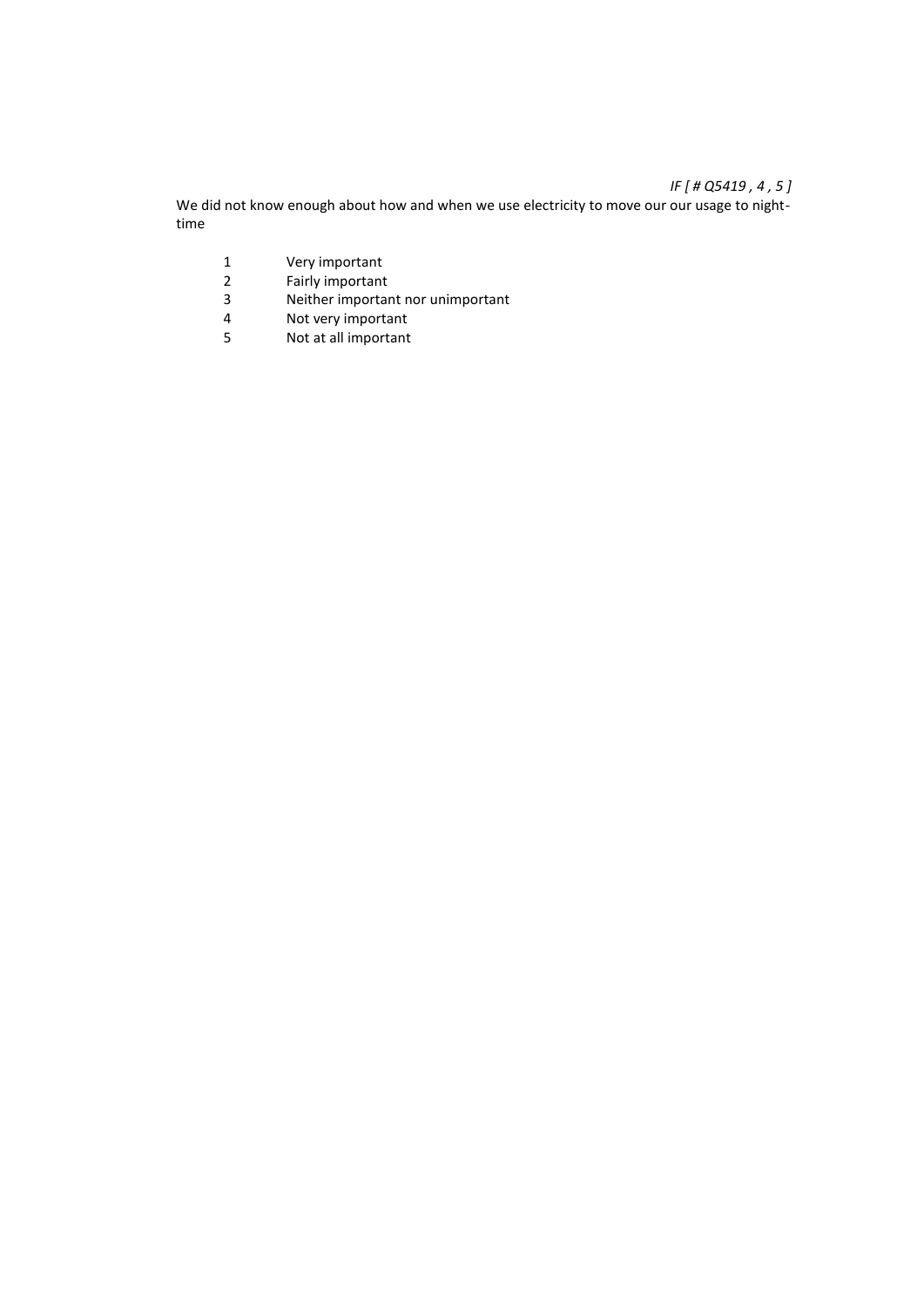*IF [ # Q5419 , 4 , 5 ]*

We did not know enough about how and when we use electricity to move our our usage to night-time

1 Very important
2 Fairly important
3 Neither important nor unimportant
4 Not very important
5 Not at all important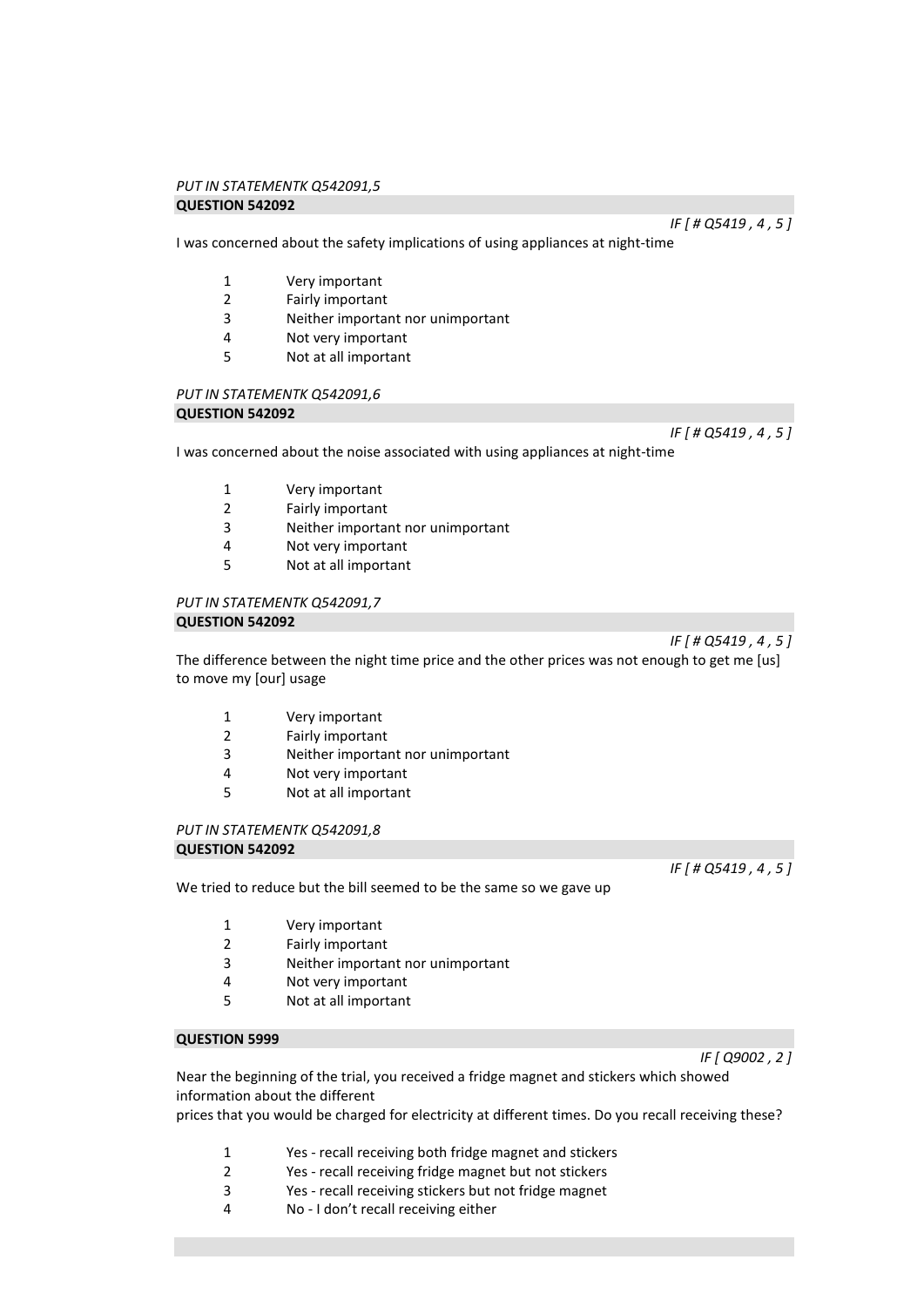*PUT IN STATEMENTK Q542091,5*

**QUESTION 542092**

*IF [ # Q5419 , 4 , 5 ]*

I was concerned about the safety implications of using appliances at night-time

1 Very important
2 Fairly important
3 Neither important nor unimportant
4 Not very important
5 Not at all important

*PUT IN STATEMENTK Q542091,6*

**QUESTION 542092**

*IF [ # Q5419 , 4 , 5 ]*

I was concerned about the noise associated with using appliances at night-time

1 Very important
2 Fairly important
3 Neither important nor unimportant
4 Not very important
5 Not at all important

*PUT IN STATEMENTK Q542091,7*

**QUESTION 542092**

*IF [ # Q5419 , 4 , 5 ]*

The difference between the night time price and the other prices was not enough to get me [us] to move my [our] usage

1 Very important
2 Fairly important
3 Neither important nor unimportant
4 Not very important
5 Not at all important

*PUT IN STATEMENTK Q542091,8*

**QUESTION 542092**

*IF [ # Q5419 , 4 , 5 ]*

We tried to reduce but the bill seemed to be the same so we gave up

1 Very important
2 Fairly important
3 Neither important nor unimportant
4 Not very important
5 Not at all important

**QUESTION 5999**

*IF [ Q9002 , 2 ]*

Near the beginning of the trial, you received a fridge magnet and stickers which showed information about the different
prices that you would be charged for electricity at different times. Do you recall receiving these?

1 Yes - recall receiving both fridge magnet and stickers
2 Yes - recall receiving fridge magnet but not stickers
3 Yes - recall receiving stickers but not fridge magnet
4 No - I don't recall receiving either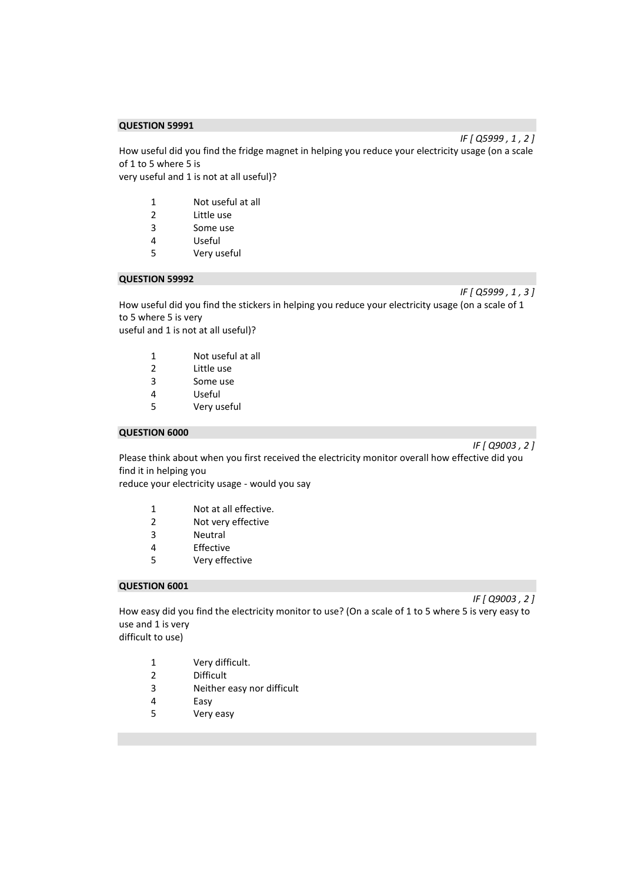**QUESTION 59991**

*IF [ Q5999 , 1 , 2 ]*

How useful did you find the fridge magnet in helping you reduce your electricity usage (on a scale of 1 to 5 where 5 is
very useful and 1 is not at all useful)?

| | |
|---|---|
| 1 | Not useful at all |
| 2 | Little use |
| 3 | Some use |
| 4 | Useful |
| 5 | Very useful |

**QUESTION 59992**

*IF [ Q5999 , 1 , 3 ]*

How useful did you find the stickers in helping you reduce your electricity usage (on a scale of 1 to 5 where 5 is very
useful and 1 is not at all useful)?

| | |
|---|---|
| 1 | Not useful at all |
| 2 | Little use |
| 3 | Some use |
| 4 | Useful |
| 5 | Very useful |

**QUESTION 6000**

*IF [ Q9003 , 2 ]*

Please think about when you first received the electricity monitor overall how effective did you find it in helping you
reduce your electricity usage - would you say

| | |
|---|---|
| 1 | Not at all effective. |
| 2 | Not very effective |
| 3 | Neutral |
| 4 | Effective |
| 5 | Very effective |

**QUESTION 6001**

*IF [ Q9003 , 2 ]*

How easy did you find the electricity monitor to use? (On a scale of 1 to 5 where 5 is very easy to use and 1 is very
difficult to use)

| | |
|---|---|
| 1 | Very difficult. |
| 2 | Difficult |
| 3 | Neither easy nor difficult |
| 4 | Easy |
| 5 | Very easy |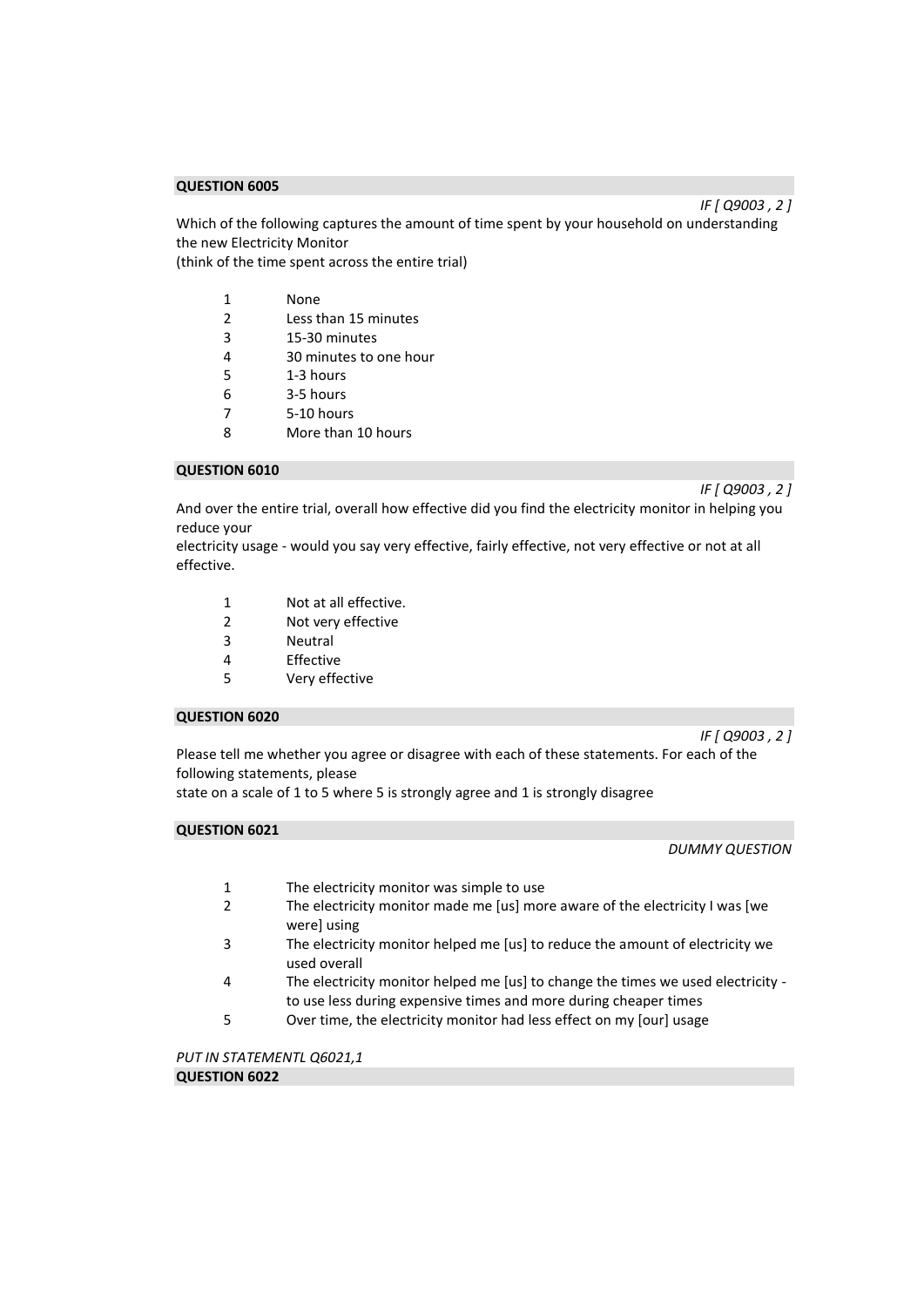**QUESTION 6005**

*IF [ Q9003 , 2 ]*

Which of the following captures the amount of time spent by your household on understanding the new Electricity Monitor
(think of the time spent across the entire trial)

1 None
2 Less than 15 minutes
3 15-30 minutes
4 30 minutes to one hour
5 1-3 hours
6 3-5 hours
7 5-10 hours
8 More than 10 hours

**QUESTION 6010**

*IF [ Q9003 , 2 ]*

And over the entire trial, overall how effective did you find the electricity monitor in helping you reduce your
electricity usage - would you say very effective, fairly effective, not very effective or not at all effective.

1 Not at all effective.
2 Not very effective
3 Neutral
4 Effective
5 Very effective

**QUESTION 6020**

*IF [ Q9003 , 2 ]*

Please tell me whether you agree or disagree with each of these statements. For each of the following statements, please
state on a scale of 1 to 5 where 5 is strongly agree and 1 is strongly disagree

**QUESTION 6021**

*DUMMY QUESTION*

1 The electricity monitor was simple to use
2 The electricity monitor made me [us] more aware of the electricity I was [we were] using
3 The electricity monitor helped me [us] to reduce the amount of electricity we used overall
4 The electricity monitor helped me [us] to change the times we used electricity - to use less during expensive times and more during cheaper times
5 Over time, the electricity monitor had less effect on my [our] usage

*PUT IN STATEMENTL Q6021,1*

**QUESTION 6022**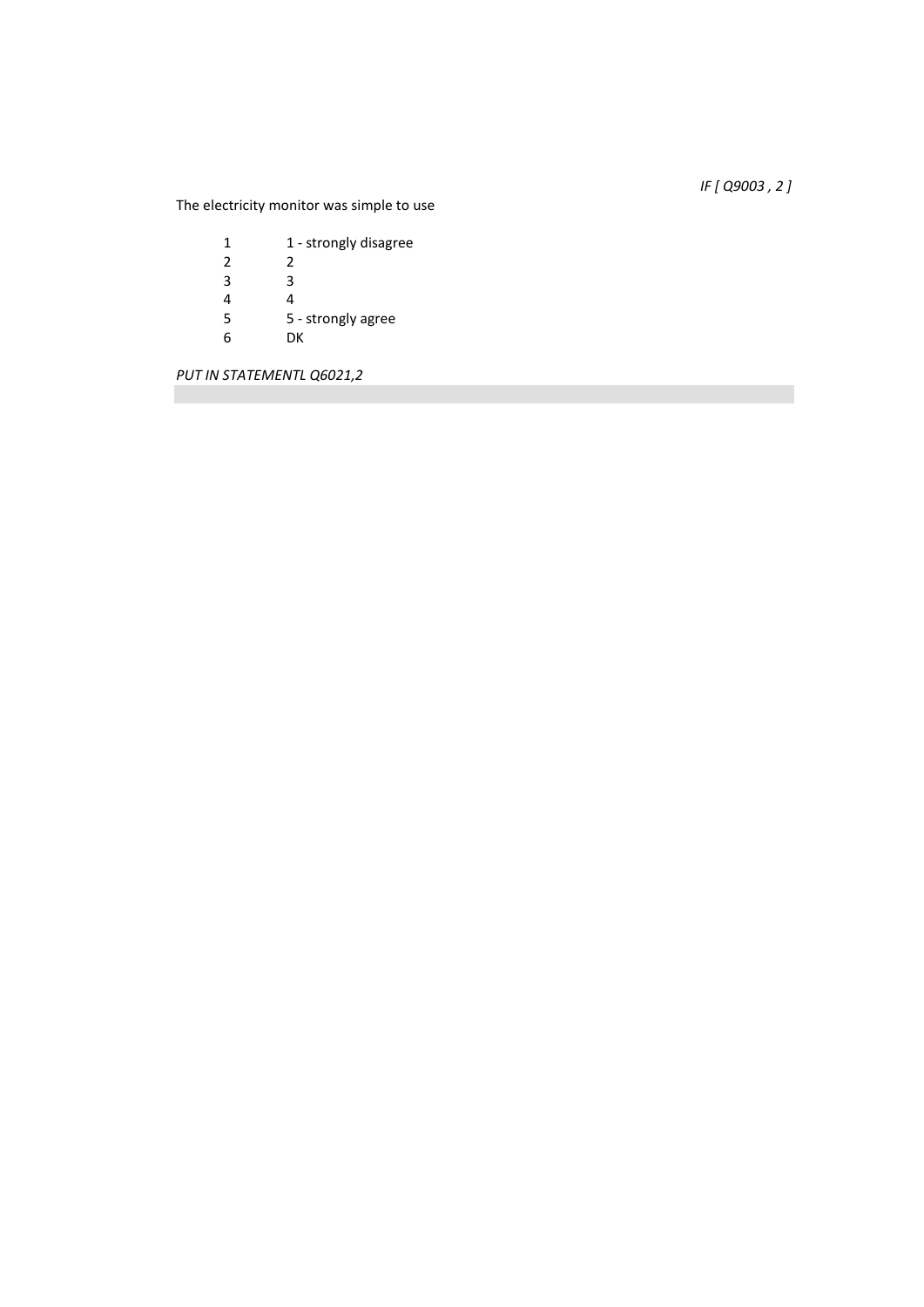*IF [ Q9003 , 2 ]*

The electricity monitor was simple to use

| | |
|---|---|
| 1 | 1 - strongly disagree |
| 2 | 2 |
| 3 | 3 |
| 4 | 4 |
| 5 | 5 - strongly agree |
| 6 | DK |

*PUT IN STATEMENTL Q6021,2*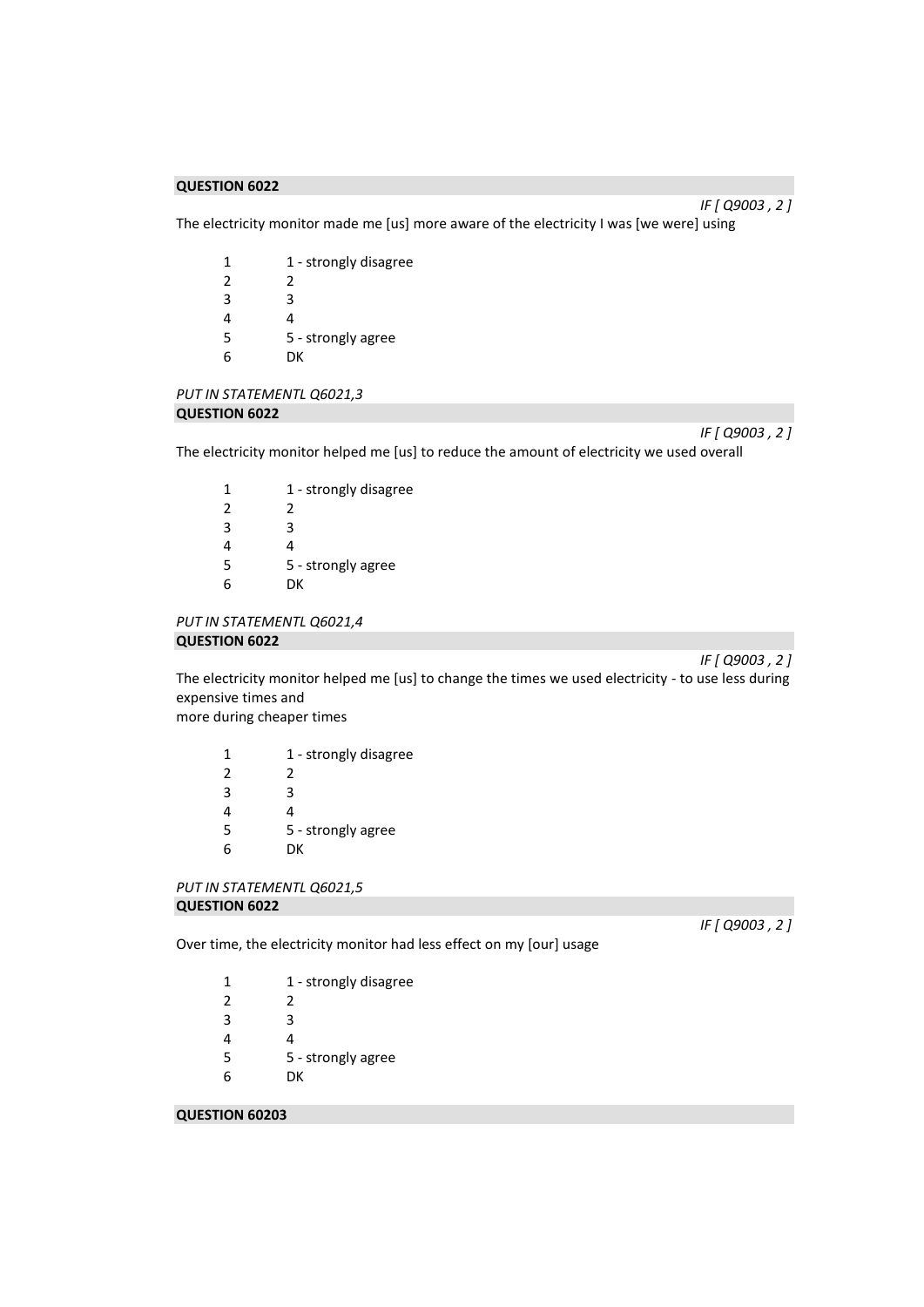**QUESTION 6022**

*IF [ Q9003 , 2 ]*

The electricity monitor made me [us] more aware of the electricity I was [we were] using

| | |
|---|---|
| 1 | 1 - strongly disagree |
| 2 | 2 |
| 3 | 3 |
| 4 | 4 |
| 5 | 5 - strongly agree |
| 6 | DK |

*PUT IN STATEMENTL Q6021,3*

**QUESTION 6022**

*IF [ Q9003 , 2 ]*

The electricity monitor helped me [us] to reduce the amount of electricity we used overall

| | |
|---|---|
| 1 | 1 - strongly disagree |
| 2 | 2 |
| 3 | 3 |
| 4 | 4 |
| 5 | 5 - strongly agree |
| 6 | DK |

*PUT IN STATEMENTL Q6021,4*

**QUESTION 6022**

*IF [ Q9003 , 2 ]*

The electricity monitor helped me [us] to change the times we used electricity - to use less during expensive times and
more during cheaper times

| | |
|---|---|
| 1 | 1 - strongly disagree |
| 2 | 2 |
| 3 | 3 |
| 4 | 4 |
| 5 | 5 - strongly agree |
| 6 | DK |

*PUT IN STATEMENTL Q6021,5*

**QUESTION 6022**

*IF [ Q9003 , 2 ]*

Over time, the electricity monitor had less effect on my [our] usage

| | |
|---|---|
| 1 | 1 - strongly disagree |
| 2 | 2 |
| 3 | 3 |
| 4 | 4 |
| 5 | 5 - strongly agree |
| 6 | DK |

**QUESTION 60203**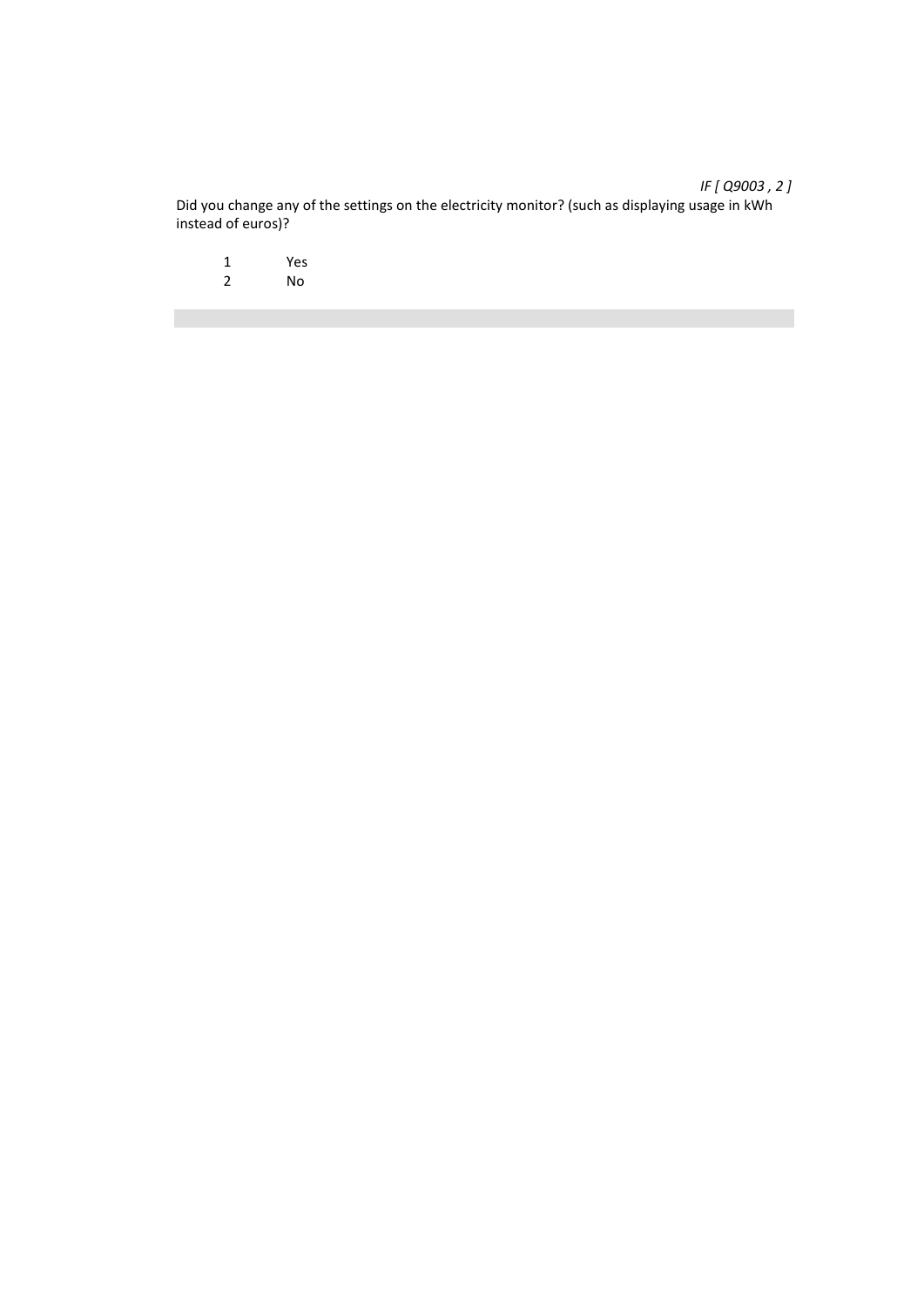*IF [ Q9003 , 2 ]*

Did you change any of the settings on the electricity monitor? (such as displaying usage in kWh instead of euros)?

1 Yes
2 No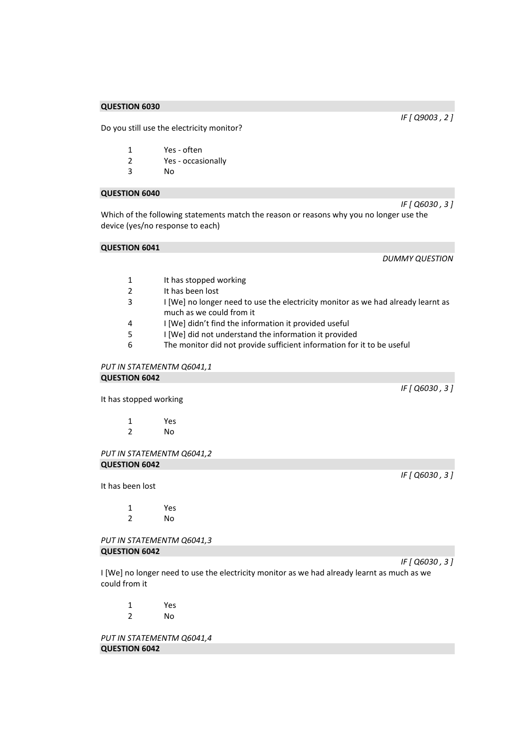**QUESTION 6030**

*IF [ Q9003 , 2 ]*

Do you still use the electricity monitor?

1 Yes - often
2 Yes - occasionally
3 No

**QUESTION 6040**

*IF [ Q6030 , 3 ]*

Which of the following statements match the reason or reasons why you no longer use the device (yes/no response to each)

**QUESTION 6041**

*DUMMY QUESTION*

1 It has stopped working
2 It has been lost
3 I [We] no longer need to use the electricity monitor as we had already learnt as much as we could from it
4 I [We] didn't find the information it provided useful
5 I [We] did not understand the information it provided
6 The monitor did not provide sufficient information for it to be useful

*PUT IN STATEMENTM Q6041,1*

**QUESTION 6042**

*IF [ Q6030 , 3 ]*

It has stopped working

1 Yes
2 No

*PUT IN STATEMENTM Q6041,2*

**QUESTION 6042**

*IF [ Q6030 , 3 ]*

It has been lost

1 Yes
2 No

*PUT IN STATEMENTM Q6041,3*

**QUESTION 6042**

*IF [ Q6030 , 3 ]*

I [We] no longer need to use the electricity monitor as we had already learnt as much as we could from it

1 Yes
2 No

*PUT IN STATEMENTM Q6041,4*

**QUESTION 6042**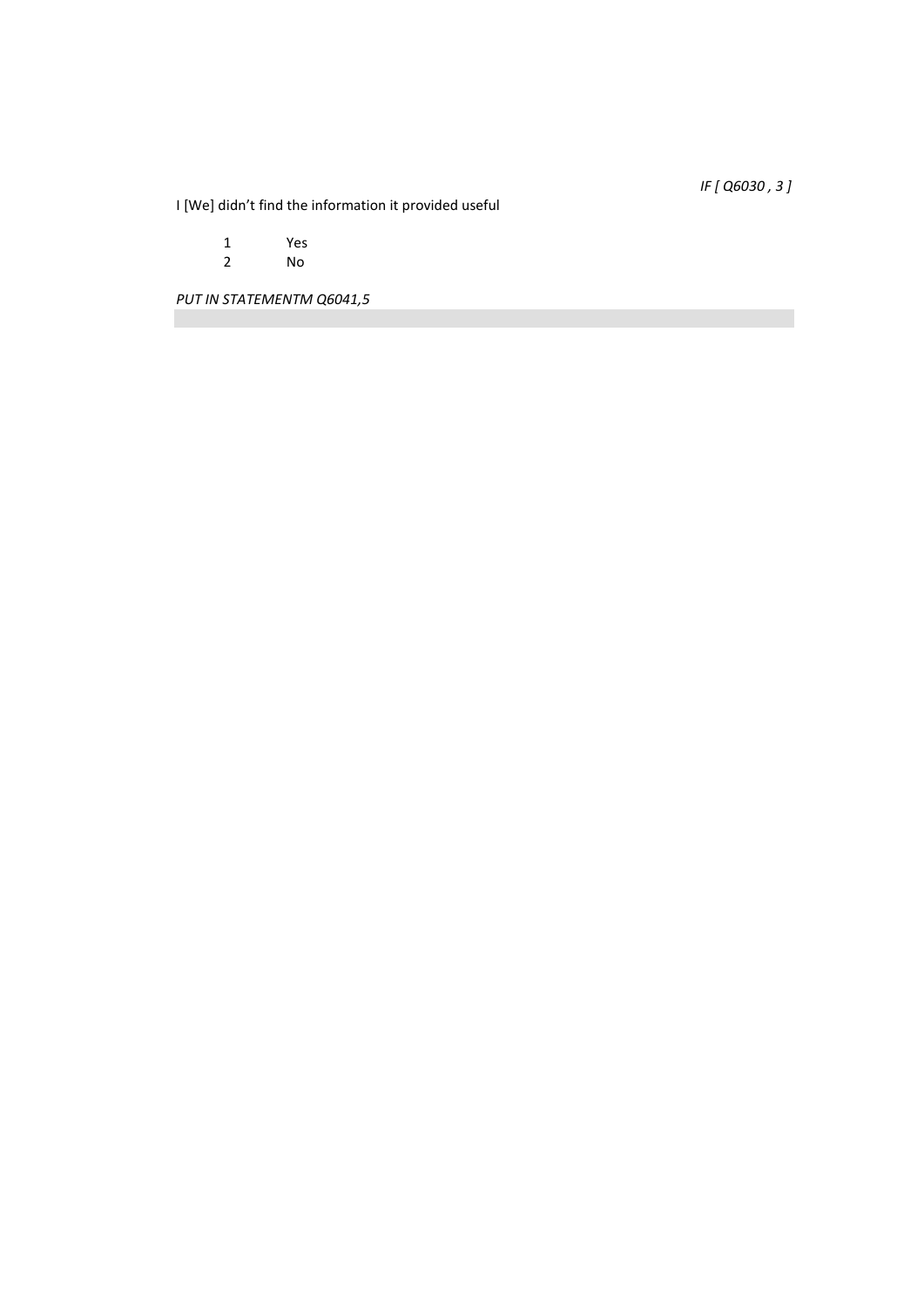*IF [ Q6030 , 3 ]*

I [We] didn't find the information it provided useful

1 Yes
2 No

*PUT IN STATEMENTM Q6041,5*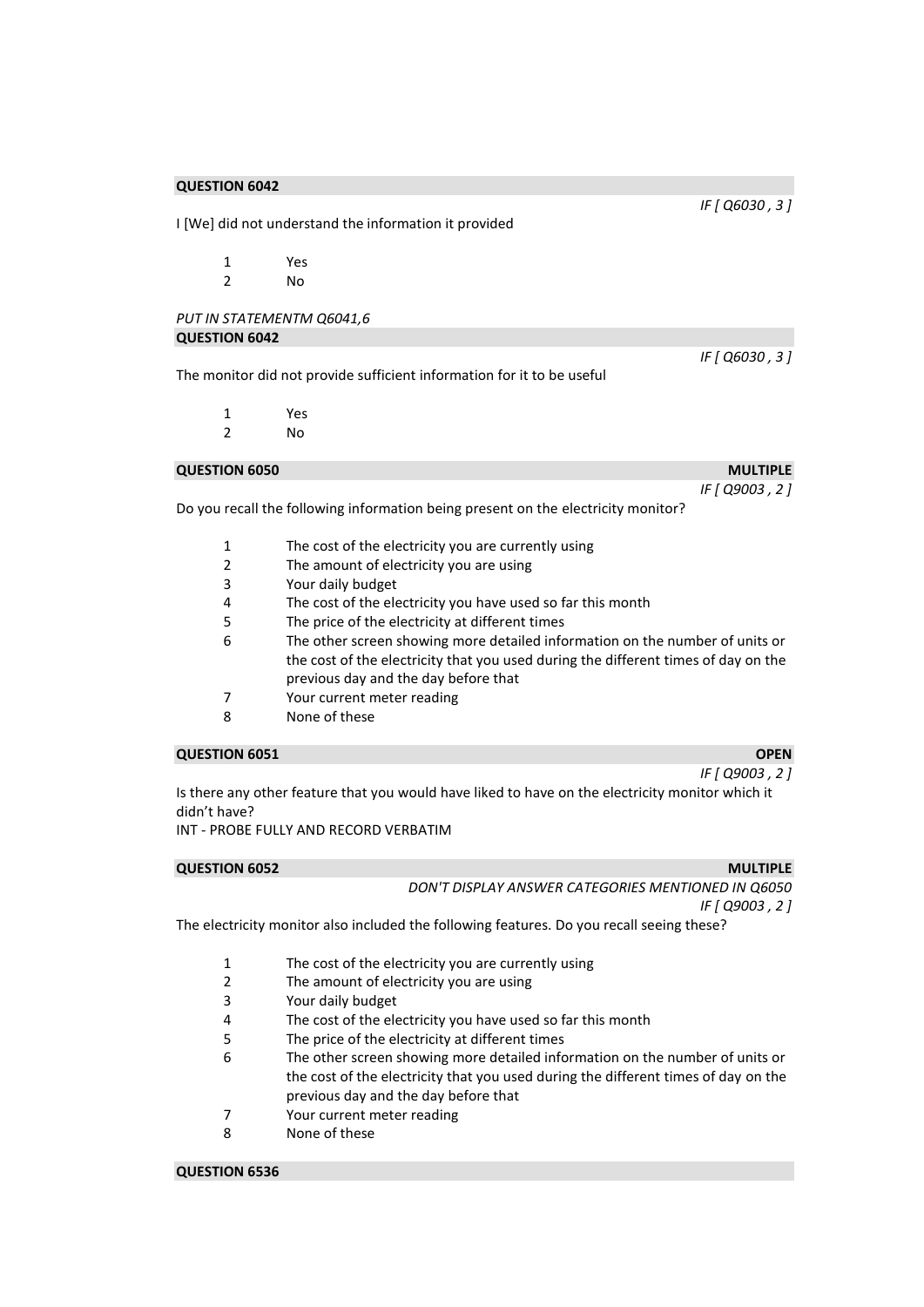**QUESTION 6042**

*IF [ Q6030 , 3 ]*

I [We] did not understand the information it provided

1 Yes
2 No

*PUT IN STATEMENTM Q6041,6*

**QUESTION 6042**

*IF [ Q6030 , 3 ]*

The monitor did not provide sufficient information for it to be useful

1 Yes
2 No

**QUESTION 6050** **MULTIPLE**

*IF [ Q9003 , 2 ]*

Do you recall the following information being present on the electricity monitor?

1 The cost of the electricity you are currently using
2 The amount of electricity you are using
3 Your daily budget
4 The cost of the electricity you have used so far this month
5 The price of the electricity at different times
6 The other screen showing more detailed information on the number of units or the cost of the electricity that you used during the different times of day on the previous day and the day before that
7 Your current meter reading
8 None of these

**QUESTION 6051** **OPEN**

*IF [ Q9003 , 2 ]*

Is there any other feature that you would have liked to have on the electricity monitor which it didn't have?
INT - PROBE FULLY AND RECORD VERBATIM

**QUESTION 6052** **MULTIPLE**

*DON'T DISPLAY ANSWER CATEGORIES MENTIONED IN Q6050*
*IF [ Q9003 , 2 ]*

The electricity monitor also included the following features. Do you recall seeing these?

1 The cost of the electricity you are currently using
2 The amount of electricity you are using
3 Your daily budget
4 The cost of the electricity you have used so far this month
5 The price of the electricity at different times
6 The other screen showing more detailed information on the number of units or the cost of the electricity that you used during the different times of day on the previous day and the day before that
7 Your current meter reading
8 None of these

**QUESTION 6536**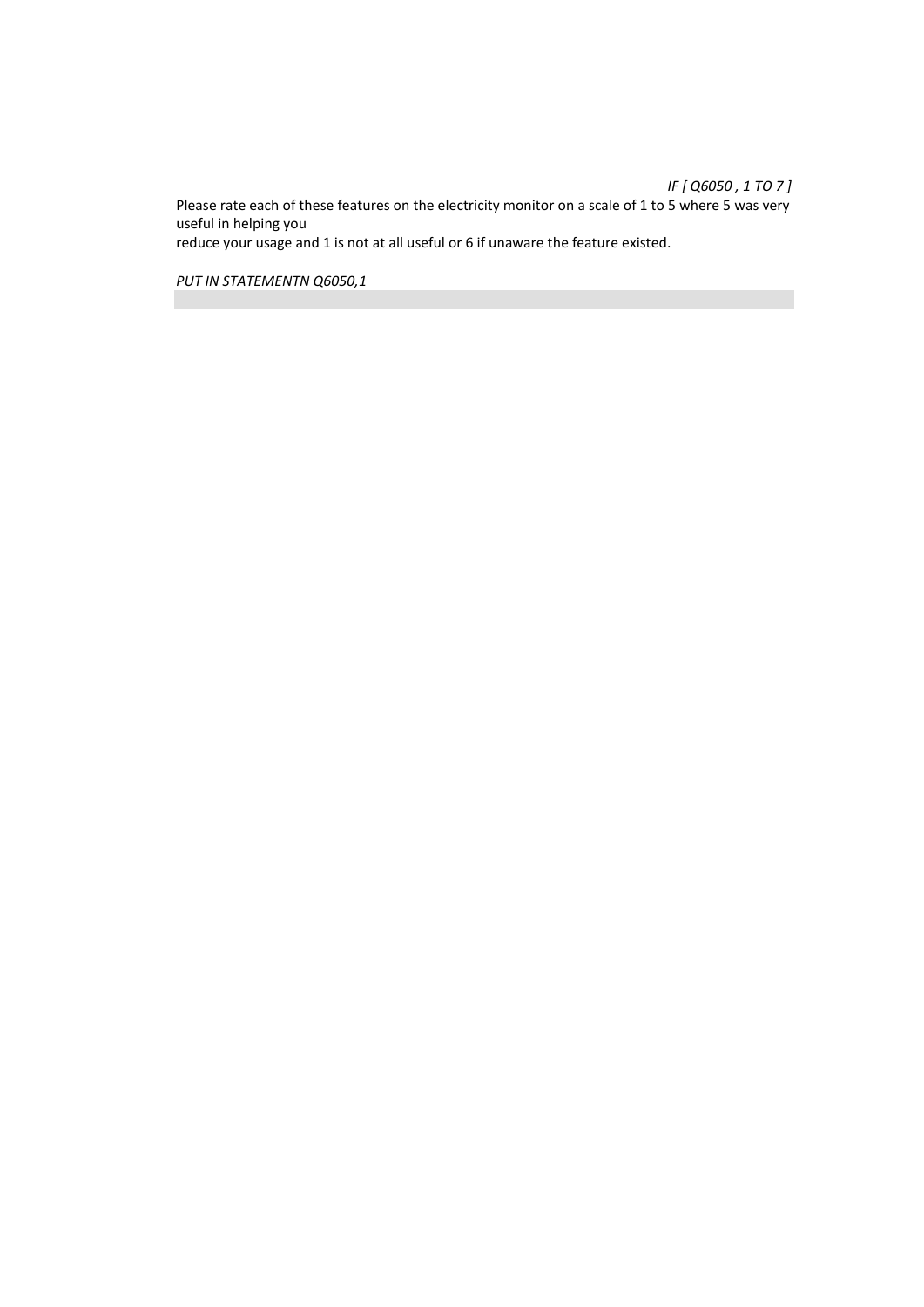*IF [ Q6050 , 1 TO 7 ]*

Please rate each of these features on the electricity monitor on a scale of 1 to 5 where 5 was very useful in helping you
reduce your usage and 1 is not at all useful or 6 if unaware the feature existed.

*PUT IN STATEMENTN Q6050,1*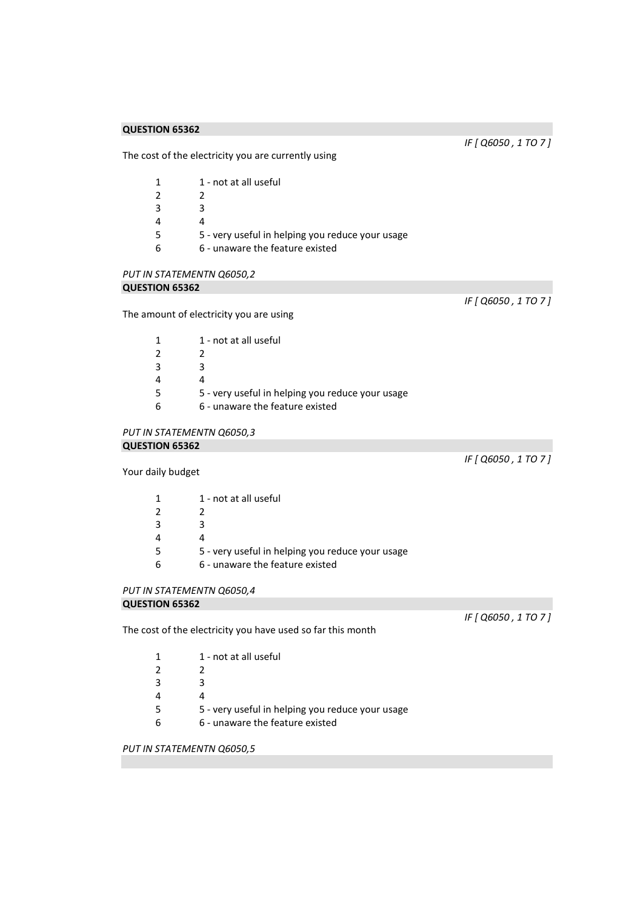**QUESTION 65362**

*IF [ Q6050 , 1 TO 7 ]*

The cost of the electricity you are currently using

| | |
|---|---|
| 1 | 1 - not at all useful |
| 2 | 2 |
| 3 | 3 |
| 4 | 4 |
| 5 | 5 - very useful in helping you reduce your usage |
| 6 | 6 - unaware the feature existed |

*PUT IN STATEMENTN Q6050,2*

**QUESTION 65362**

*IF [ Q6050 , 1 TO 7 ]*

The amount of electricity you are using

| | |
|---|---|
| 1 | 1 - not at all useful |
| 2 | 2 |
| 3 | 3 |
| 4 | 4 |
| 5 | 5 - very useful in helping you reduce your usage |
| 6 | 6 - unaware the feature existed |

*PUT IN STATEMENTN Q6050,3*

**QUESTION 65362**

*IF [ Q6050 , 1 TO 7 ]*

Your daily budget

| | |
|---|---|
| 1 | 1 - not at all useful |
| 2 | 2 |
| 3 | 3 |
| 4 | 4 |
| 5 | 5 - very useful in helping you reduce your usage |
| 6 | 6 - unaware the feature existed |

*PUT IN STATEMENTN Q6050,4*

**QUESTION 65362**

*IF [ Q6050 , 1 TO 7 ]*

The cost of the electricity you have used so far this month

| | |
|---|---|
| 1 | 1 - not at all useful |
| 2 | 2 |
| 3 | 3 |
| 4 | 4 |
| 5 | 5 - very useful in helping you reduce your usage |
| 6 | 6 - unaware the feature existed |

*PUT IN STATEMENTN Q6050,5*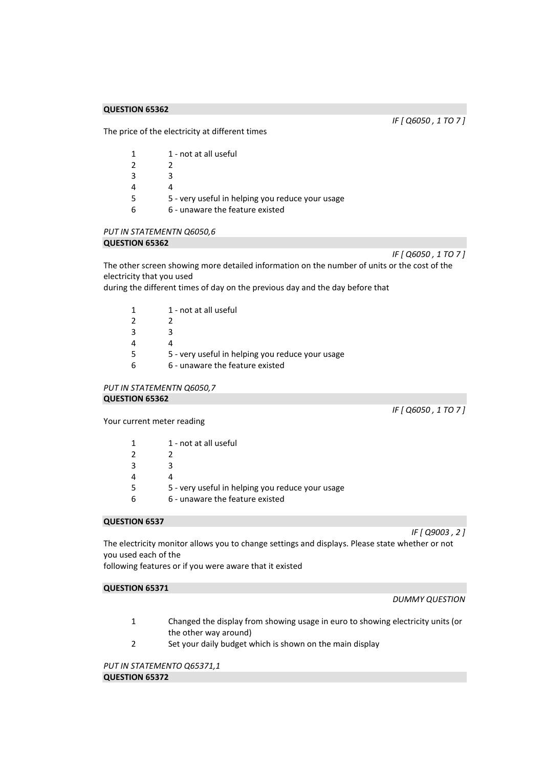**QUESTION 65362**

*IF [ Q6050 , 1 TO 7 ]*

The price of the electricity at different times

| | |
|---|---|
| 1 | 1 - not at all useful |
| 2 | 2 |
| 3 | 3 |
| 4 | 4 |
| 5 | 5 - very useful in helping you reduce your usage |
| 6 | 6 - unaware the feature existed |

*PUT IN STATEMENTN Q6050,6*

**QUESTION 65362**

*IF [ Q6050 , 1 TO 7 ]*

The other screen showing more detailed information on the number of units or the cost of the electricity that you used
during the different times of day on the previous day and the day before that

| | |
|---|---|
| 1 | 1 - not at all useful |
| 2 | 2 |
| 3 | 3 |
| 4 | 4 |
| 5 | 5 - very useful in helping you reduce your usage |
| 6 | 6 - unaware the feature existed |

*PUT IN STATEMENTN Q6050,7*

**QUESTION 65362**

*IF [ Q6050 , 1 TO 7 ]*

Your current meter reading

| | |
|---|---|
| 1 | 1 - not at all useful |
| 2 | 2 |
| 3 | 3 |
| 4 | 4 |
| 5 | 5 - very useful in helping you reduce your usage |
| 6 | 6 - unaware the feature existed |

**QUESTION 6537**

*IF [ Q9003 , 2 ]*

The electricity monitor allows you to change settings and displays. Please state whether or not you used each of the
following features or if you were aware that it existed

**QUESTION 65371**

*DUMMY QUESTION*

| | |
|---|---|
| 1 | Changed the display from showing usage in euro to showing electricity units (or the other way around) |
| 2 | Set your daily budget which is shown on the main display |

*PUT IN STATEMENTO Q65371,1*

**QUESTION 65372**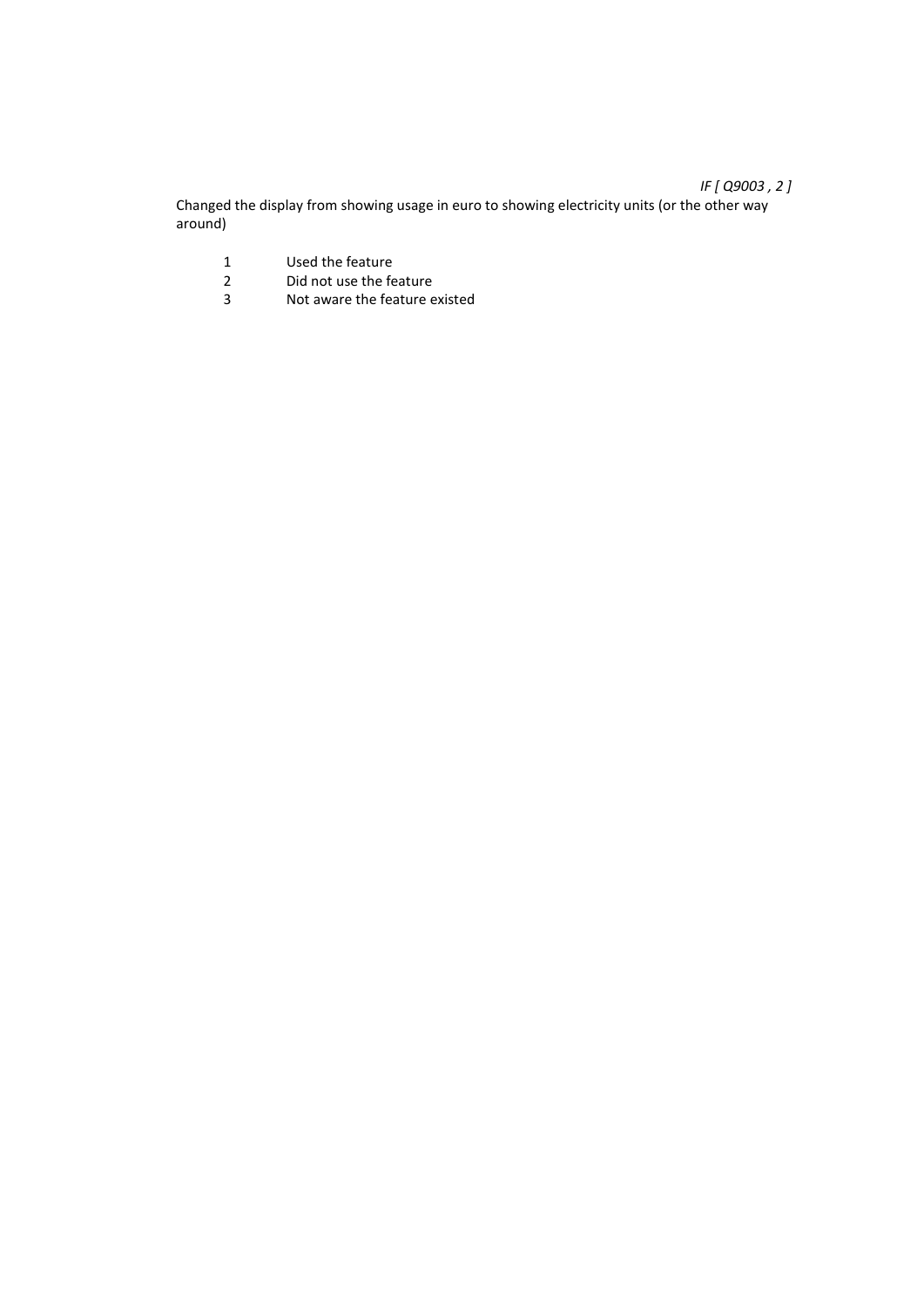*IF [ Q9003 , 2 ]*

Changed the display from showing usage in euro to showing electricity units (or the other way around)

1 Used the feature
2 Did not use the feature
3 Not aware the feature existed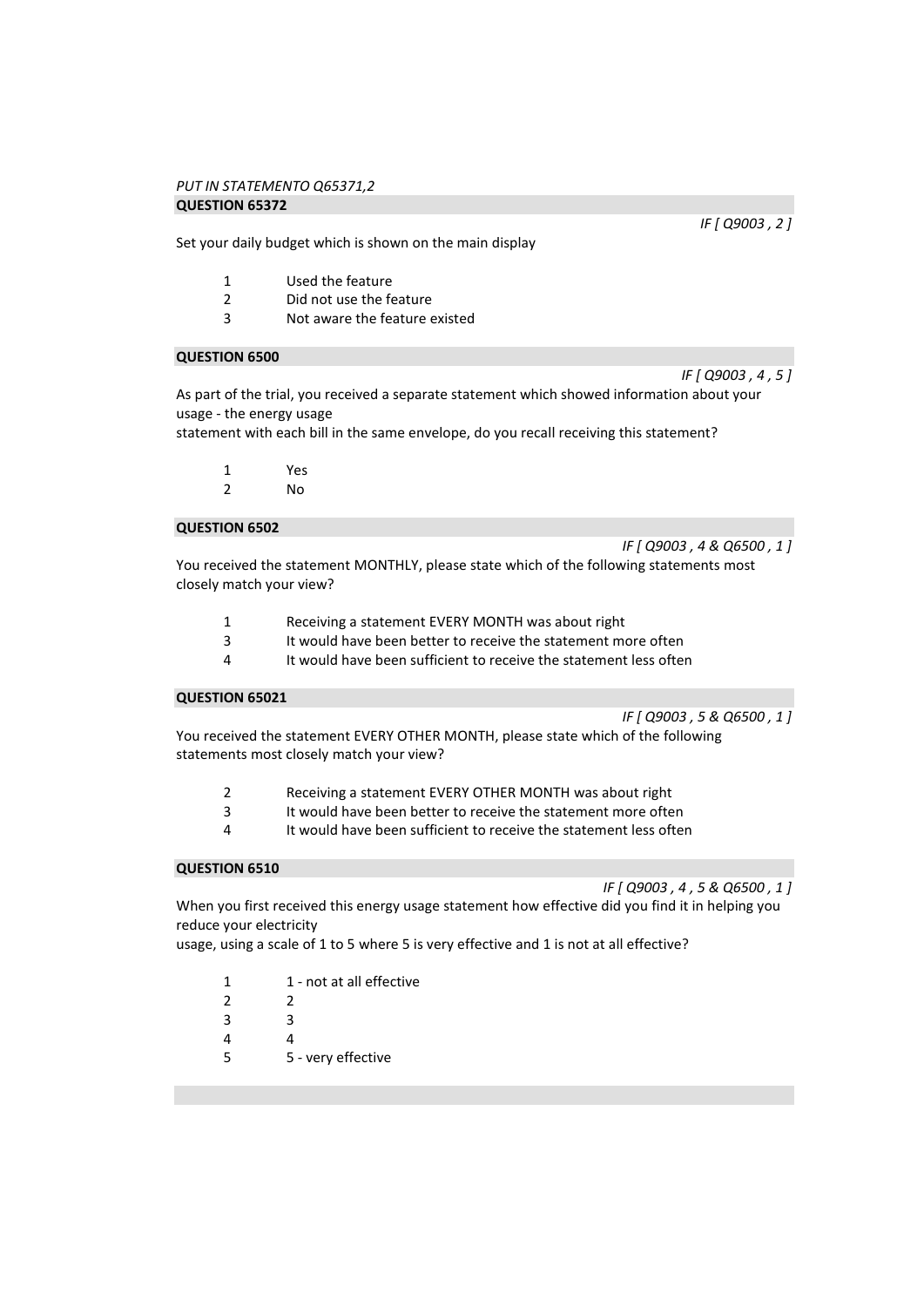*PUT IN STATEMENTO Q65371,2*

**QUESTION 65372**

*IF [ Q9003 , 2 ]*

Set your daily budget which is shown on the main display

1 Used the feature
2 Did not use the feature
3 Not aware the feature existed

**QUESTION 6500**

*IF [ Q9003 , 4 , 5 ]*

As part of the trial, you received a separate statement which showed information about your usage - the energy usage
statement with each bill in the same envelope, do you recall receiving this statement?

1 Yes
2 No

**QUESTION 6502**

*IF [ Q9003 , 4 & Q6500 , 1 ]*

You received the statement MONTHLY, please state which of the following statements most closely match your view?

1 Receiving a statement EVERY MONTH was about right
3 It would have been better to receive the statement more often
4 It would have been sufficient to receive the statement less often

**QUESTION 65021**

*IF [ Q9003 , 5 & Q6500 , 1 ]*

You received the statement EVERY OTHER MONTH, please state which of the following statements most closely match your view?

2 Receiving a statement EVERY OTHER MONTH was about right
3 It would have been better to receive the statement more often
4 It would have been sufficient to receive the statement less often

**QUESTION 6510**

*IF [ Q9003 , 4 , 5 & Q6500 , 1 ]*

When you first received this energy usage statement how effective did you find it in helping you reduce your electricity
usage, using a scale of 1 to 5 where 5 is very effective and 1 is not at all effective?

1 1 - not at all effective
2 2
3 3
4 4
5 5 - very effective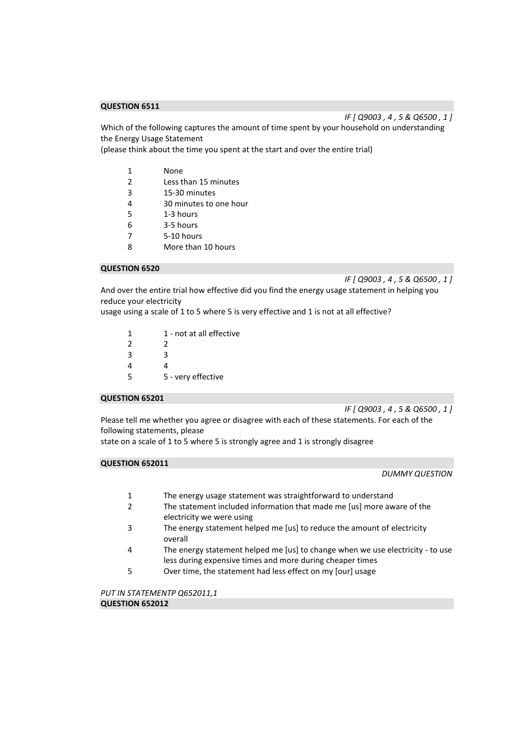**QUESTION 6511**

*IF [ Q9003 , 4 , 5 & Q6500 , 1 ]*

Which of the following captures the amount of time spent by your household on understanding the Energy Usage Statement
(please think about the time you spent at the start and over the entire trial)

| | |
|---|---|
| 1 | None |
| 2 | Less than 15 minutes |
| 3 | 15-30 minutes |
| 4 | 30 minutes to one hour |
| 5 | 1-3 hours |
| 6 | 3-5 hours |
| 7 | 5-10 hours |
| 8 | More than 10 hours |

**QUESTION 6520**

*IF [ Q9003 , 4 , 5 & Q6500 , 1 ]*

And over the entire trial how effective did you find the energy usage statement in helping you reduce your electricity
usage using a scale of 1 to 5 where 5 is very effective and 1 is not at all effective?

| | |
|---|---|
| 1 | 1 - not at all effective |
| 2 | 2 |
| 3 | 3 |
| 4 | 4 |
| 5 | 5 - very effective |

**QUESTION 65201**

*IF [ Q9003 , 4 , 5 & Q6500 , 1 ]*

Please tell me whether you agree or disagree with each of these statements. For each of the following statements, please
state on a scale of 1 to 5 where 5 is strongly agree and 1 is strongly disagree

**QUESTION 652011**

*DUMMY QUESTION*

| | |
|---|---|
| 1 | The energy usage statement was straightforward to understand |
| 2 | The statement included information that made me [us] more aware of the electricity we were using |
| 3 | The energy statement helped me [us] to reduce the amount of electricity overall |
| 4 | The energy statement helped me [us] to change when we use electricity - to use less during expensive times and more during cheaper times |
| 5 | Over time, the statement had less effect on my [our] usage |

*PUT IN STATEMENTP Q652011,1*

**QUESTION 652012**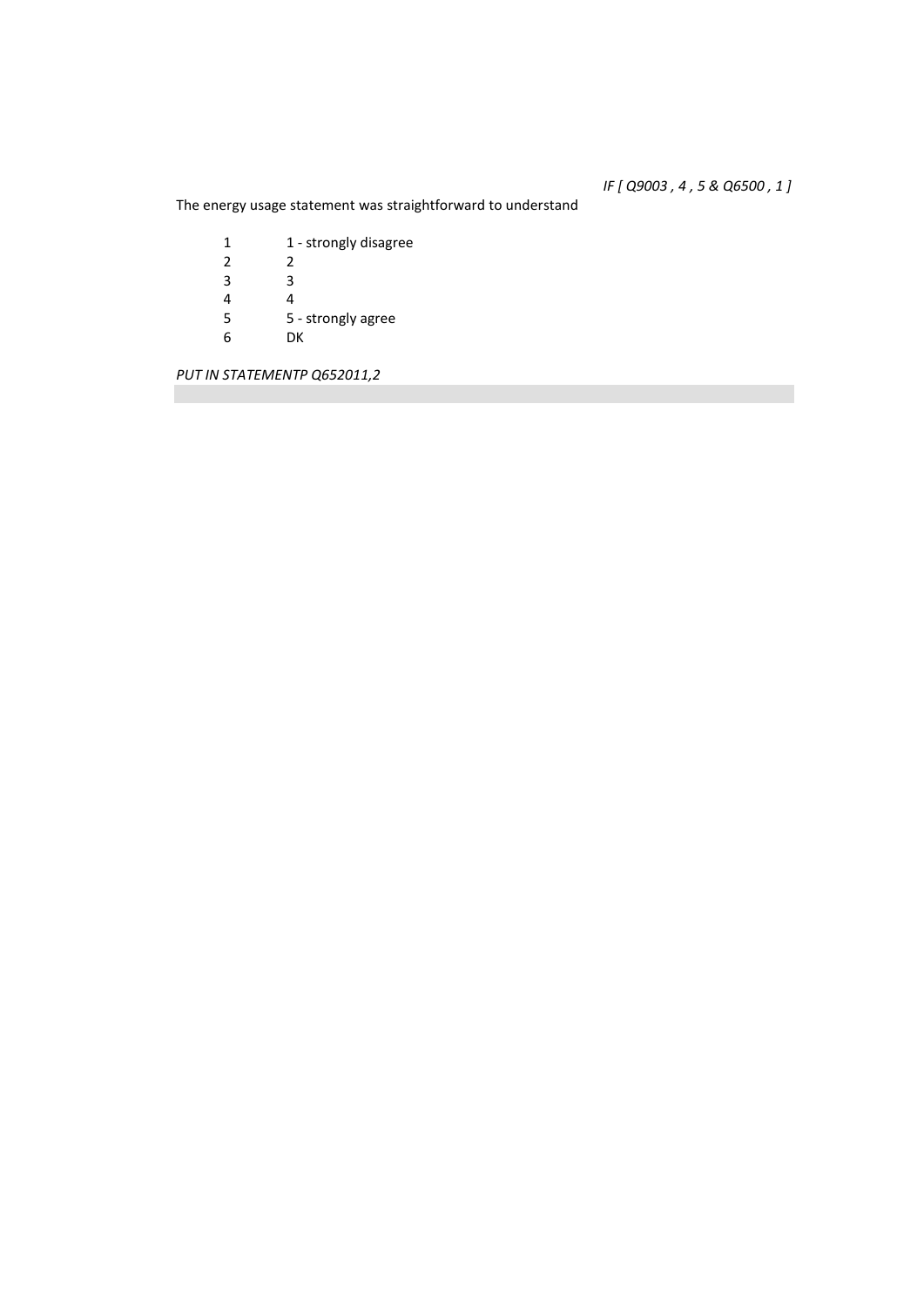*IF [ Q9003 , 4 , 5 & Q6500 , 1 ]*

The energy usage statement was straightforward to understand

| | |
|---|---|
| 1 | 1 - strongly disagree |
| 2 | 2 |
| 3 | 3 |
| 4 | 4 |
| 5 | 5 - strongly agree |
| 6 | DK |

*PUT IN STATEMENTP Q652011,2*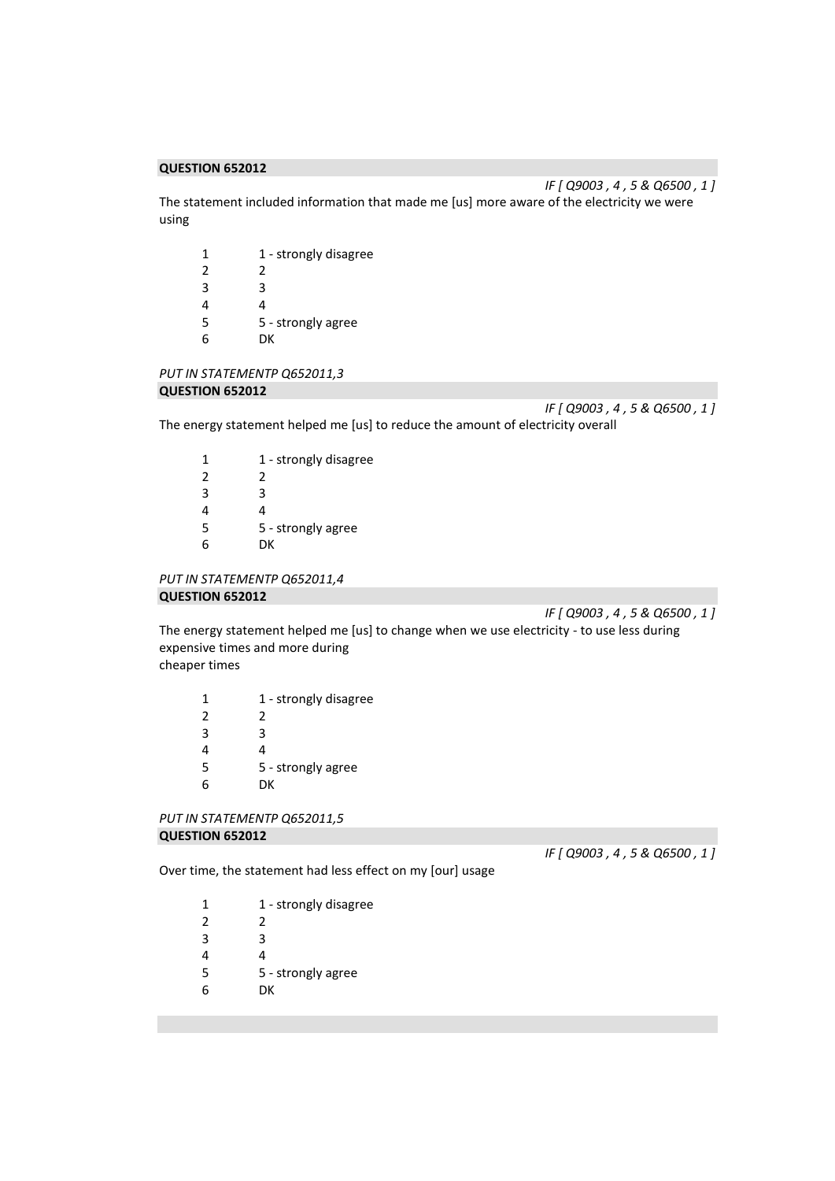**QUESTION 652012**

*IF [ Q9003 , 4 , 5 & Q6500 , 1 ]*

The statement included information that made me [us] more aware of the electricity we were using

| | |
|---|---|
| 1 | 1 - strongly disagree |
| 2 | 2 |
| 3 | 3 |
| 4 | 4 |
| 5 | 5 - strongly agree |
| 6 | DK |

*PUT IN STATEMENTP Q652011,3*

**QUESTION 652012**

*IF [ Q9003 , 4 , 5 & Q6500 , 1 ]*

The energy statement helped me [us] to reduce the amount of electricity overall

| | |
|---|---|
| 1 | 1 - strongly disagree |
| 2 | 2 |
| 3 | 3 |
| 4 | 4 |
| 5 | 5 - strongly agree |
| 6 | DK |

*PUT IN STATEMENTP Q652011,4*

**QUESTION 652012**

*IF [ Q9003 , 4 , 5 & Q6500 , 1 ]*

The energy statement helped me [us] to change when we use electricity - to use less during expensive times and more during
cheaper times

| | |
|---|---|
| 1 | 1 - strongly disagree |
| 2 | 2 |
| 3 | 3 |
| 4 | 4 |
| 5 | 5 - strongly agree |
| 6 | DK |

*PUT IN STATEMENTP Q652011,5*

**QUESTION 652012**

*IF [ Q9003 , 4 , 5 & Q6500 , 1 ]*

Over time, the statement had less effect on my [our] usage

| | |
|---|---|
| 1 | 1 - strongly disagree |
| 2 | 2 |
| 3 | 3 |
| 4 | 4 |
| 5 | 5 - strongly agree |
| 6 | DK |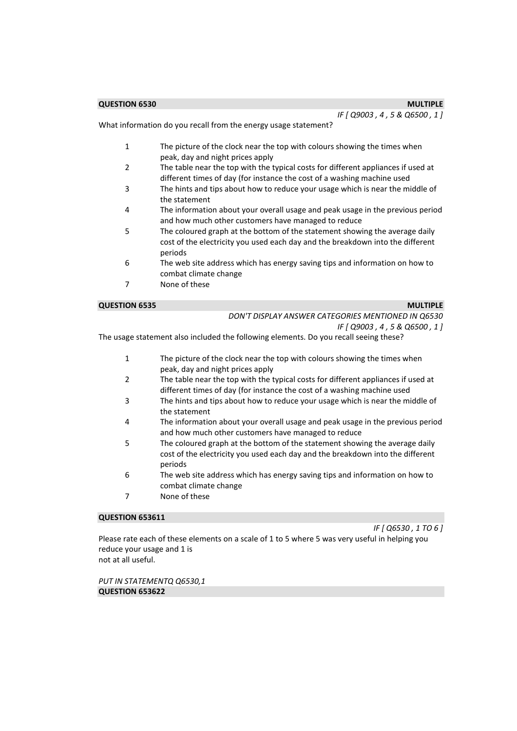**QUESTION 6530** **MULTIPLE**

*IF [ Q9003 , 4 , 5 & Q6500 , 1 ]*

What information do you recall from the energy usage statement?

1 The picture of the clock near the top with colours showing the times when peak, day and night prices apply
2 The table near the top with the typical costs for different appliances if used at different times of day (for instance the cost of a washing machine used
3 The hints and tips about how to reduce your usage which is near the middle of the statement
4 The information about your overall usage and peak usage in the previous period and how much other customers have managed to reduce
5 The coloured graph at the bottom of the statement showing the average daily cost of the electricity you used each day and the breakdown into the different periods
6 The web site address which has energy saving tips and information on how to combat climate change
7 None of these

**QUESTION 6535** **MULTIPLE**

*DON'T DISPLAY ANSWER CATEGORIES MENTIONED IN Q6530*

*IF [ Q9003 , 4 , 5 & Q6500 , 1 ]*

The usage statement also included the following elements. Do you recall seeing these?

1 The picture of the clock near the top with colours showing the times when peak, day and night prices apply
2 The table near the top with the typical costs for different appliances if used at different times of day (for instance the cost of a washing machine used
3 The hints and tips about how to reduce your usage which is near the middle of the statement
4 The information about your overall usage and peak usage in the previous period and how much other customers have managed to reduce
5 The coloured graph at the bottom of the statement showing the average daily cost of the electricity you used each day and the breakdown into the different periods
6 The web site address which has energy saving tips and information on how to combat climate change
7 None of these

**QUESTION 653611**

*IF [ Q6530 , 1 TO 6 ]*

Please rate each of these elements on a scale of 1 to 5 where 5 was very useful in helping you reduce your usage and 1 is
not at all useful.

*PUT IN STATEMENTQ Q6530,1*

**QUESTION 653622**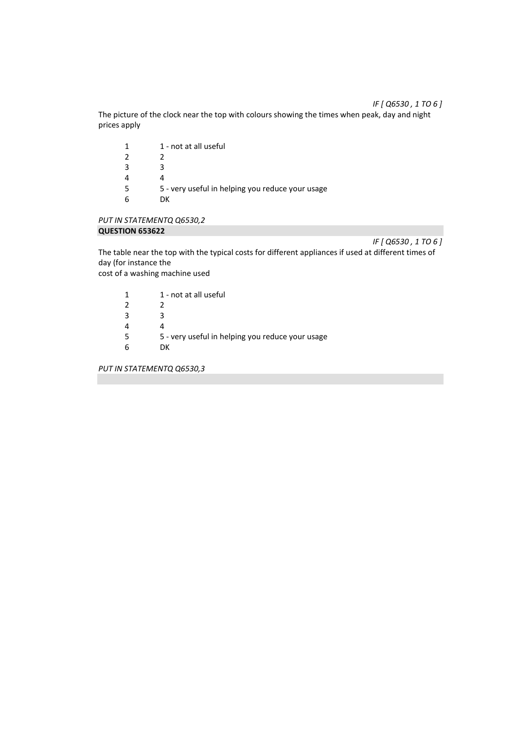*IF [ Q6530 , 1 TO 6 ]*

The picture of the clock near the top with colours showing the times when peak, day and night prices apply

| | |
|---|---|
| 1 | 1 - not at all useful |
| 2 | 2 |
| 3 | 3 |
| 4 | 4 |
| 5 | 5 - very useful in helping you reduce your usage |
| 6 | DK |

*PUT IN STATEMENTQ Q6530,2*

**QUESTION 653622**

*IF [ Q6530 , 1 TO 6 ]*

The table near the top with the typical costs for different appliances if used at different times of day (for instance the
cost of a washing machine used

| | |
|---|---|
| 1 | 1 - not at all useful |
| 2 | 2 |
| 3 | 3 |
| 4 | 4 |
| 5 | 5 - very useful in helping you reduce your usage |
| 6 | DK |

*PUT IN STATEMENTQ Q6530,3*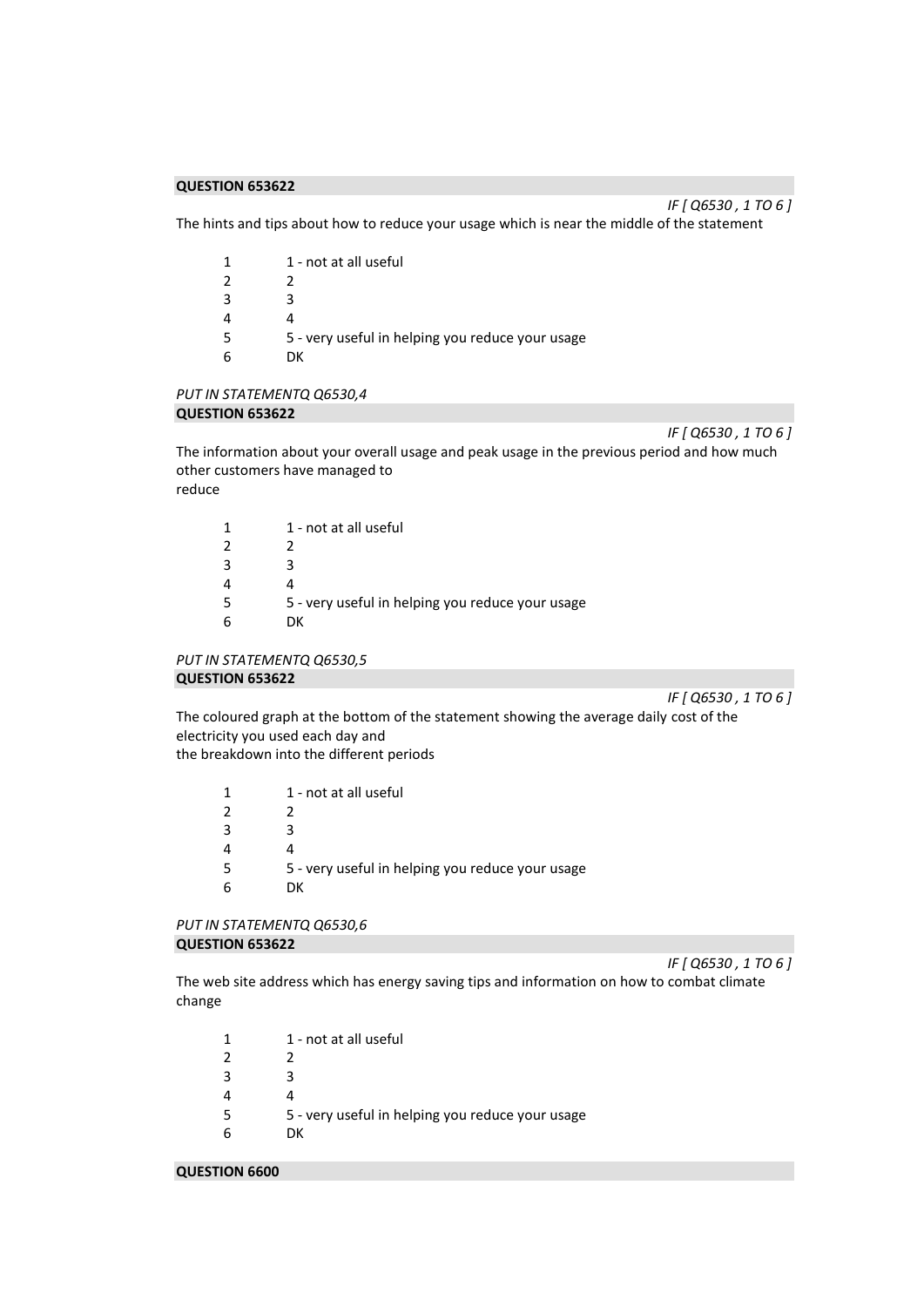**QUESTION 653622**

*IF [ Q6530 , 1 TO 6 ]*

The hints and tips about how to reduce your usage which is near the middle of the statement

| | |
|---|---|
| 1 | 1 - not at all useful |
| 2 | 2 |
| 3 | 3 |
| 4 | 4 |
| 5 | 5 - very useful in helping you reduce your usage |
| 6 | DK |

*PUT IN STATEMENTQ Q6530,4*

**QUESTION 653622**

*IF [ Q6530 , 1 TO 6 ]*

The information about your overall usage and peak usage in the previous period and how much other customers have managed to
reduce

| | |
|---|---|
| 1 | 1 - not at all useful |
| 2 | 2 |
| 3 | 3 |
| 4 | 4 |
| 5 | 5 - very useful in helping you reduce your usage |
| 6 | DK |

*PUT IN STATEMENTQ Q6530,5*

**QUESTION 653622**

*IF [ Q6530 , 1 TO 6 ]*

The coloured graph at the bottom of the statement showing the average daily cost of the electricity you used each day and
the breakdown into the different periods

| | |
|---|---|
| 1 | 1 - not at all useful |
| 2 | 2 |
| 3 | 3 |
| 4 | 4 |
| 5 | 5 - very useful in helping you reduce your usage |
| 6 | DK |

*PUT IN STATEMENTQ Q6530,6*

**QUESTION 653622**

*IF [ Q6530 , 1 TO 6 ]*

The web site address which has energy saving tips and information on how to combat climate change

| | |
|---|---|
| 1 | 1 - not at all useful |
| 2 | 2 |
| 3 | 3 |
| 4 | 4 |
| 5 | 5 - very useful in helping you reduce your usage |
| 6 | DK |

**QUESTION 6600**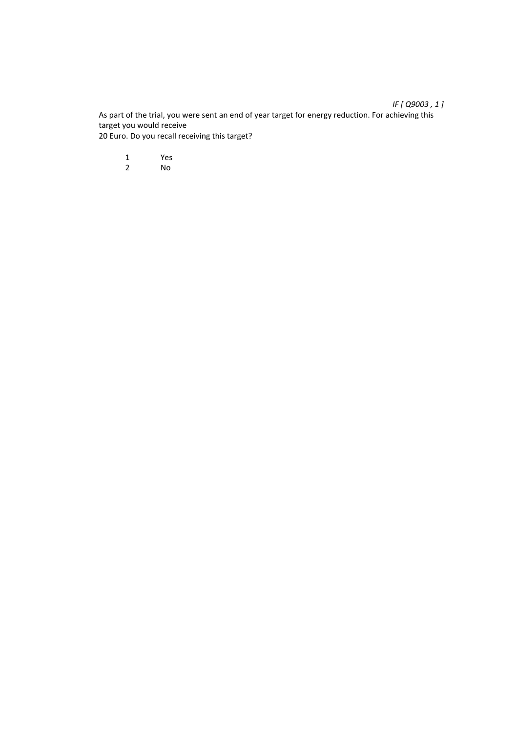*IF [ Q9003 , 1 ]*

As part of the trial, you were sent an end of year target for energy reduction. For achieving this target you would receive
20 Euro. Do you recall receiving this target?

1 Yes
2 No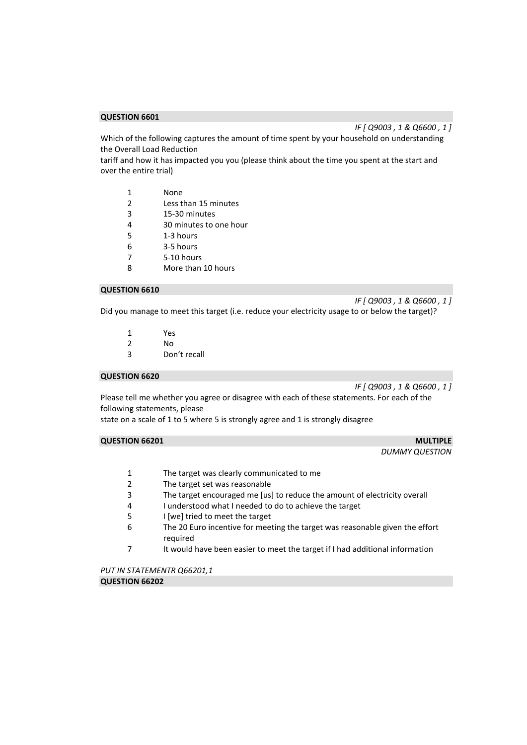**QUESTION 6601**

*IF [ Q9003 , 1 & Q6600 , 1 ]*

Which of the following captures the amount of time spent by your household on understanding the Overall Load Reduction
tariff and how it has impacted you you (please think about the time you spent at the start and over the entire trial)

1 None
2 Less than 15 minutes
3 15-30 minutes
4 30 minutes to one hour
5 1-3 hours
6 3-5 hours
7 5-10 hours
8 More than 10 hours

**QUESTION 6610**

*IF [ Q9003 , 1 & Q6600 , 1 ]*

Did you manage to meet this target (i.e. reduce your electricity usage to or below the target)?

1 Yes
2 No
3 Don't recall

**QUESTION 6620**

*IF [ Q9003 , 1 & Q6600 , 1 ]*

Please tell me whether you agree or disagree with each of these statements. For each of the following statements, please
state on a scale of 1 to 5 where 5 is strongly agree and 1 is strongly disagree

**QUESTION 66201** **MULTIPLE**

*DUMMY QUESTION*

1 The target was clearly communicated to me
2 The target set was reasonable
3 The target encouraged me [us] to reduce the amount of electricity overall
4 I understood what I needed to do to achieve the target
5 I [we] tried to meet the target
6 The 20 Euro incentive for meeting the target was reasonable given the effort required
7 It would have been easier to meet the target if I had additional information

*PUT IN STATEMENTR Q66201,1*

**QUESTION 66202**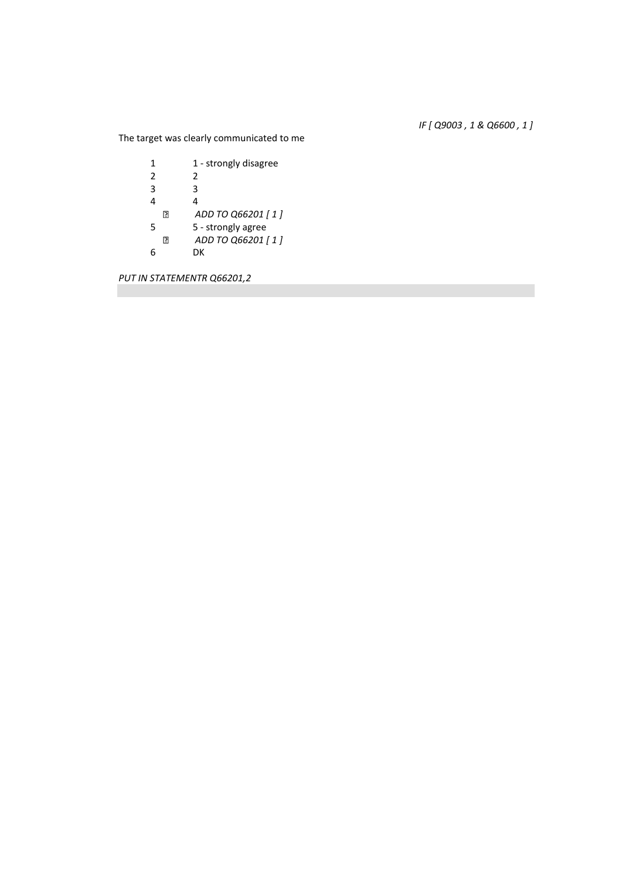*IF [ Q9003 , 1 & Q6600 , 1 ]*

The target was clearly communicated to me

| | |
|---|---|
| 1 | 1 - strongly disagree |
| 2 | 2 |
| 3 | 3 |
| 4 | 4 |
| | *ADD TO Q66201 [ 1 ]* |
| 5 | 5 - strongly agree |
| | *ADD TO Q66201 [ 1 ]* |
| 6 | DK |

*PUT IN STATEMENTR Q66201,2*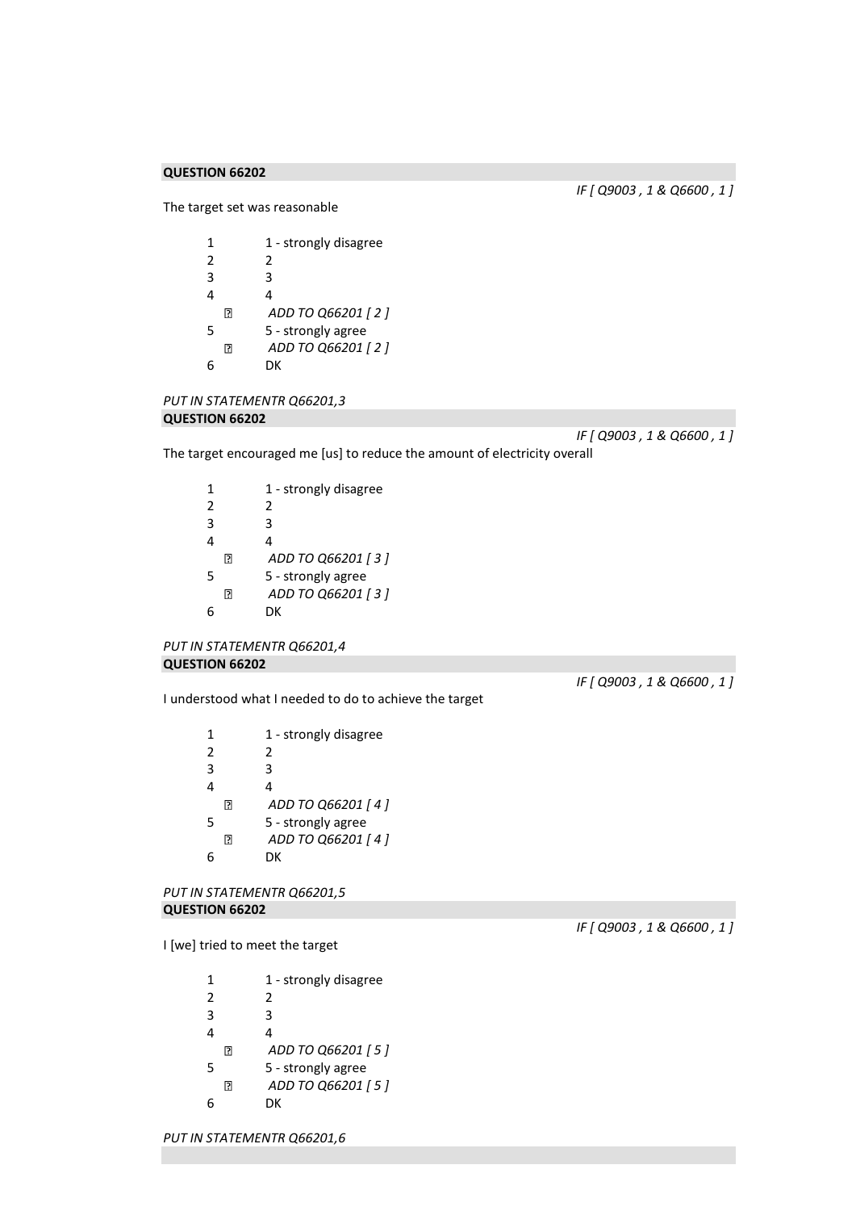**QUESTION 66202**

*IF [ Q9003 , 1 & Q6600 , 1 ]*

The target set was reasonable

1 1 - strongly disagree
2 2
3 3
4 4
 *ADD TO Q66201 [ 2 ]*
5 5 - strongly agree
 *ADD TO Q66201 [ 2 ]*
6 DK

*PUT IN STATEMENTR Q66201,3*

**QUESTION 66202**

*IF [ Q9003 , 1 & Q6600 , 1 ]*

The target encouraged me [us] to reduce the amount of electricity overall

1 1 - strongly disagree
2 2
3 3
4 4
 *ADD TO Q66201 [ 3 ]*
5 5 - strongly agree
 *ADD TO Q66201 [ 3 ]*
6 DK

*PUT IN STATEMENTR Q66201,4*

**QUESTION 66202**

*IF [ Q9003 , 1 & Q6600 , 1 ]*

I understood what I needed to do to achieve the target

1 1 - strongly disagree
2 2
3 3
4 4
 *ADD TO Q66201 [ 4 ]*
5 5 - strongly agree
 *ADD TO Q66201 [ 4 ]*
6 DK

*PUT IN STATEMENTR Q66201,5*

**QUESTION 66202**

*IF [ Q9003 , 1 & Q6600 , 1 ]*

I [we] tried to meet the target

1 1 - strongly disagree
2 2
3 3
4 4
 *ADD TO Q66201 [ 5 ]*
5 5 - strongly agree
 *ADD TO Q66201 [ 5 ]*
6 DK

*PUT IN STATEMENTR Q66201,6*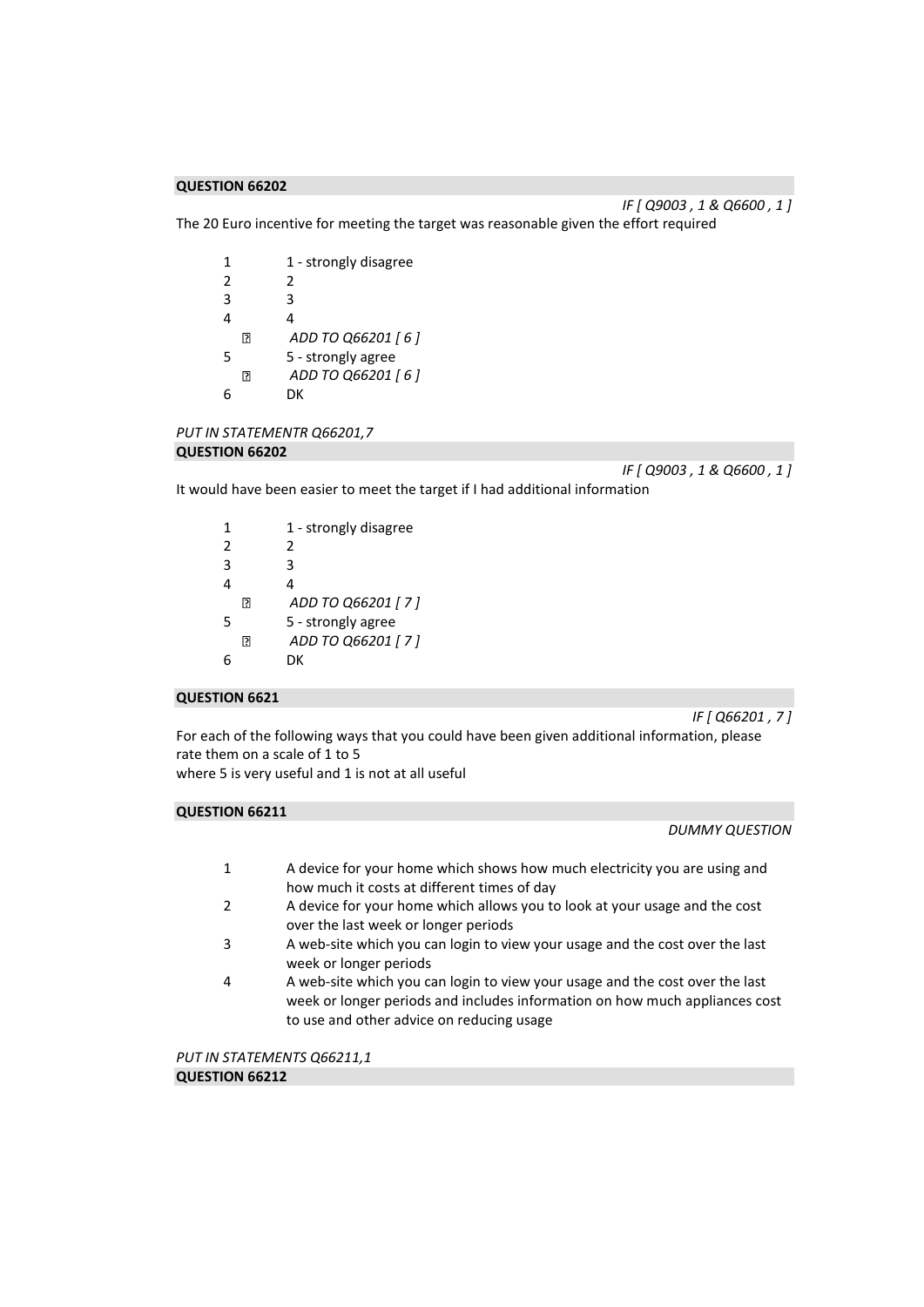**QUESTION 66202**

*IF [ Q9003 , 1 & Q6600 , 1 ]*

The 20 Euro incentive for meeting the target was reasonable given the effort required

1 1 - strongly disagree
2 2
3 3
4 4
 *ADD TO Q66201 [ 6 ]*
5 5 - strongly agree
 *ADD TO Q66201 [ 6 ]*
6 DK

*PUT IN STATEMENTR Q66201,7*

**QUESTION 66202**

*IF [ Q9003 , 1 & Q6600 , 1 ]*

It would have been easier to meet the target if I had additional information

1 1 - strongly disagree
2 2
3 3
4 4
 *ADD TO Q66201 [ 7 ]*
5 5 - strongly agree
 *ADD TO Q66201 [ 7 ]*
6 DK

**QUESTION 6621**

*IF [ Q66201 , 7 ]*

For each of the following ways that you could have been given additional information, please rate them on a scale of 1 to 5
where 5 is very useful and 1 is not at all useful

**QUESTION 66211**

*DUMMY QUESTION*

1 A device for your home which shows how much electricity you are using and how much it costs at different times of day
2 A device for your home which allows you to look at your usage and the cost over the last week or longer periods
3 A web-site which you can login to view your usage and the cost over the last week or longer periods
4 A web-site which you can login to view your usage and the cost over the last week or longer periods and includes information on how much appliances cost to use and other advice on reducing usage

*PUT IN STATEMENTS Q66211,1*

**QUESTION 66212**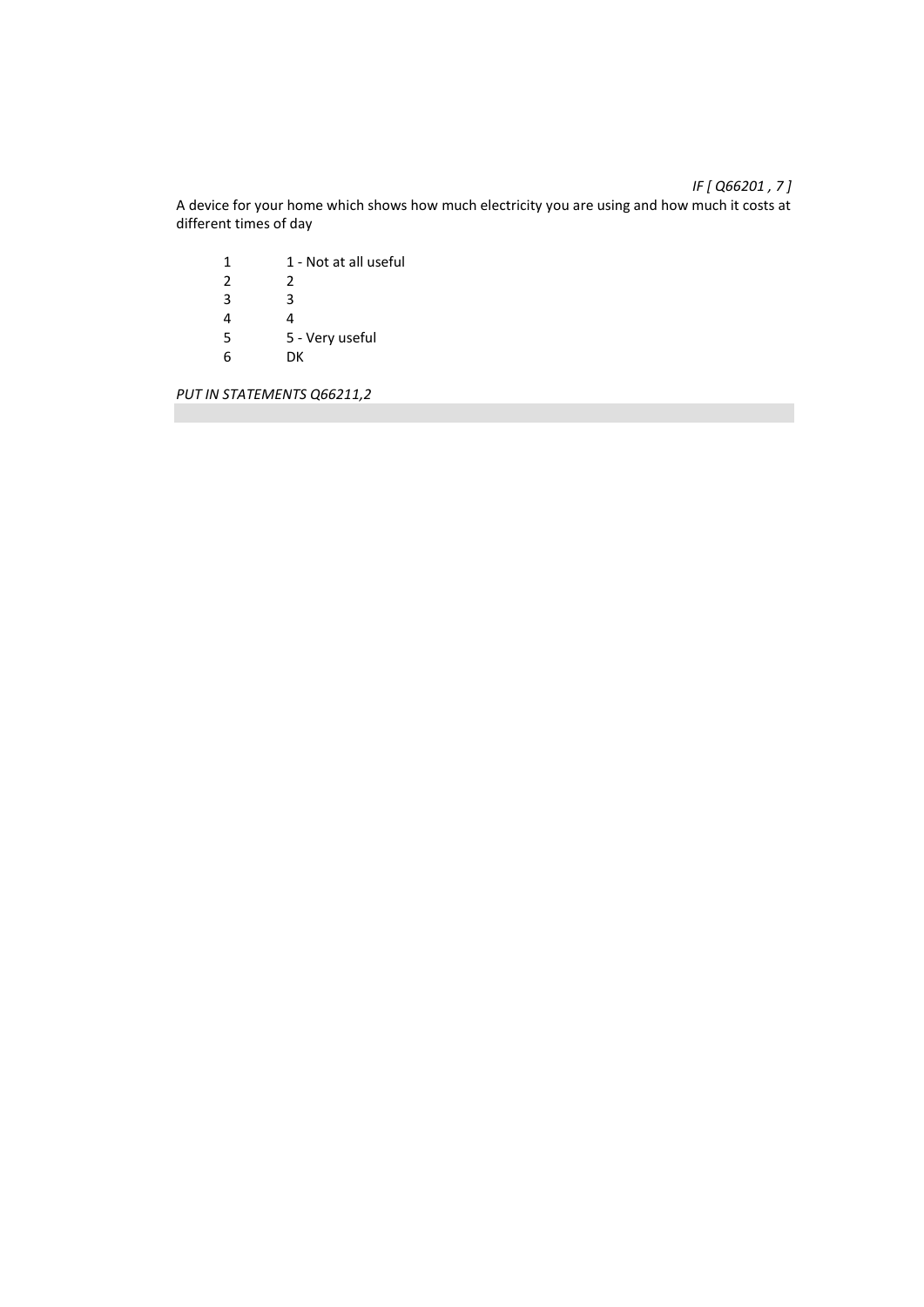*IF [ Q66201 , 7 ]*

A device for your home which shows how much electricity you are using and how much it costs at different times of day

| | |
|---|---|
| 1 | 1 - Not at all useful |
| 2 | 2 |
| 3 | 3 |
| 4 | 4 |
| 5 | 5 - Very useful |
| 6 | DK |

*PUT IN STATEMENTS Q66211,2*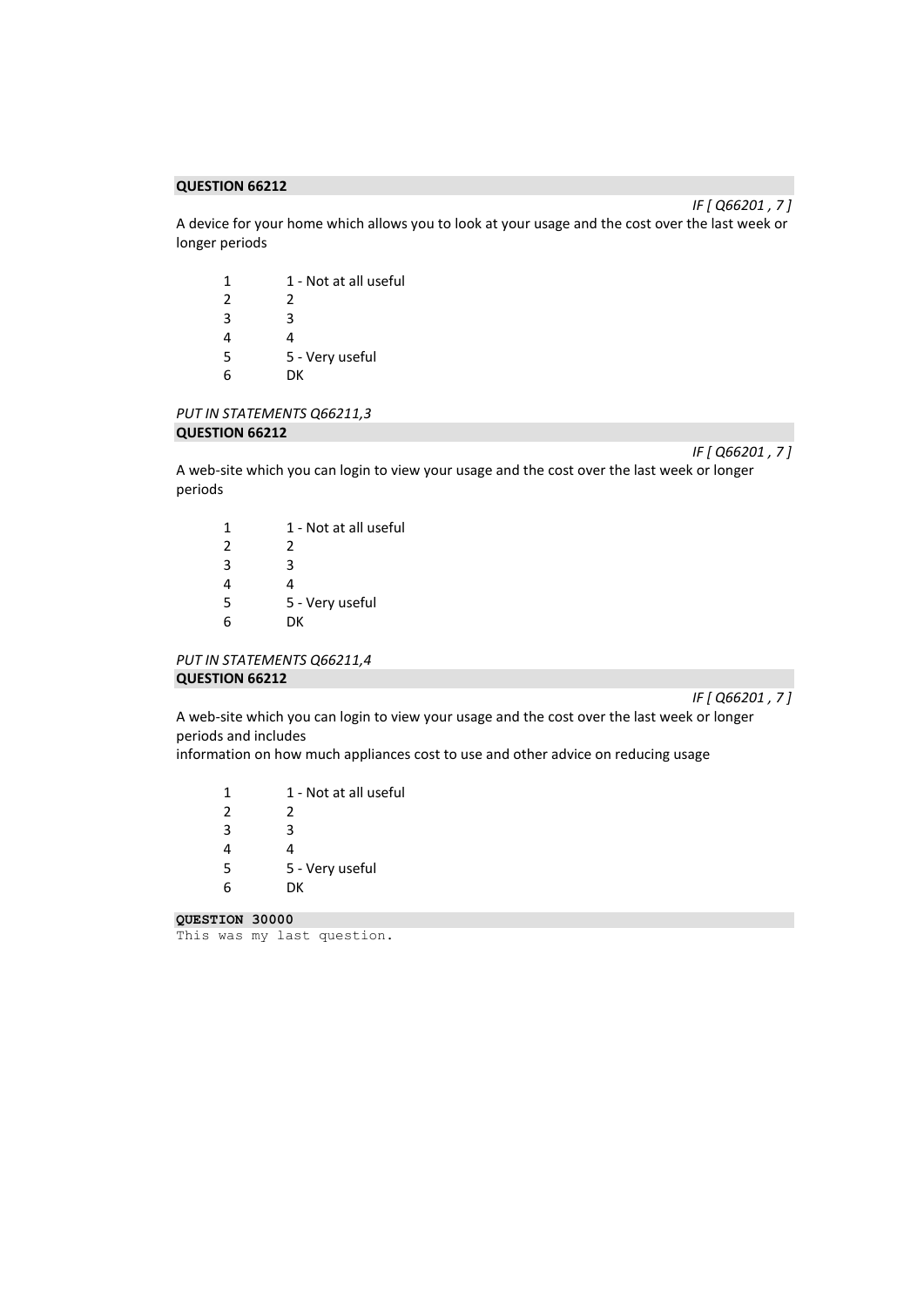**QUESTION 66212**

*IF [ Q66201 , 7 ]*

A device for your home which allows you to look at your usage and the cost over the last week or longer periods

| | |
|---|---|
| 1 | 1 - Not at all useful |
| 2 | 2 |
| 3 | 3 |
| 4 | 4 |
| 5 | 5 - Very useful |
| 6 | DK |

*PUT IN STATEMENTS Q66211,3*

**QUESTION 66212**

*IF [ Q66201 , 7 ]*

A web-site which you can login to view your usage and the cost over the last week or longer periods

| | |
|---|---|
| 1 | 1 - Not at all useful |
| 2 | 2 |
| 3 | 3 |
| 4 | 4 |
| 5 | 5 - Very useful |
| 6 | DK |

*PUT IN STATEMENTS Q66211,4*

**QUESTION 66212**

*IF [ Q66201 , 7 ]*

A web-site which you can login to view your usage and the cost over the last week or longer periods and includes
information on how much appliances cost to use and other advice on reducing usage

| | |
|---|---|
| 1 | 1 - Not at all useful |
| 2 | 2 |
| 3 | 3 |
| 4 | 4 |
| 5 | 5 - Very useful |
| 6 | DK |

**QUESTION 30000**

This was my last question.